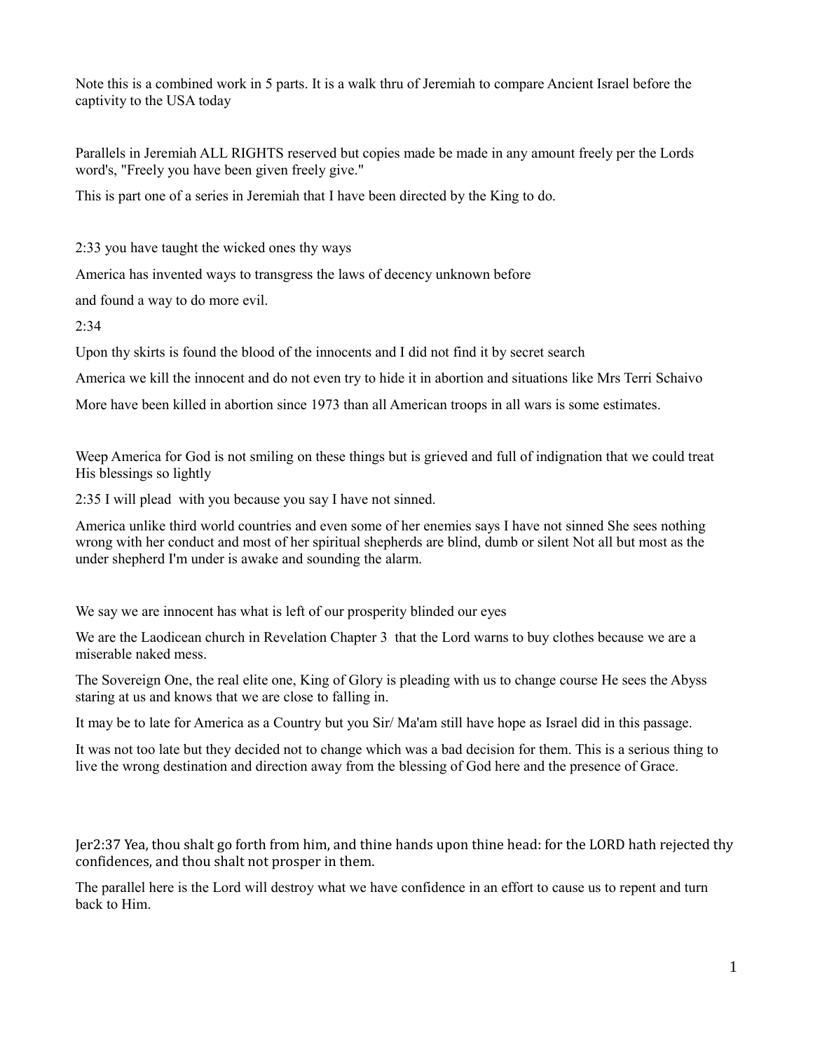Note this is a combined work in 5 parts. It is a walk thru of Jeremiah to compare Ancient Israel before the captivity to the USA today

Parallels in Jeremiah ALL RIGHTS reserved but copies made be made in any amount freely per the Lords word's, "Freely you have been given freely give."

This is part one of a series in Jeremiah that I have been directed by the King to do.

2:33 you have taught the wicked ones thy ways

America has invented ways to transgress the laws of decency unknown before

and found a way to do more evil.

2:34

Upon thy skirts is found the blood of the innocents and I did not find it by secret search

America we kill the innocent and do not even try to hide it in abortion and situations like Mrs Terri Schaivo

More have been killed in abortion since 1973 than all American troops in all wars is some estimates.

Weep America for God is not smiling on these things but is grieved and full of indignation that we could treat His blessings so lightly

2:35 I will plead with you because you say I have not sinned.

America unlike third world countries and even some of her enemies says I have not sinned She sees nothing wrong with her conduct and most of her spiritual shepherds are blind, dumb or silent Not all but most as the under shepherd I'm under is awake and sounding the alarm.

We say we are innocent has what is left of our prosperity blinded our eyes

We are the Laodicean church in Revelation Chapter 3 that the Lord warns to buy clothes because we are a miserable naked mess.

The Sovereign One, the real elite one, King of Glory is pleading with us to change course He sees the Abyss staring at us and knows that we are close to falling in.

It may be to late for America as a Country but you Sir/ Ma'am still have hope as Israel did in this passage.

It was not too late but they decided not to change which was a bad decision for them. This is a serious thing to live the wrong destination and direction away from the blessing of God here and the presence of Grace.

Jer2:37 Yea, thou shalt go forth from him, and thine hands upon thine head: for the LORD hath rejected thy confidences, and thou shalt not prosper in them.

The parallel here is the Lord will destroy what we have confidence in an effort to cause us to repent and turn back to Him.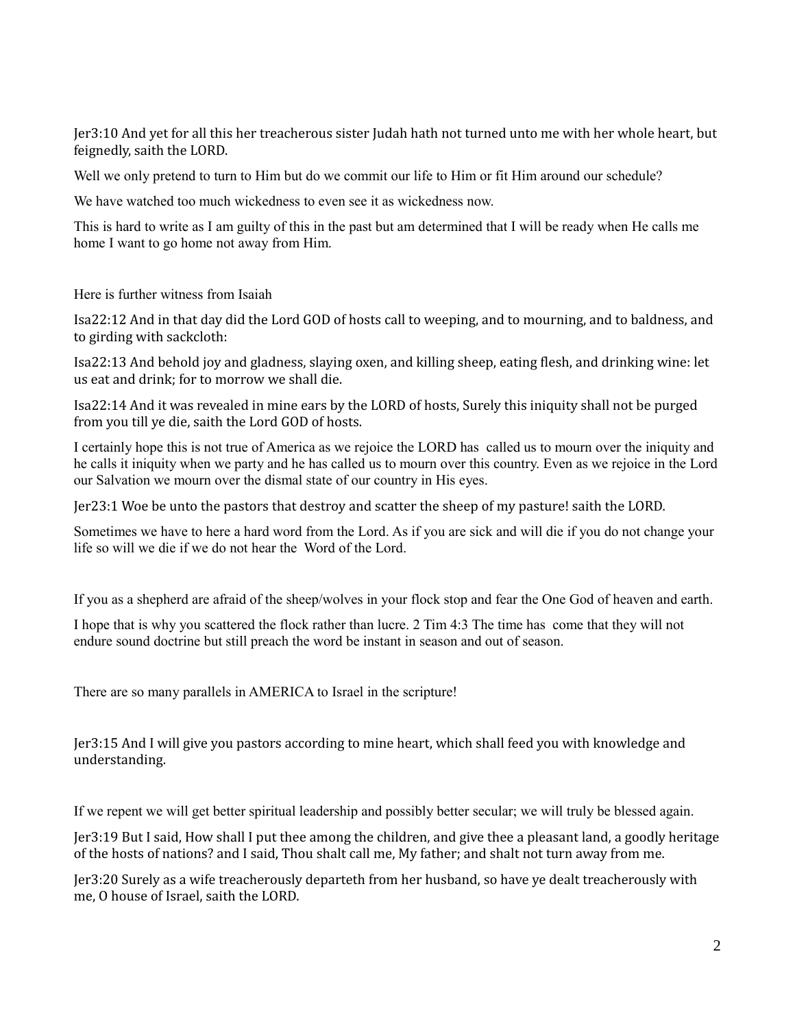Jer3:10 And yet for all this her treacherous sister Judah hath not turned unto me with her whole heart, but feignedly, saith the LORD.

Well we only pretend to turn to Him but do we commit our life to Him or fit Him around our schedule?

We have watched too much wickedness to even see it as wickedness now.

This is hard to write as I am guilty of this in the past but am determined that I will be ready when He calls me home I want to go home not away from Him.

Here is further witness from Isaiah

Isa22:12 And in that day did the Lord GOD of hosts call to weeping, and to mourning, and to baldness, and to girding with sackcloth:

Isa22:13 And behold joy and gladness, slaying oxen, and killing sheep, eating flesh, and drinking wine: let us eat and drink; for to morrow we shall die.

Isa22:14 And it was revealed in mine ears by the LORD of hosts, Surely this iniquity shall not be purged from you till ye die, saith the Lord GOD of hosts.

I certainly hope this is not true of America as we rejoice the LORD has called us to mourn over the iniquity and he calls it iniquity when we party and he has called us to mourn over this country. Even as we rejoice in the Lord our Salvation we mourn over the dismal state of our country in His eyes.

Jer23:1 Woe be unto the pastors that destroy and scatter the sheep of my pasture! saith the LORD.

Sometimes we have to here a hard word from the Lord. As if you are sick and will die if you do not change your life so will we die if we do not hear the Word of the Lord.

If you as a shepherd are afraid of the sheep/wolves in your flock stop and fear the One God of heaven and earth.

I hope that is why you scattered the flock rather than lucre. 2 Tim 4:3 The time has come that they will not endure sound doctrine but still preach the word be instant in season and out of season.

There are so many parallels in AMERICA to Israel in the scripture!

Jer3:15 And I will give you pastors according to mine heart, which shall feed you with knowledge and understanding.

If we repent we will get better spiritual leadership and possibly better secular; we will truly be blessed again.

Jer3:19 But I said, How shall I put thee among the children, and give thee a pleasant land, a goodly heritage of the hosts of nations? and I said, Thou shalt call me, My father; and shalt not turn away from me.

Jer3:20 Surely as a wife treacherously departeth from her husband, so have ye dealt treacherously with me, O house of Israel, saith the LORD.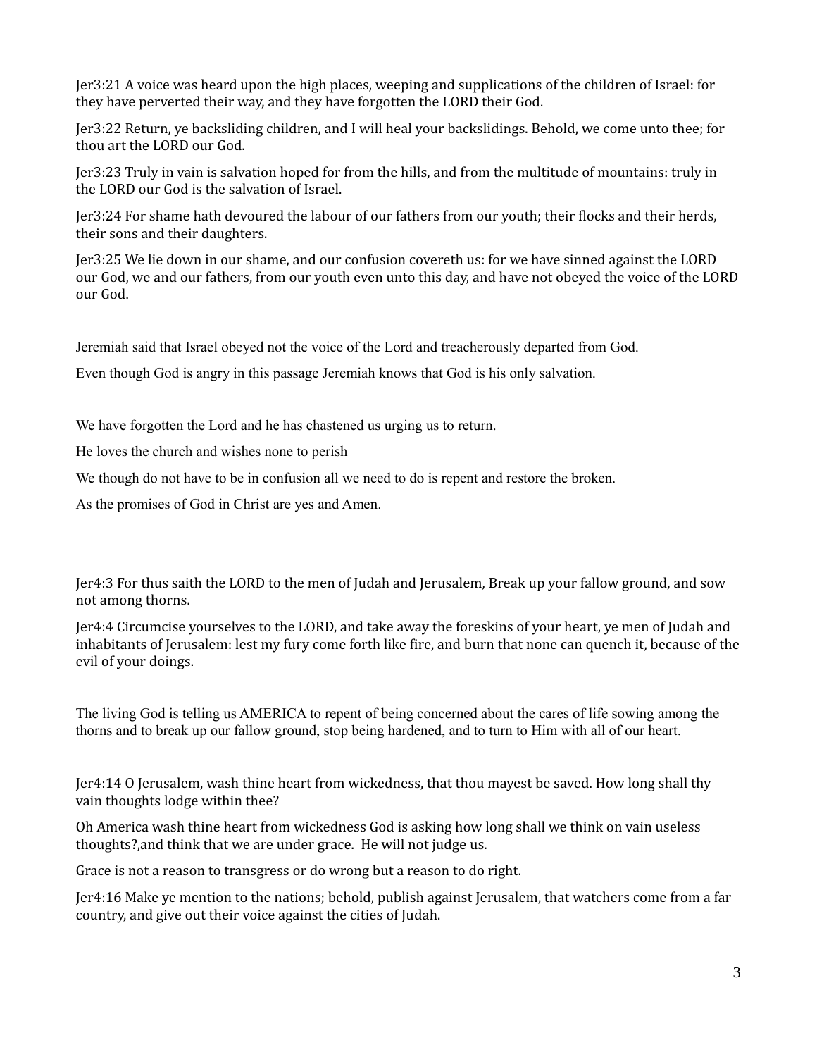Jer3:21 A voice was heard upon the high places, weeping and supplications of the children of Israel: for they have perverted their way, and they have forgotten the LORD their God.

Jer3:22 Return, ye backsliding children, and I will heal your backslidings. Behold, we come unto thee; for thou art the LORD our God.

Jer3:23 Truly in vain is salvation hoped for from the hills, and from the multitude of mountains: truly in the LORD our God is the salvation of Israel.

Jer3:24 For shame hath devoured the labour of our fathers from our youth; their flocks and their herds, their sons and their daughters.

Jer3:25 We lie down in our shame, and our confusion covereth us: for we have sinned against the LORD our God, we and our fathers, from our youth even unto this day, and have not obeyed the voice of the LORD our God.

Jeremiah said that Israel obeyed not the voice of the Lord and treacherously departed from God.

Even though God is angry in this passage Jeremiah knows that God is his only salvation.

We have forgotten the Lord and he has chastened us urging us to return.

He loves the church and wishes none to perish

We though do not have to be in confusion all we need to do is repent and restore the broken.

As the promises of God in Christ are yes and Amen.

Jer4:3 For thus saith the LORD to the men of Judah and Jerusalem, Break up your fallow ground, and sow not among thorns.

Jer4:4 Circumcise yourselves to the LORD, and take away the foreskins of your heart, ye men of Judah and inhabitants of Jerusalem: lest my fury come forth like fire, and burn that none can quench it, because of the evil of your doings.

The living God is telling us AMERICA to repent of being concerned about the cares of life sowing among the thorns and to break up our fallow ground, stop being hardened, and to turn to Him with all of our heart.

Jer4:14 O Jerusalem, wash thine heart from wickedness, that thou mayest be saved. How long shall thy vain thoughts lodge within thee?

Oh America wash thine heart from wickedness God is asking how long shall we think on vain useless thoughts?,and think that we are under grace. He will not judge us.

Grace is not a reason to transgress or do wrong but a reason to do right.

Jer4:16 Make ye mention to the nations; behold, publish against Jerusalem, that watchers come from a far country, and give out their voice against the cities of Judah.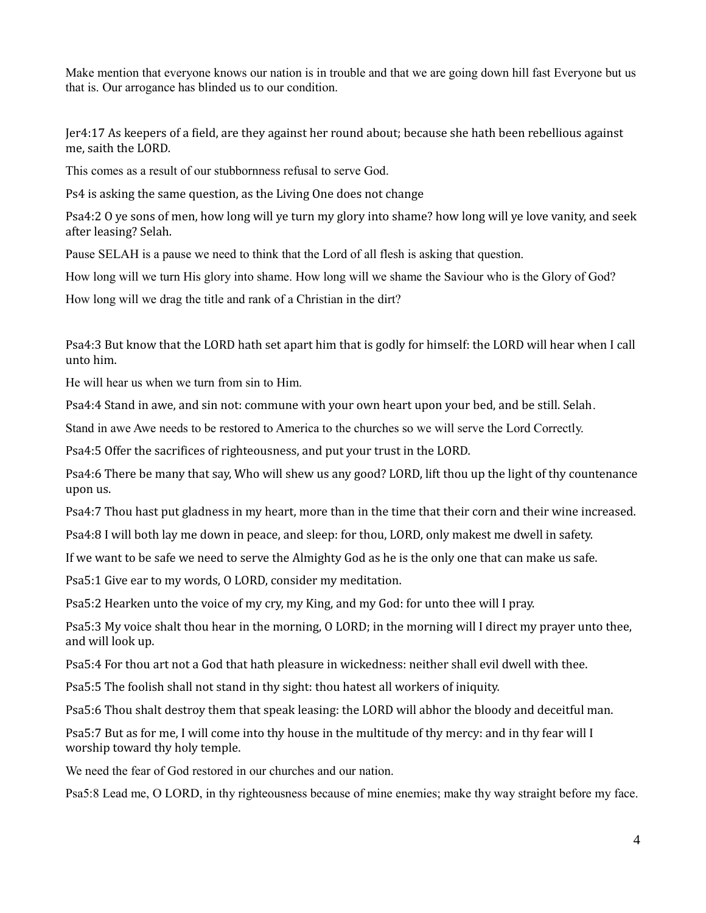Make mention that everyone knows our nation is in trouble and that we are going down hill fast Everyone but us that is. Our arrogance has blinded us to our condition.

Jer4:17 As keepers of a field, are they against her round about; because she hath been rebellious against me, saith the LORD.

This comes as a result of our stubbornness refusal to serve God.

Ps4 is asking the same question, as the Living One does not change

Psa4:2 O ye sons of men, how long will ye turn my glory into shame? how long will ye love vanity, and seek after leasing? Selah.

Pause SELAH is a pause we need to think that the Lord of all flesh is asking that question.

How long will we turn His glory into shame. How long will we shame the Saviour who is the Glory of God?

How long will we drag the title and rank of a Christian in the dirt?

Psa4:3 But know that the LORD hath set apart him that is godly for himself: the LORD will hear when I call unto him.

He will hear us when we turn from sin to Him.

Psa4:4 Stand in awe, and sin not: commune with your own heart upon your bed, and be still. Selah.

Stand in awe Awe needs to be restored to America to the churches so we will serve the Lord Correctly.

Psa4:5 Offer the sacrifices of righteousness, and put your trust in the LORD.

Psa4:6 There be many that say, Who will shew us any good? LORD, lift thou up the light of thy countenance upon us.

Psa4:7 Thou hast put gladness in my heart, more than in the time that their corn and their wine increased.

Psa4:8 I will both lay me down in peace, and sleep: for thou, LORD, only makest me dwell in safety.

If we want to be safe we need to serve the Almighty God as he is the only one that can make us safe.

Psa5:1 Give ear to my words, O LORD, consider my meditation.

Psa5:2 Hearken unto the voice of my cry, my King, and my God: for unto thee will I pray.

Psa5:3 My voice shalt thou hear in the morning, O LORD; in the morning will I direct my prayer unto thee, and will look up.

Psa5:4 For thou art not a God that hath pleasure in wickedness: neither shall evil dwell with thee.

Psa5:5 The foolish shall not stand in thy sight: thou hatest all workers of iniquity.

Psa5:6 Thou shalt destroy them that speak leasing: the LORD will abhor the bloody and deceitful man.

Psa5:7 But as for me, I will come into thy house in the multitude of thy mercy: and in thy fear will I worship toward thy holy temple.

We need the fear of God restored in our churches and our nation.

Psa5:8 Lead me, O LORD, in thy righteousness because of mine enemies; make thy way straight before my face.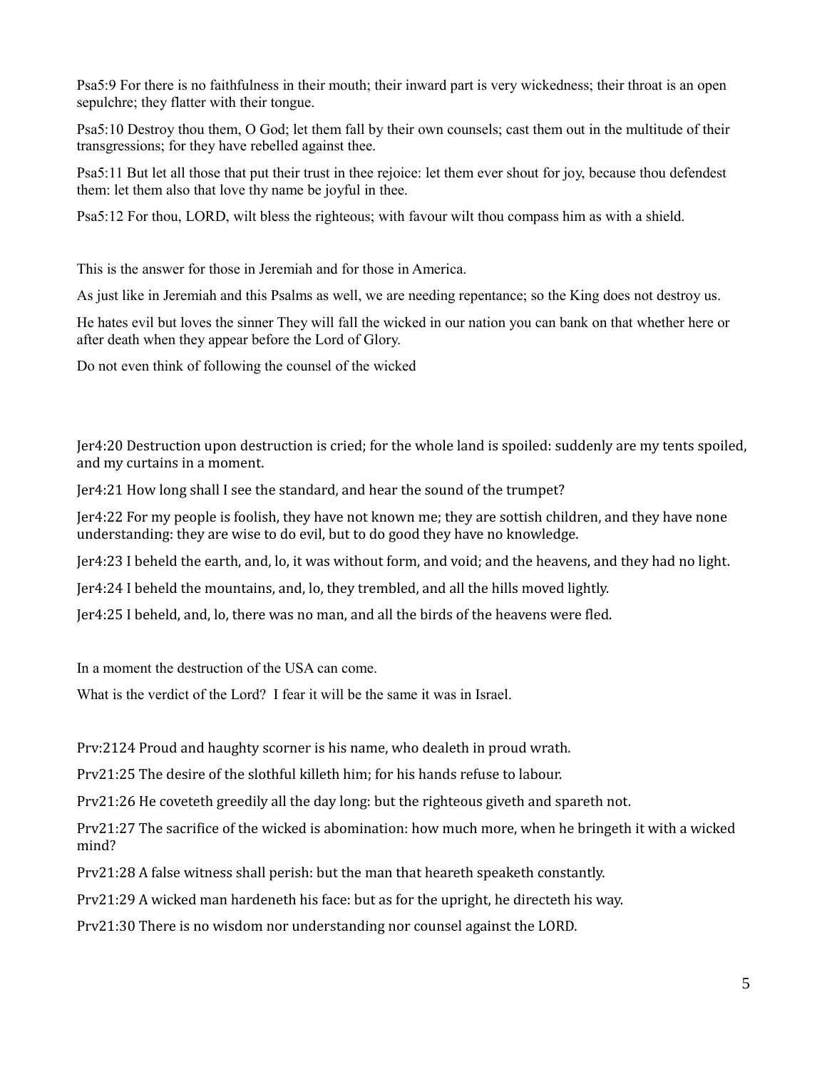Psa5:9 For there is no faithfulness in their mouth; their inward part is very wickedness; their throat is an open sepulchre; they flatter with their tongue.

Psa5:10 Destroy thou them, O God; let them fall by their own counsels; cast them out in the multitude of their transgressions; for they have rebelled against thee.

Psa5:11 But let all those that put their trust in thee rejoice: let them ever shout for joy, because thou defendest them: let them also that love thy name be joyful in thee.

Psa5:12 For thou, LORD, wilt bless the righteous; with favour wilt thou compass him as with a shield.

This is the answer for those in Jeremiah and for those in America.

As just like in Jeremiah and this Psalms as well, we are needing repentance; so the King does not destroy us.

He hates evil but loves the sinner They will fall the wicked in our nation you can bank on that whether here or after death when they appear before the Lord of Glory.

Do not even think of following the counsel of the wicked

Jer4:20 Destruction upon destruction is cried; for the whole land is spoiled: suddenly are my tents spoiled, and my curtains in a moment.

Jer4:21 How long shall I see the standard, and hear the sound of the trumpet?

Jer4:22 For my people is foolish, they have not known me; they are sottish children, and they have none understanding: they are wise to do evil, but to do good they have no knowledge.

Jer4:23 I beheld the earth, and, lo, it was without form, and void; and the heavens, and they had no light.

Jer4:24 I beheld the mountains, and, lo, they trembled, and all the hills moved lightly.

Jer4:25 I beheld, and, lo, there was no man, and all the birds of the heavens were fled.

In a moment the destruction of the USA can come.

What is the verdict of the Lord? I fear it will be the same it was in Israel.

Prv:2124 Proud and haughty scorner is his name, who dealeth in proud wrath.

Prv21:25 The desire of the slothful killeth him; for his hands refuse to labour.

Prv21:26 He coveteth greedily all the day long: but the righteous giveth and spareth not.

Prv21:27 The sacrifice of the wicked is abomination: how much more, when he bringeth it with a wicked mind?

Prv21:28 A false witness shall perish: but the man that heareth speaketh constantly.

Prv21:29 A wicked man hardeneth his face: but as for the upright, he directeth his way.

Prv21:30 There is no wisdom nor understanding nor counsel against the LORD.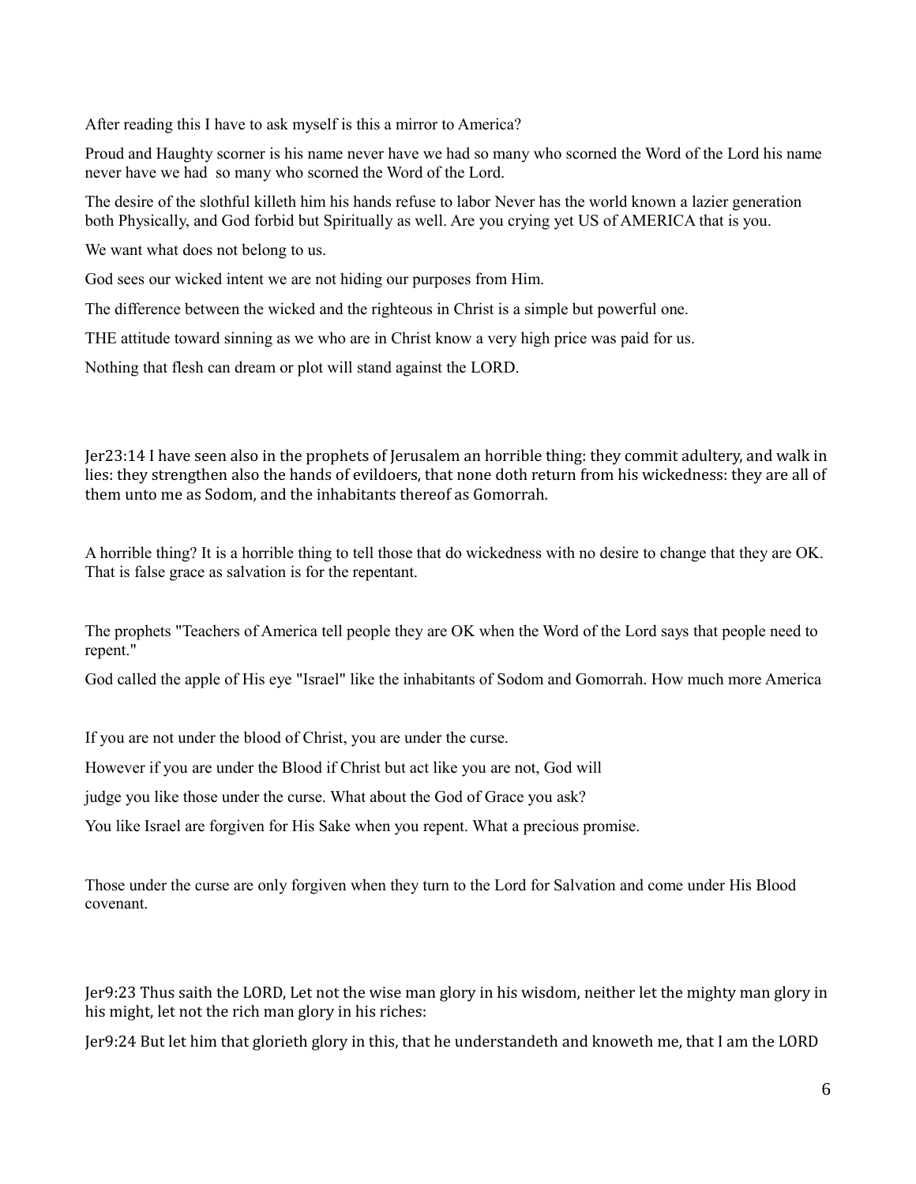After reading this I have to ask myself is this a mirror to America?

Proud and Haughty scorner is his name never have we had so many who scorned the Word of the Lord his name never have we had so many who scorned the Word of the Lord.

The desire of the slothful killeth him his hands refuse to labor Never has the world known a lazier generation both Physically, and God forbid but Spiritually as well. Are you crying yet US of AMERICA that is you.

We want what does not belong to us.

God sees our wicked intent we are not hiding our purposes from Him.

The difference between the wicked and the righteous in Christ is a simple but powerful one.

THE attitude toward sinning as we who are in Christ know a very high price was paid for us.

Nothing that flesh can dream or plot will stand against the LORD.

Jer23:14 I have seen also in the prophets of Jerusalem an horrible thing: they commit adultery, and walk in lies: they strengthen also the hands of evildoers, that none doth return from his wickedness: they are all of them unto me as Sodom, and the inhabitants thereof as Gomorrah.

A horrible thing? It is a horrible thing to tell those that do wickedness with no desire to change that they are OK. That is false grace as salvation is for the repentant.

The prophets "Teachers of America tell people they are OK when the Word of the Lord says that people need to repent."

God called the apple of His eye "Israel" like the inhabitants of Sodom and Gomorrah. How much more America

If you are not under the blood of Christ, you are under the curse.

However if you are under the Blood if Christ but act like you are not, God will

judge you like those under the curse. What about the God of Grace you ask?

You like Israel are forgiven for His Sake when you repent. What a precious promise.

Those under the curse are only forgiven when they turn to the Lord for Salvation and come under His Blood covenant.

Jer9:23 Thus saith the LORD, Let not the wise man glory in his wisdom, neither let the mighty man glory in his might, let not the rich man glory in his riches:

Jer9:24 But let him that glorieth glory in this, that he understandeth and knoweth me, that I am the LORD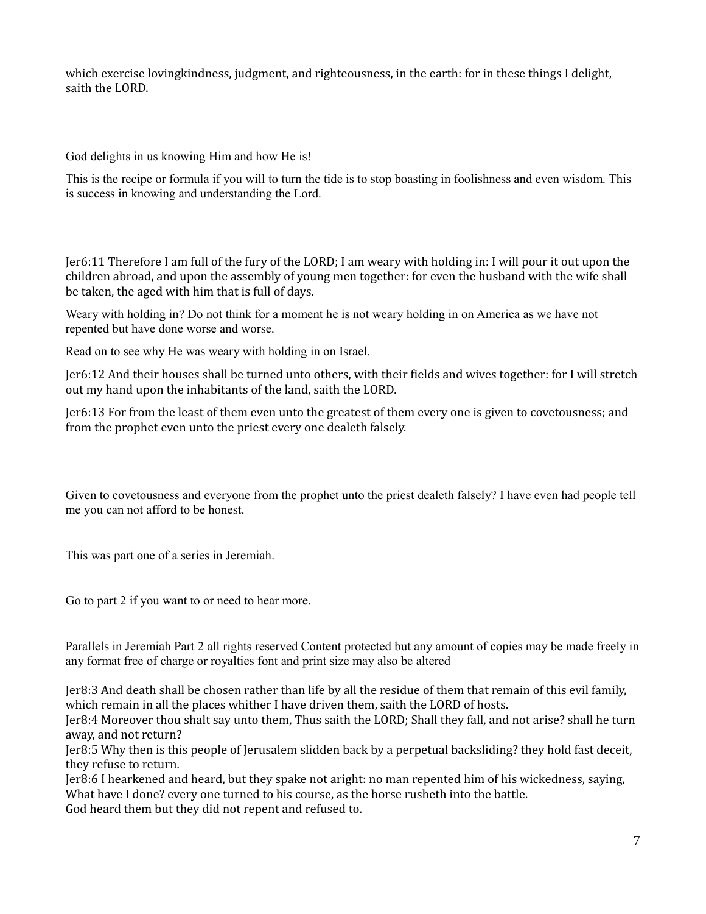which exercise lovingkindness, judgment, and righteousness, in the earth: for in these things I delight, saith the LORD.

God delights in us knowing Him and how He is!

This is the recipe or formula if you will to turn the tide is to stop boasting in foolishness and even wisdom. This is success in knowing and understanding the Lord.

Jer6:11 Therefore I am full of the fury of the LORD; I am weary with holding in: I will pour it out upon the children abroad, and upon the assembly of young men together: for even the husband with the wife shall be taken, the aged with him that is full of days.

Weary with holding in? Do not think for a moment he is not weary holding in on America as we have not repented but have done worse and worse.

Read on to see why He was weary with holding in on Israel.

Jer6:12 And their houses shall be turned unto others, with their fields and wives together: for I will stretch out my hand upon the inhabitants of the land, saith the LORD.

Jer6:13 For from the least of them even unto the greatest of them every one is given to covetousness; and from the prophet even unto the priest every one dealeth falsely.

Given to covetousness and everyone from the prophet unto the priest dealeth falsely? I have even had people tell me you can not afford to be honest.

This was part one of a series in Jeremiah.

Go to part 2 if you want to or need to hear more.

Parallels in Jeremiah Part 2 all rights reserved Content protected but any amount of copies may be made freely in any format free of charge or royalties font and print size may also be altered

Jer8:3 And death shall be chosen rather than life by all the residue of them that remain of this evil family, which remain in all the places whither I have driven them, saith the LORD of hosts.
Jer8:4 Moreover thou shalt say unto them, Thus saith the LORD; Shall they fall, and not arise? shall he turn away, and not return?
Jer8:5 Why then is this people of Jerusalem slidden back by a perpetual backsliding? they hold fast deceit, they refuse to return.
Jer8:6 I hearkened and heard, but they spake not aright: no man repented him of his wickedness, saying, What have I done? every one turned to his course, as the horse rusheth into the battle.
God heard them but they did not repent and refused to.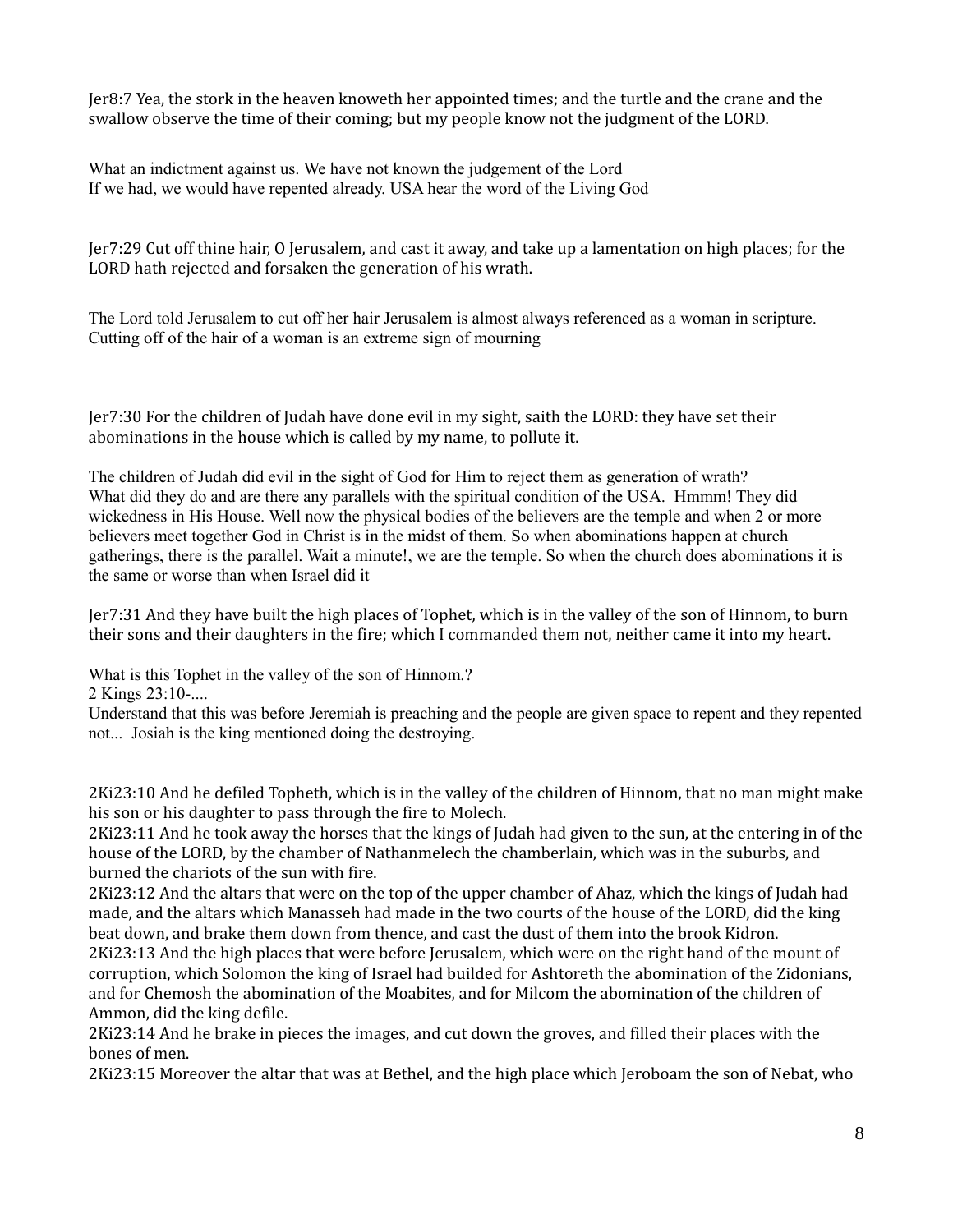Jer8:7 Yea, the stork in the heaven knoweth her appointed times; and the turtle and the crane and the swallow observe the time of their coming; but my people know not the judgment of the LORD.

What an indictment against us. We have not known the judgement of the Lord
If we had, we would have repented already. USA hear the word of the Living God

Jer7:29 Cut off thine hair, O Jerusalem, and cast it away, and take up a lamentation on high places; for the LORD hath rejected and forsaken the generation of his wrath.

The Lord told Jerusalem to cut off her hair Jerusalem is almost always referenced as a woman in scripture. Cutting off of the hair of a woman is an extreme sign of mourning

Jer7:30 For the children of Judah have done evil in my sight, saith the LORD: they have set their abominations in the house which is called by my name, to pollute it.

The children of Judah did evil in the sight of God for Him to reject them as generation of wrath? What did they do and are there any parallels with the spiritual condition of the USA. Hmmm! They did wickedness in His House. Well now the physical bodies of the believers are the temple and when 2 or more believers meet together God in Christ is in the midst of them. So when abominations happen at church gatherings, there is the parallel. Wait a minute!, we are the temple. So when the church does abominations it is the same or worse than when Israel did it

Jer7:31 And they have built the high places of Tophet, which is in the valley of the son of Hinnom, to burn their sons and their daughters in the fire; which I commanded them not, neither came it into my heart.

What is this Tophet in the valley of the son of Hinnom.?
2 Kings 23:10-....
Understand that this was before Jeremiah is preaching and the people are given space to repent and they repented not... Josiah is the king mentioned doing the destroying.

2Ki23:10 And he defiled Topheth, which is in the valley of the children of Hinnom, that no man might make his son or his daughter to pass through the fire to Molech.
2Ki23:11 And he took away the horses that the kings of Judah had given to the sun, at the entering in of the house of the LORD, by the chamber of Nathanmelech the chamberlain, which was in the suburbs, and burned the chariots of the sun with fire.
2Ki23:12 And the altars that were on the top of the upper chamber of Ahaz, which the kings of Judah had made, and the altars which Manasseh had made in the two courts of the house of the LORD, did the king beat down, and brake them down from thence, and cast the dust of them into the brook Kidron.
2Ki23:13 And the high places that were before Jerusalem, which were on the right hand of the mount of corruption, which Solomon the king of Israel had builded for Ashtoreth the abomination of the Zidonians, and for Chemosh the abomination of the Moabites, and for Milcom the abomination of the children of Ammon, did the king defile.
2Ki23:14 And he brake in pieces the images, and cut down the groves, and filled their places with the bones of men.
2Ki23:15 Moreover the altar that was at Bethel, and the high place which Jeroboam the son of Nebat, who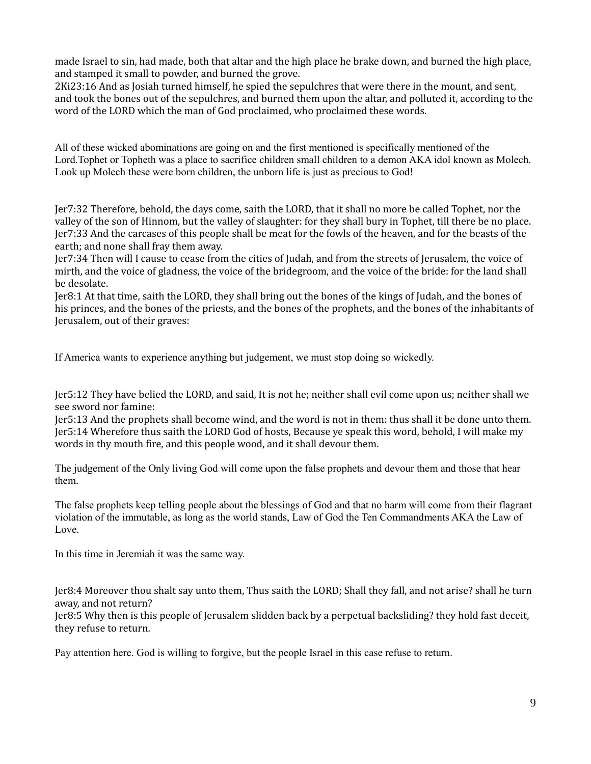made Israel to sin, had made, both that altar and the high place he brake down, and burned the high place, and stamped it small to powder, and burned the grove.
2Ki23:16 And as Josiah turned himself, he spied the sepulchres that were there in the mount, and sent, and took the bones out of the sepulchres, and burned them upon the altar, and polluted it, according to the word of the LORD which the man of God proclaimed, who proclaimed these words.

All of these wicked abominations are going on and the first mentioned is specifically mentioned of the Lord.Tophet or Topheth was a place to sacrifice children small children to a demon AKA idol known as Molech. Look up Molech these were born children, the unborn life is just as precious to God!

Jer7:32 Therefore, behold, the days come, saith the LORD, that it shall no more be called Tophet, nor the valley of the son of Hinnom, but the valley of slaughter: for they shall bury in Tophet, till there be no place.
Jer7:33 And the carcases of this people shall be meat for the fowls of the heaven, and for the beasts of the earth; and none shall fray them away.
Jer7:34 Then will I cause to cease from the cities of Judah, and from the streets of Jerusalem, the voice of mirth, and the voice of gladness, the voice of the bridegroom, and the voice of the bride: for the land shall be desolate.
Jer8:1 At that time, saith the LORD, they shall bring out the bones of the kings of Judah, and the bones of his princes, and the bones of the priests, and the bones of the prophets, and the bones of the inhabitants of Jerusalem, out of their graves:

If America wants to experience anything but judgement, we must stop doing so wickedly.

Jer5:12 They have belied the LORD, and said, It is not he; neither shall evil come upon us; neither shall we see sword nor famine:
Jer5:13 And the prophets shall become wind, and the word is not in them: thus shall it be done unto them.
Jer5:14 Wherefore thus saith the LORD God of hosts, Because ye speak this word, behold, I will make my words in thy mouth fire, and this people wood, and it shall devour them.

The judgement of the Only living God will come upon the false prophets and devour them and those that hear them.

The false prophets keep telling people about the blessings of God and that no harm will come from their flagrant violation of the immutable, as long as the world stands, Law of God the Ten Commandments AKA the Law of Love.

In this time in Jeremiah it was the same way.

Jer8:4 Moreover thou shalt say unto them, Thus saith the LORD; Shall they fall, and not arise? shall he turn away, and not return?
Jer8:5 Why then is this people of Jerusalem slidden back by a perpetual backsliding? they hold fast deceit, they refuse to return.

Pay attention here. God is willing to forgive, but the people Israel in this case refuse to return.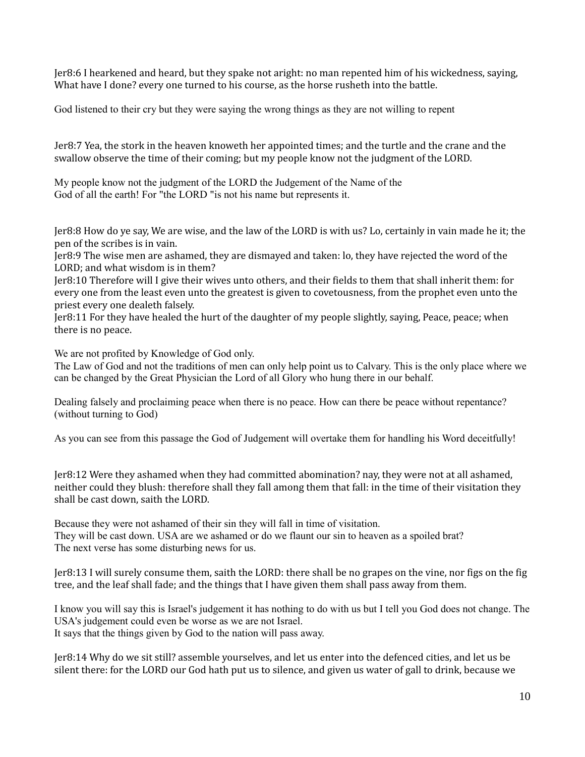Jer8:6 I hearkened and heard, but they spake not aright: no man repented him of his wickedness, saying, What have I done? every one turned to his course, as the horse rusheth into the battle.

God listened to their cry but they were saying the wrong things as they are not willing to repent

Jer8:7 Yea, the stork in the heaven knoweth her appointed times; and the turtle and the crane and the swallow observe the time of their coming; but my people know not the judgment of the LORD.

My people know not the judgment of the LORD the Judgement of the Name of the God of all the earth! For "the LORD "is not his name but represents it.

Jer8:8 How do ye say, We are wise, and the law of the LORD is with us? Lo, certainly in vain made he it; the pen of the scribes is in vain.
Jer8:9 The wise men are ashamed, they are dismayed and taken: lo, they have rejected the word of the LORD; and what wisdom is in them?
Jer8:10 Therefore will I give their wives unto others, and their fields to them that shall inherit them: for every one from the least even unto the greatest is given to covetousness, from the prophet even unto the priest every one dealeth falsely.
Jer8:11 For they have healed the hurt of the daughter of my people slightly, saying, Peace, peace; when there is no peace.

We are not profited by Knowledge of God only.
The Law of God and not the traditions of men can only help point us to Calvary. This is the only place where we can be changed by the Great Physician the Lord of all Glory who hung there in our behalf.

Dealing falsely and proclaiming peace when there is no peace. How can there be peace without repentance? (without turning to God)

As you can see from this passage the God of Judgement will overtake them for handling his Word deceitfully!

Jer8:12 Were they ashamed when they had committed abomination? nay, they were not at all ashamed, neither could they blush: therefore shall they fall among them that fall: in the time of their visitation they shall be cast down, saith the LORD.

Because they were not ashamed of their sin they will fall in time of visitation.
They will be cast down. USA are we ashamed or do we flaunt our sin to heaven as a spoiled brat?
The next verse has some disturbing news for us.

Jer8:13 I will surely consume them, saith the LORD: there shall be no grapes on the vine, nor figs on the fig tree, and the leaf shall fade; and the things that I have given them shall pass away from them.

I know you will say this is Israel's judgement it has nothing to do with us but I tell you God does not change. The USA's judgement could even be worse as we are not Israel.
It says that the things given by God to the nation will pass away.

Jer8:14 Why do we sit still? assemble yourselves, and let us enter into the defenced cities, and let us be silent there: for the LORD our God hath put us to silence, and given us water of gall to drink, because we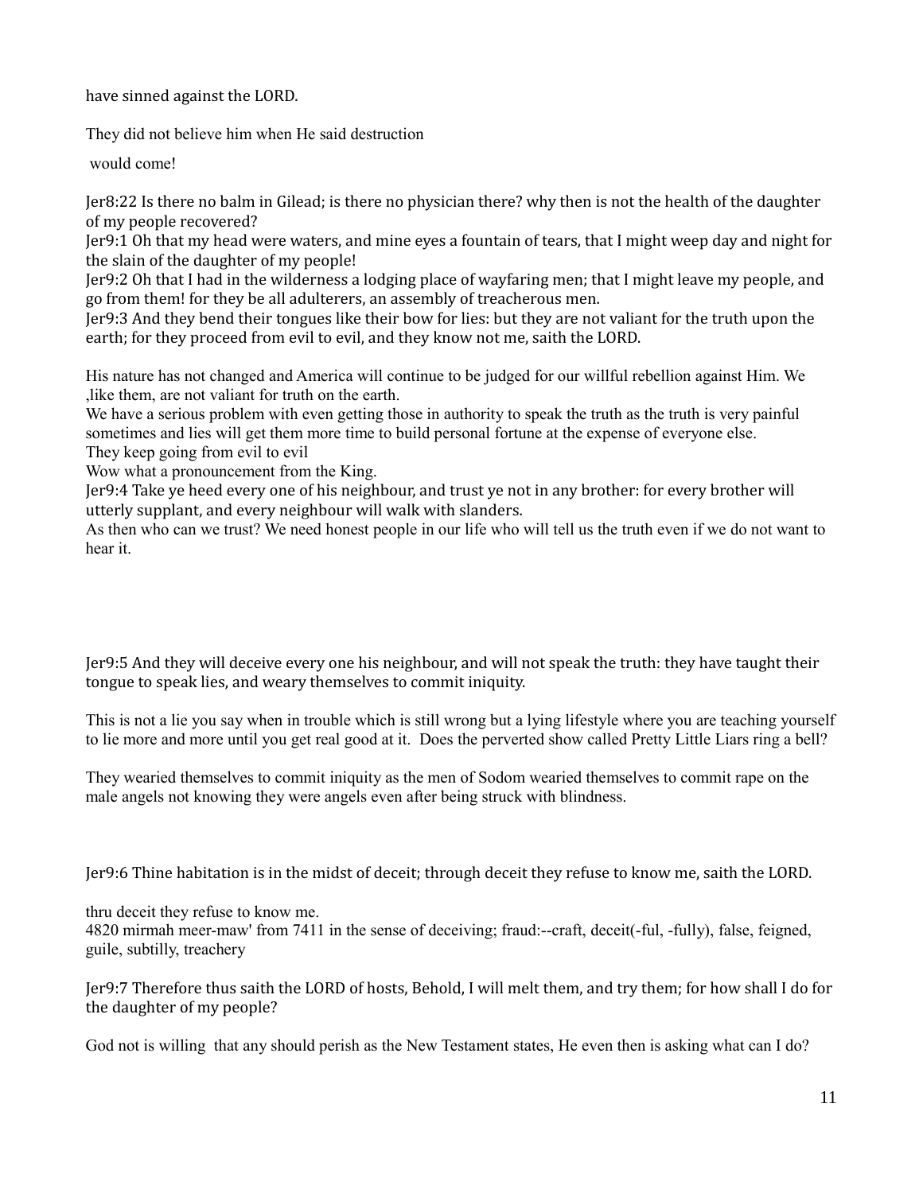have sinned against the LORD.

They did not believe him when He said destruction

would come!

Jer8:22 Is there no balm in Gilead; is there no physician there? why then is not the health of the daughter of my people recovered?
Jer9:1 Oh that my head were waters, and mine eyes a fountain of tears, that I might weep day and night for the slain of the daughter of my people!
Jer9:2 Oh that I had in the wilderness a lodging place of wayfaring men; that I might leave my people, and go from them! for they be all adulterers, an assembly of treacherous men.
Jer9:3 And they bend their tongues like their bow for lies: but they are not valiant for the truth upon the earth; for they proceed from evil to evil, and they know not me, saith the LORD.

His nature has not changed and America will continue to be judged for our willful rebellion against Him. We ,like them, are not valiant for truth on the earth.
We have a serious problem with even getting those in authority to speak the truth as the truth is very painful sometimes and lies will get them more time to build personal fortune at the expense of everyone else.
They keep going from evil to evil
Wow what a pronouncement from the King.
Jer9:4 Take ye heed every one of his neighbour, and trust ye not in any brother: for every brother will utterly supplant, and every neighbour will walk with slanders.
As then who can we trust? We need honest people in our life who will tell us the truth even if we do not want to hear it.

Jer9:5 And they will deceive every one his neighbour, and will not speak the truth: they have taught their tongue to speak lies, and weary themselves to commit iniquity.

This is not a lie you say when in trouble which is still wrong but a lying lifestyle where you are teaching yourself to lie more and more until you get real good at it. Does the perverted show called Pretty Little Liars ring a bell?

They wearied themselves to commit iniquity as the men of Sodom wearied themselves to commit rape on the male angels not knowing they were angels even after being struck with blindness.

Jer9:6 Thine habitation is in the midst of deceit; through deceit they refuse to know me, saith the LORD.

thru deceit they refuse to know me.
4820 mirmah meer-maw' from 7411 in the sense of deceiving; fraud:--craft, deceit(-ful, -fully), false, feigned, guile, subtilly, treachery

Jer9:7 Therefore thus saith the LORD of hosts, Behold, I will melt them, and try them; for how shall I do for the daughter of my people?

God not is willing that any should perish as the New Testament states, He even then is asking what can I do?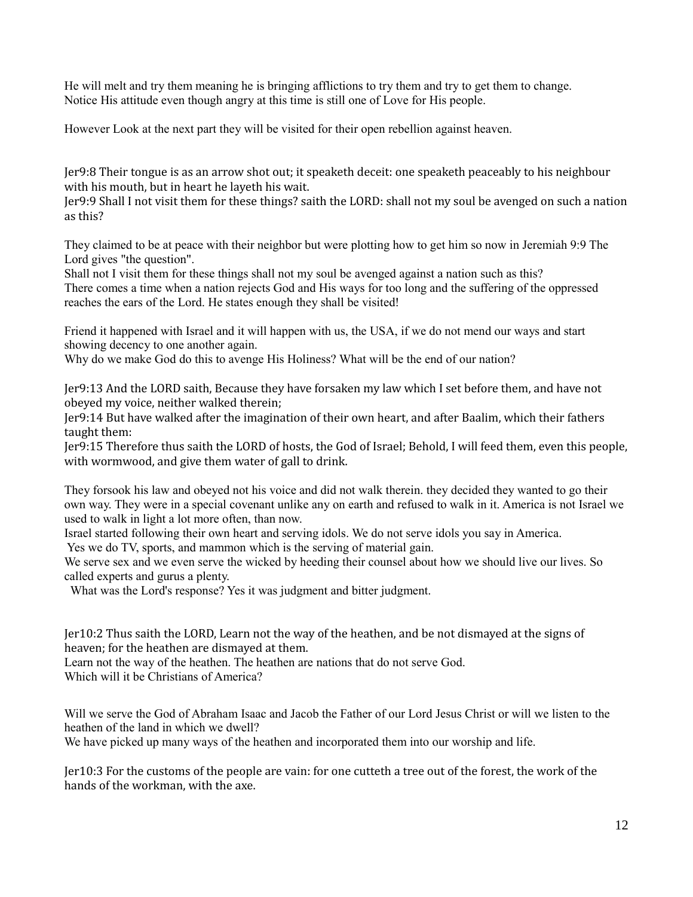He will melt and try them meaning he is bringing afflictions to try them and try to get them to change.
Notice His attitude even though angry at this time is still one of Love for His people.

However Look at the next part they will be visited for their open rebellion against heaven.

Jer9:8 Their tongue is as an arrow shot out; it speaketh deceit: one speaketh peaceably to his neighbour with his mouth, but in heart he layeth his wait.
Jer9:9 Shall I not visit them for these things? saith the LORD: shall not my soul be avenged on such a nation as this?

They claimed to be at peace with their neighbor but were plotting how to get him so now in Jeremiah 9:9 The Lord gives "the question".
Shall not I visit them for these things shall not my soul be avenged against a nation such as this?
There comes a time when a nation rejects God and His ways for too long and the suffering of the oppressed reaches the ears of the Lord. He states enough they shall be visited!

Friend it happened with Israel and it will happen with us, the USA, if we do not mend our ways and start showing decency to one another again.
Why do we make God do this to avenge His Holiness? What will be the end of our nation?

Jer9:13 And the LORD saith, Because they have forsaken my law which I set before them, and have not obeyed my voice, neither walked therein;
Jer9:14 But have walked after the imagination of their own heart, and after Baalim, which their fathers taught them:
Jer9:15 Therefore thus saith the LORD of hosts, the God of Israel; Behold, I will feed them, even this people, with wormwood, and give them water of gall to drink.

They forsook his law and obeyed not his voice and did not walk therein. they decided they wanted to go their own way. They were in a special covenant unlike any on earth and refused to walk in it. America is not Israel we used to walk in light a lot more often, than now.
Israel started following their own heart and serving idols. We do not serve idols you say in America.
Yes we do TV, sports, and mammon which is the serving of material gain.
We serve sex and we even serve the wicked by heeding their counsel about how we should live our lives. So called experts and gurus a plenty.
What was the Lord's response? Yes it was judgment and bitter judgment.

Jer10:2 Thus saith the LORD, Learn not the way of the heathen, and be not dismayed at the signs of heaven; for the heathen are dismayed at them.
Learn not the way of the heathen. The heathen are nations that do not serve God.
Which will it be Christians of America?

Will we serve the God of Abraham Isaac and Jacob the Father of our Lord Jesus Christ or will we listen to the heathen of the land in which we dwell?
We have picked up many ways of the heathen and incorporated them into our worship and life.

Jer10:3 For the customs of the people are vain: for one cutteth a tree out of the forest, the work of the hands of the workman, with the axe.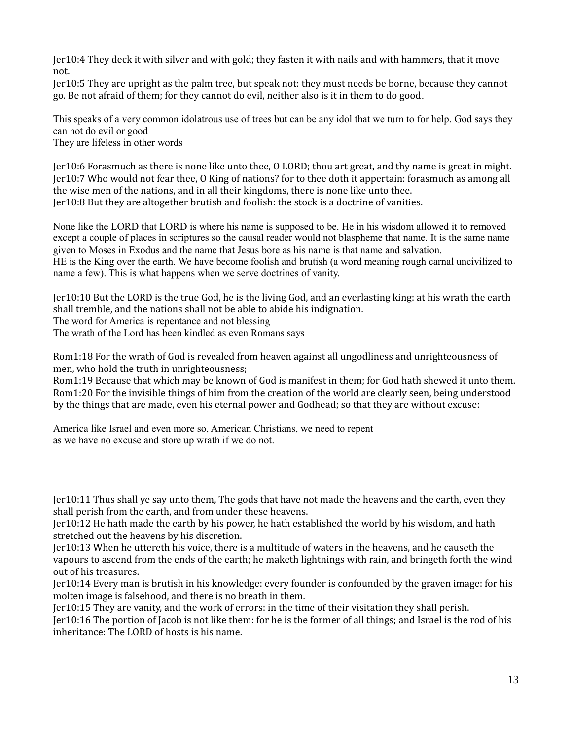Jer10:4 They deck it with silver and with gold; they fasten it with nails and with hammers, that it move not.
Jer10:5 They are upright as the palm tree, but speak not: they must needs be borne, because they cannot go. Be not afraid of them; for they cannot do evil, neither also is it in them to do good.

This speaks of a very common idolatrous use of trees but can be any idol that we turn to for help. God says they can not do evil or good
They are lifeless in other words

Jer10:6 Forasmuch as there is none like unto thee, O LORD; thou art great, and thy name is great in might.
Jer10:7 Who would not fear thee, O King of nations? for to thee doth it appertain: forasmuch as among all the wise men of the nations, and in all their kingdoms, there is none like unto thee.
Jer10:8 But they are altogether brutish and foolish: the stock is a doctrine of vanities.

None like the LORD that LORD is where his name is supposed to be. He in his wisdom allowed it to removed except a couple of places in scriptures so the causal reader would not blaspheme that name. It is the same name given to Moses in Exodus and the name that Jesus bore as his name is that name and salvation.
HE is the King over the earth. We have become foolish and brutish (a word meaning rough carnal uncivilized to name a few). This is what happens when we serve doctrines of vanity.

Jer10:10 But the LORD is the true God, he is the living God, and an everlasting king: at his wrath the earth shall tremble, and the nations shall not be able to abide his indignation.
The word for America is repentance and not blessing
The wrath of the Lord has been kindled as even Romans says

Rom1:18 For the wrath of God is revealed from heaven against all ungodliness and unrighteousness of men, who hold the truth in unrighteousness;
Rom1:19 Because that which may be known of God is manifest in them; for God hath shewed it unto them.
Rom1:20 For the invisible things of him from the creation of the world are clearly seen, being understood by the things that are made, even his eternal power and Godhead; so that they are without excuse:

America like Israel and even more so, American Christians, we need to repent
as we have no excuse and store up wrath if we do not.

Jer10:11 Thus shall ye say unto them, The gods that have not made the heavens and the earth, even they shall perish from the earth, and from under these heavens.
Jer10:12 He hath made the earth by his power, he hath established the world by his wisdom, and hath stretched out the heavens by his discretion.
Jer10:13 When he uttereth his voice, there is a multitude of waters in the heavens, and he causeth the vapours to ascend from the ends of the earth; he maketh lightnings with rain, and bringeth forth the wind out of his treasures.
Jer10:14 Every man is brutish in his knowledge: every founder is confounded by the graven image: for his molten image is falsehood, and there is no breath in them.
Jer10:15 They are vanity, and the work of errors: in the time of their visitation they shall perish.
Jer10:16 The portion of Jacob is not like them: for he is the former of all things; and Israel is the rod of his inheritance: The LORD of hosts is his name.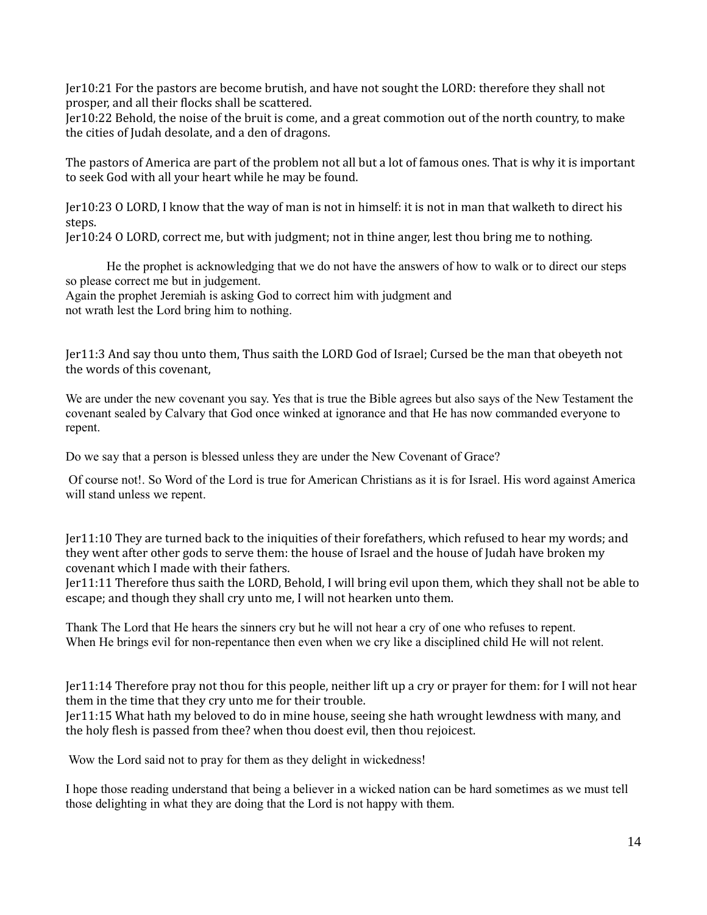Jer10:21 For the pastors are become brutish, and have not sought the LORD: therefore they shall not prosper, and all their flocks shall be scattered.
Jer10:22 Behold, the noise of the bruit is come, and a great commotion out of the north country, to make the cities of Judah desolate, and a den of dragons.

The pastors of America are part of the problem not all but a lot of famous ones. That is why it is important to seek God with all your heart while he may be found.

Jer10:23 O LORD, I know that the way of man is not in himself: it is not in man that walketh to direct his steps.
Jer10:24 O LORD, correct me, but with judgment; not in thine anger, lest thou bring me to nothing.

He the prophet is acknowledging that we do not have the answers of how to walk or to direct our steps so please correct me but in judgement.
Again the prophet Jeremiah is asking God to correct him with judgment and not wrath lest the Lord bring him to nothing.

Jer11:3 And say thou unto them, Thus saith the LORD God of Israel; Cursed be the man that obeyeth not the words of this covenant,

We are under the new covenant you say. Yes that is true the Bible agrees but also says of the New Testament the covenant sealed by Calvary that God once winked at ignorance and that He has now commanded everyone to repent.

Do we say that a person is blessed unless they are under the New Covenant of Grace?

Of course not!. So Word of the Lord is true for American Christians as it is for Israel. His word against America will stand unless we repent.

Jer11:10 They are turned back to the iniquities of their forefathers, which refused to hear my words; and they went after other gods to serve them: the house of Israel and the house of Judah have broken my covenant which I made with their fathers.
Jer11:11 Therefore thus saith the LORD, Behold, I will bring evil upon them, which they shall not be able to escape; and though they shall cry unto me, I will not hearken unto them.

Thank The Lord that He hears the sinners cry but he will not hear a cry of one who refuses to repent.
When He brings evil for non-repentance then even when we cry like a disciplined child He will not relent.

Jer11:14 Therefore pray not thou for this people, neither lift up a cry or prayer for them: for I will not hear them in the time that they cry unto me for their trouble.
Jer11:15 What hath my beloved to do in mine house, seeing she hath wrought lewdness with many, and the holy flesh is passed from thee? when thou doest evil, then thou rejoicest.

Wow the Lord said not to pray for them as they delight in wickedness!

I hope those reading understand that being a believer in a wicked nation can be hard sometimes as we must tell those delighting in what they are doing that the Lord is not happy with them.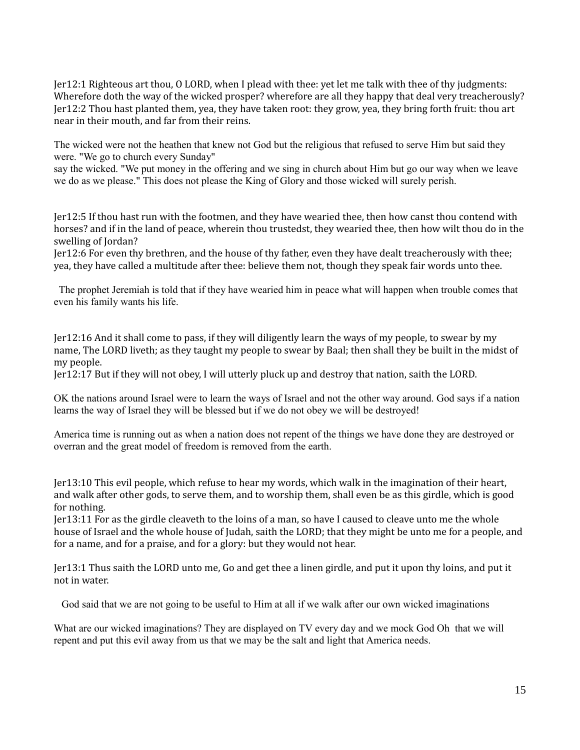Jer12:1 Righteous art thou, O LORD, when I plead with thee: yet let me talk with thee of thy judgments: Wherefore doth the way of the wicked prosper? wherefore are all they happy that deal very treacherously?
Jer12:2 Thou hast planted them, yea, they have taken root: they grow, yea, they bring forth fruit: thou art near in their mouth, and far from their reins.

The wicked were not the heathen that knew not God but the religious that refused to serve Him but said they were. "We go to church every Sunday"
say the wicked. "We put money in the offering and we sing in church about Him but go our way when we leave we do as we please." This does not please the King of Glory and those wicked will surely perish.

Jer12:5 If thou hast run with the footmen, and they have wearied thee, then how canst thou contend with horses? and if in the land of peace, wherein thou trustedst, they wearied thee, then how wilt thou do in the swelling of Jordan?
Jer12:6 For even thy brethren, and the house of thy father, even they have dealt treacherously with thee; yea, they have called a multitude after thee: believe them not, though they speak fair words unto thee.

The prophet Jeremiah is told that if they have wearied him in peace what will happen when trouble comes that even his family wants his life.

Jer12:16 And it shall come to pass, if they will diligently learn the ways of my people, to swear by my name, The LORD liveth; as they taught my people to swear by Baal; then shall they be built in the midst of my people.
Jer12:17 But if they will not obey, I will utterly pluck up and destroy that nation, saith the LORD.

OK the nations around Israel were to learn the ways of Israel and not the other way around. God says if a nation learns the way of Israel they will be blessed but if we do not obey we will be destroyed!

America time is running out as when a nation does not repent of the things we have done they are destroyed or overran and the great model of freedom is removed from the earth.

Jer13:10 This evil people, which refuse to hear my words, which walk in the imagination of their heart, and walk after other gods, to serve them, and to worship them, shall even be as this girdle, which is good for nothing.
Jer13:11 For as the girdle cleaveth to the loins of a man, so have I caused to cleave unto me the whole house of Israel and the whole house of Judah, saith the LORD; that they might be unto me for a people, and for a name, and for a praise, and for a glory: but they would not hear.

Jer13:1 Thus saith the LORD unto me, Go and get thee a linen girdle, and put it upon thy loins, and put it not in water.

God said that we are not going to be useful to Him at all if we walk after our own wicked imaginations

What are our wicked imaginations? They are displayed on TV every day and we mock God Oh that we will repent and put this evil away from us that we may be the salt and light that America needs.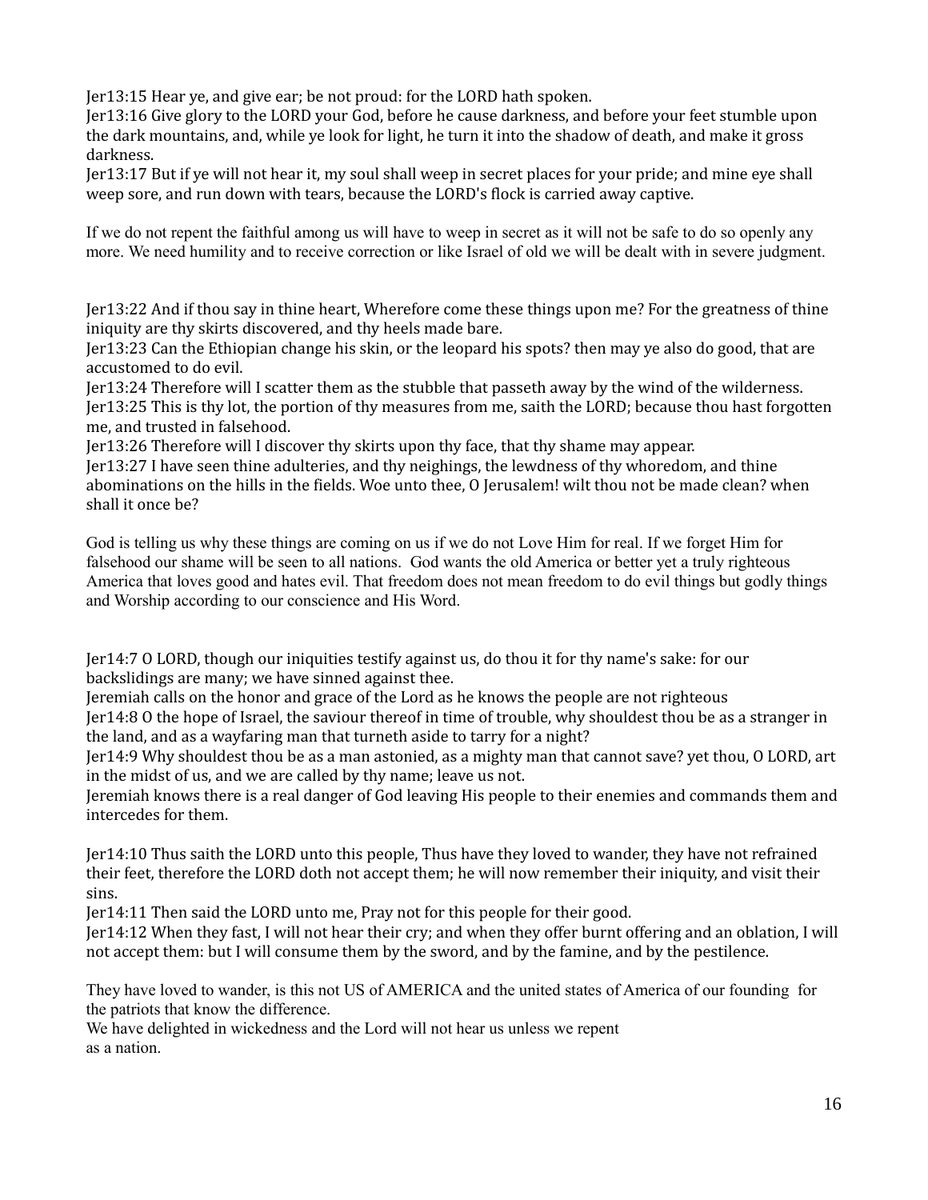Jer13:15 Hear ye, and give ear; be not proud: for the LORD hath spoken.
Jer13:16 Give glory to the LORD your God, before he cause darkness, and before your feet stumble upon the dark mountains, and, while ye look for light, he turn it into the shadow of death, and make it gross darkness.
Jer13:17 But if ye will not hear it, my soul shall weep in secret places for your pride; and mine eye shall weep sore, and run down with tears, because the LORD's flock is carried away captive.

If we do not repent the faithful among us will have to weep in secret as it will not be safe to do so openly any more. We need humility and to receive correction or like Israel of old we will be dealt with in severe judgment.

Jer13:22 And if thou say in thine heart, Wherefore come these things upon me? For the greatness of thine iniquity are thy skirts discovered, and thy heels made bare.
Jer13:23 Can the Ethiopian change his skin, or the leopard his spots? then may ye also do good, that are accustomed to do evil.
Jer13:24 Therefore will I scatter them as the stubble that passeth away by the wind of the wilderness.
Jer13:25 This is thy lot, the portion of thy measures from me, saith the LORD; because thou hast forgotten me, and trusted in falsehood.
Jer13:26 Therefore will I discover thy skirts upon thy face, that thy shame may appear.
Jer13:27 I have seen thine adulteries, and thy neighings, the lewdness of thy whoredom, and thine abominations on the hills in the fields. Woe unto thee, O Jerusalem! wilt thou not be made clean? when shall it once be?

God is telling us why these things are coming on us if we do not Love Him for real. If we forget Him for falsehood our shame will be seen to all nations. God wants the old America or better yet a truly righteous America that loves good and hates evil. That freedom does not mean freedom to do evil things but godly things and Worship according to our conscience and His Word.

Jer14:7 O LORD, though our iniquities testify against us, do thou it for thy name's sake: for our backslidings are many; we have sinned against thee.
Jeremiah calls on the honor and grace of the Lord as he knows the people are not righteous
Jer14:8 O the hope of Israel, the saviour thereof in time of trouble, why shouldest thou be as a stranger in the land, and as a wayfaring man that turneth aside to tarry for a night?
Jer14:9 Why shouldest thou be as a man astonied, as a mighty man that cannot save? yet thou, O LORD, art in the midst of us, and we are called by thy name; leave us not.
Jeremiah knows there is a real danger of God leaving His people to their enemies and commands them and intercedes for them.

Jer14:10 Thus saith the LORD unto this people, Thus have they loved to wander, they have not refrained their feet, therefore the LORD doth not accept them; he will now remember their iniquity, and visit their sins.
Jer14:11 Then said the LORD unto me, Pray not for this people for their good.
Jer14:12 When they fast, I will not hear their cry; and when they offer burnt offering and an oblation, I will not accept them: but I will consume them by the sword, and by the famine, and by the pestilence.

They have loved to wander, is this not US of AMERICA and the united states of America of our founding for the patriots that know the difference.
We have delighted in wickedness and the Lord will not hear us unless we repent as a nation.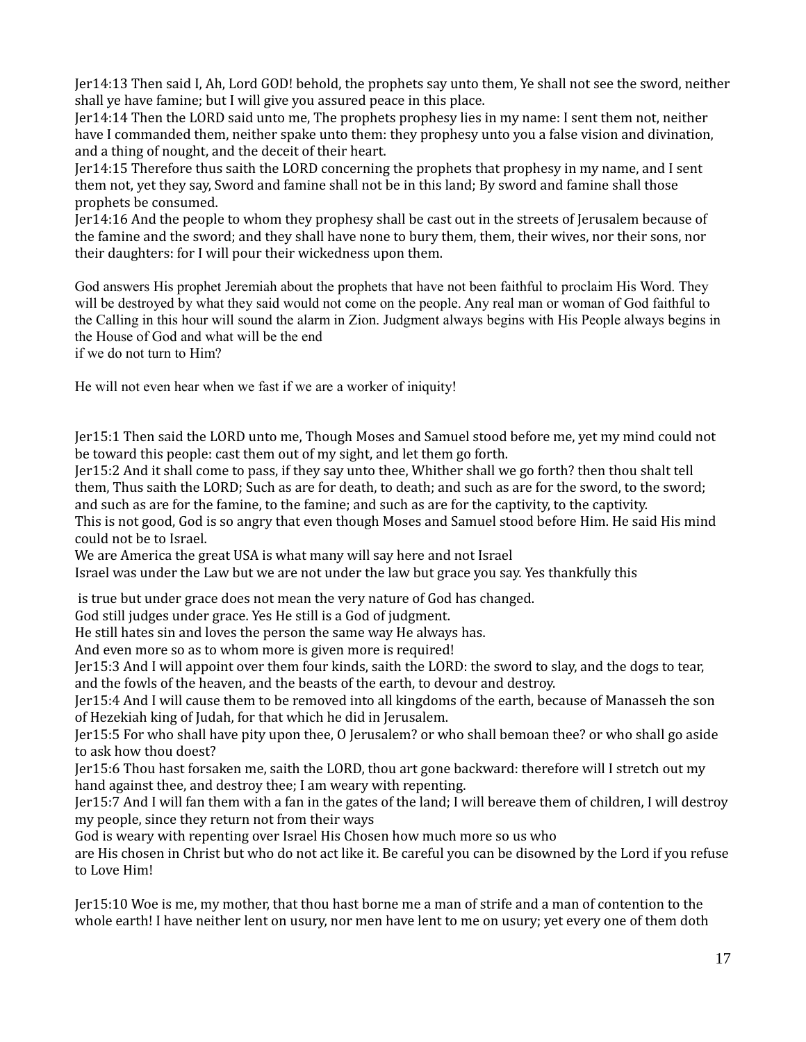Jer14:13 Then said I, Ah, Lord GOD! behold, the prophets say unto them, Ye shall not see the sword, neither shall ye have famine; but I will give you assured peace in this place.
Jer14:14 Then the LORD said unto me, The prophets prophesy lies in my name: I sent them not, neither have I commanded them, neither spake unto them: they prophesy unto you a false vision and divination, and a thing of nought, and the deceit of their heart.
Jer14:15 Therefore thus saith the LORD concerning the prophets that prophesy in my name, and I sent them not, yet they say, Sword and famine shall not be in this land; By sword and famine shall those prophets be consumed.
Jer14:16 And the people to whom they prophesy shall be cast out in the streets of Jerusalem because of the famine and the sword; and they shall have none to bury them, them, their wives, nor their sons, nor their daughters: for I will pour their wickedness upon them.

God answers His prophet Jeremiah about the prophets that have not been faithful to proclaim His Word. They will be destroyed by what they said would not come on the people. Any real man or woman of God faithful to the Calling in this hour will sound the alarm in Zion. Judgment always begins with His People always begins in the House of God and what will be the end
if we do not turn to Him?

He will not even hear when we fast if we are a worker of iniquity!

Jer15:1 Then said the LORD unto me, Though Moses and Samuel stood before me, yet my mind could not be toward this people: cast them out of my sight, and let them go forth.
Jer15:2 And it shall come to pass, if they say unto thee, Whither shall we go forth? then thou shalt tell them, Thus saith the LORD; Such as are for death, to death; and such as are for the sword, to the sword; and such as are for the famine, to the famine; and such as are for the captivity, to the captivity.
This is not good, God is so angry that even though Moses and Samuel stood before Him. He said His mind could not be to Israel.
We are America the great USA is what many will say here and not Israel
Israel was under the Law but we are not under the law but grace you say. Yes thankfully this
is true but under grace does not mean the very nature of God has changed.
God still judges under grace. Yes He still is a God of judgment.
He still hates sin and loves the person the same way He always has.
And even more so as to whom more is given more is required!
Jer15:3 And I will appoint over them four kinds, saith the LORD: the sword to slay, and the dogs to tear, and the fowls of the heaven, and the beasts of the earth, to devour and destroy.
Jer15:4 And I will cause them to be removed into all kingdoms of the earth, because of Manasseh the son of Hezekiah king of Judah, for that which he did in Jerusalem.
Jer15:5 For who shall have pity upon thee, O Jerusalem? or who shall bemoan thee? or who shall go aside to ask how thou doest?
Jer15:6 Thou hast forsaken me, saith the LORD, thou art gone backward: therefore will I stretch out my hand against thee, and destroy thee; I am weary with repenting.
Jer15:7 And I will fan them with a fan in the gates of the land; I will bereave them of children, I will destroy my people, since they return not from their ways
God is weary with repenting over Israel His Chosen how much more so us who
are His chosen in Christ but who do not act like it. Be careful you can be disowned by the Lord if you refuse to Love Him!

Jer15:10 Woe is me, my mother, that thou hast borne me a man of strife and a man of contention to the whole earth! I have neither lent on usury, nor men have lent to me on usury; yet every one of them doth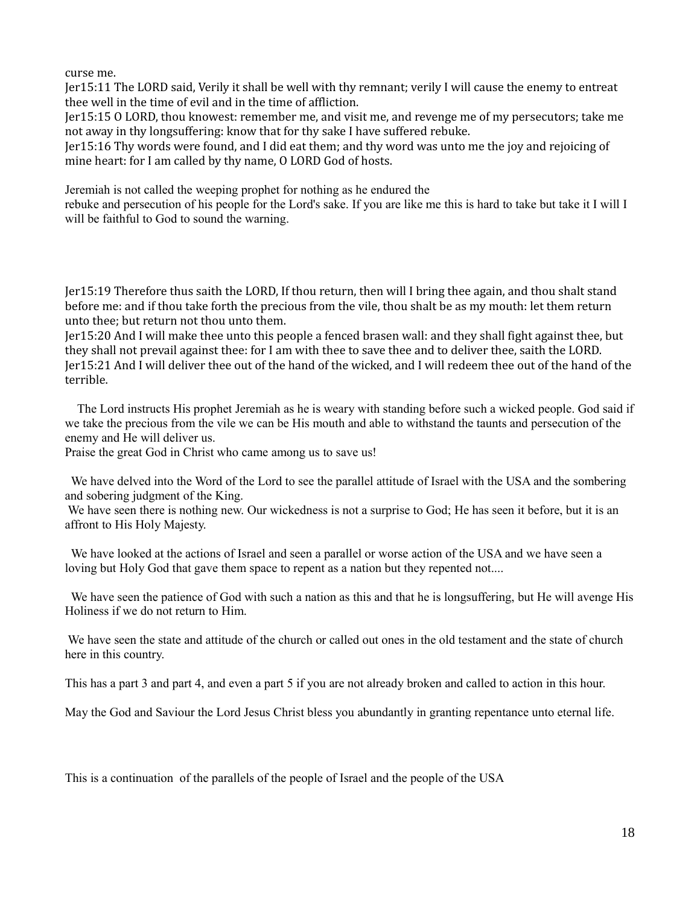curse me.

Jer15:11 The LORD said, Verily it shall be well with thy remnant; verily I will cause the enemy to entreat thee well in the time of evil and in the time of affliction.

Jer15:15 O LORD, thou knowest: remember me, and visit me, and revenge me of my persecutors; take me not away in thy longsuffering: know that for thy sake I have suffered rebuke.

Jer15:16 Thy words were found, and I did eat them; and thy word was unto me the joy and rejoicing of mine heart: for I am called by thy name, O LORD God of hosts.

Jeremiah is not called the weeping prophet for nothing as he endured the rebuke and persecution of his people for the Lord's sake. If you are like me this is hard to take but take it I will I will be faithful to God to sound the warning.

Jer15:19 Therefore thus saith the LORD, If thou return, then will I bring thee again, and thou shalt stand before me: and if thou take forth the precious from the vile, thou shalt be as my mouth: let them return unto thee; but return not thou unto them.

Jer15:20 And I will make thee unto this people a fenced brasen wall: and they shall fight against thee, but they shall not prevail against thee: for I am with thee to save thee and to deliver thee, saith the LORD.

Jer15:21 And I will deliver thee out of the hand of the wicked, and I will redeem thee out of the hand of the terrible.

The Lord instructs His prophet Jeremiah as he is weary with standing before such a wicked people. God said if we take the precious from the vile we can be His mouth and able to withstand the taunts and persecution of the enemy and He will deliver us.

Praise the great God in Christ who came among us to save us!

We have delved into the Word of the Lord to see the parallel attitude of Israel with the USA and the sombering and sobering judgment of the King.

We have seen there is nothing new. Our wickedness is not a surprise to God; He has seen it before, but it is an affront to His Holy Majesty.

We have looked at the actions of Israel and seen a parallel or worse action of the USA and we have seen a loving but Holy God that gave them space to repent as a nation but they repented not....

We have seen the patience of God with such a nation as this and that he is longsuffering, but He will avenge His Holiness if we do not return to Him.

We have seen the state and attitude of the church or called out ones in the old testament and the state of church here in this country.

This has a part 3 and part 4, and even a part 5 if you are not already broken and called to action in this hour.

May the God and Saviour the Lord Jesus Christ bless you abundantly in granting repentance unto eternal life.

This is a continuation of the parallels of the people of Israel and the people of the USA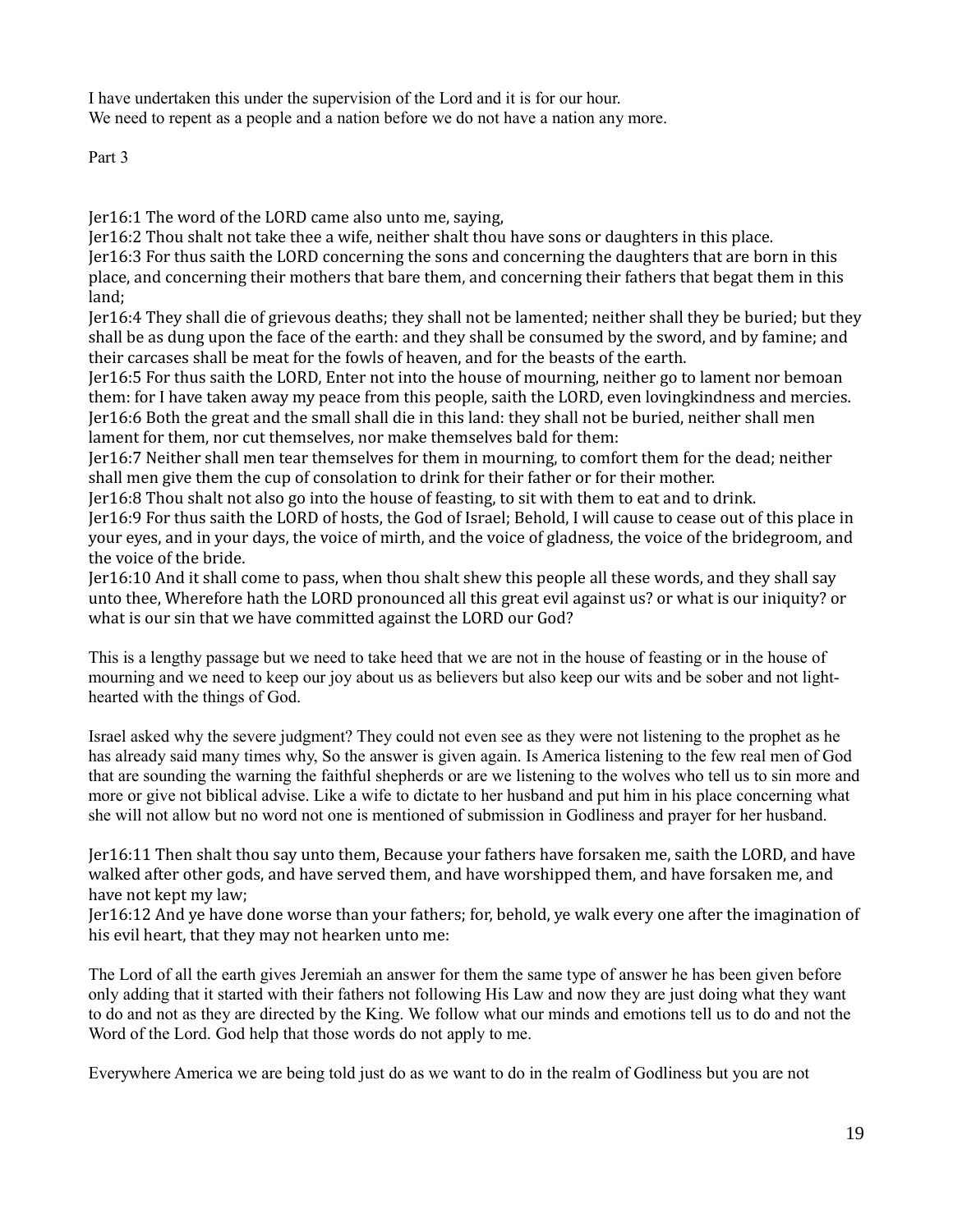I have undertaken this under the supervision of the Lord and it is for our hour.
We need to repent as a people and a nation before we do not have a nation any more.

Part 3

Jer16:1 The word of the LORD came also unto me, saying,
Jer16:2 Thou shalt not take thee a wife, neither shalt thou have sons or daughters in this place.
Jer16:3 For thus saith the LORD concerning the sons and concerning the daughters that are born in this place, and concerning their mothers that bare them, and concerning their fathers that begat them in this land;
Jer16:4 They shall die of grievous deaths; they shall not be lamented; neither shall they be buried; but they shall be as dung upon the face of the earth: and they shall be consumed by the sword, and by famine; and their carcases shall be meat for the fowls of heaven, and for the beasts of the earth.
Jer16:5 For thus saith the LORD, Enter not into the house of mourning, neither go to lament nor bemoan them: for I have taken away my peace from this people, saith the LORD, even lovingkindness and mercies.
Jer16:6 Both the great and the small shall die in this land: they shall not be buried, neither shall men lament for them, nor cut themselves, nor make themselves bald for them:
Jer16:7 Neither shall men tear themselves for them in mourning, to comfort them for the dead; neither shall men give them the cup of consolation to drink for their father or for their mother.
Jer16:8 Thou shalt not also go into the house of feasting, to sit with them to eat and to drink.
Jer16:9 For thus saith the LORD of hosts, the God of Israel; Behold, I will cause to cease out of this place in your eyes, and in your days, the voice of mirth, and the voice of gladness, the voice of the bridegroom, and the voice of the bride.
Jer16:10 And it shall come to pass, when thou shalt shew this people all these words, and they shall say unto thee, Wherefore hath the LORD pronounced all this great evil against us? or what is our iniquity? or what is our sin that we have committed against the LORD our God?

This is a lengthy passage but we need to take heed that we are not in the house of feasting or in the house of mourning and we need to keep our joy about us as believers but also keep our wits and be sober and not light-hearted with the things of God.

Israel asked why the severe judgment? They could not even see as they were not listening to the prophet as he has already said many times why, So the answer is given again. Is America listening to the few real men of God that are sounding the warning the faithful shepherds or are we listening to the wolves who tell us to sin more and more or give not biblical advise. Like a wife to dictate to her husband and put him in his place concerning what she will not allow but no word not one is mentioned of submission in Godliness and prayer for her husband.

Jer16:11 Then shalt thou say unto them, Because your fathers have forsaken me, saith the LORD, and have walked after other gods, and have served them, and have worshipped them, and have forsaken me, and have not kept my law;
Jer16:12 And ye have done worse than your fathers; for, behold, ye walk every one after the imagination of his evil heart, that they may not hearken unto me:

The Lord of all the earth gives Jeremiah an answer for them the same type of answer he has been given before only adding that it started with their fathers not following His Law and now they are just doing what they want to do and not as they are directed by the King. We follow what our minds and emotions tell us to do and not the Word of the Lord. God help that those words do not apply to me.

Everywhere America we are being told just do as we want to do in the realm of Godliness but you are not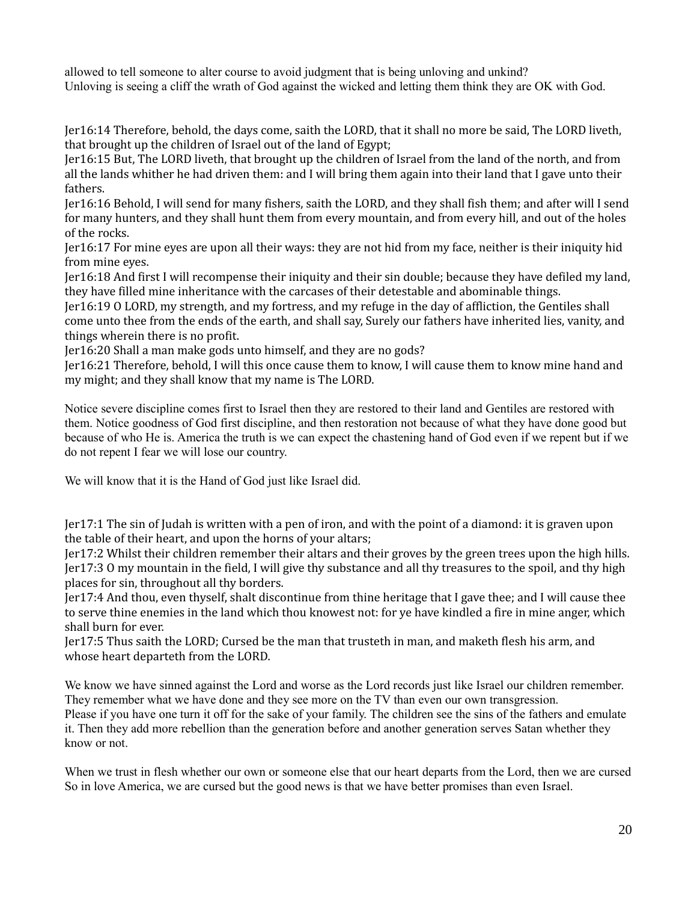allowed to tell someone to alter course to avoid judgment that is being unloving and unkind?
Unloving is seeing a cliff the wrath of God against the wicked and letting them think they are OK with God.

Jer16:14 Therefore, behold, the days come, saith the LORD, that it shall no more be said, The LORD liveth, that brought up the children of Israel out of the land of Egypt;
Jer16:15 But, The LORD liveth, that brought up the children of Israel from the land of the north, and from all the lands whither he had driven them: and I will bring them again into their land that I gave unto their fathers.
Jer16:16 Behold, I will send for many fishers, saith the LORD, and they shall fish them; and after will I send for many hunters, and they shall hunt them from every mountain, and from every hill, and out of the holes of the rocks.
Jer16:17 For mine eyes are upon all their ways: they are not hid from my face, neither is their iniquity hid from mine eyes.
Jer16:18 And first I will recompense their iniquity and their sin double; because they have defiled my land, they have filled mine inheritance with the carcases of their detestable and abominable things.
Jer16:19 O LORD, my strength, and my fortress, and my refuge in the day of affliction, the Gentiles shall come unto thee from the ends of the earth, and shall say, Surely our fathers have inherited lies, vanity, and things wherein there is no profit.
Jer16:20 Shall a man make gods unto himself, and they are no gods?
Jer16:21 Therefore, behold, I will this once cause them to know, I will cause them to know mine hand and my might; and they shall know that my name is The LORD.

Notice severe discipline comes first to Israel then they are restored to their land and Gentiles are restored with them. Notice goodness of God first discipline, and then restoration not because of what they have done good but because of who He is. America the truth is we can expect the chastening hand of God even if we repent but if we do not repent I fear we will lose our country.

We will know that it is the Hand of God just like Israel did.

Jer17:1 The sin of Judah is written with a pen of iron, and with the point of a diamond: it is graven upon the table of their heart, and upon the horns of your altars;
Jer17:2 Whilst their children remember their altars and their groves by the green trees upon the high hills.
Jer17:3 O my mountain in the field, I will give thy substance and all thy treasures to the spoil, and thy high places for sin, throughout all thy borders.
Jer17:4 And thou, even thyself, shalt discontinue from thine heritage that I gave thee; and I will cause thee to serve thine enemies in the land which thou knowest not: for ye have kindled a fire in mine anger, which shall burn for ever.
Jer17:5 Thus saith the LORD; Cursed be the man that trusteth in man, and maketh flesh his arm, and whose heart departeth from the LORD.

We know we have sinned against the Lord and worse as the Lord records just like Israel our children remember. They remember what we have done and they see more on the TV than even our own transgression.
Please if you have one turn it off for the sake of your family. The children see the sins of the fathers and emulate it. Then they add more rebellion than the generation before and another generation serves Satan whether they know or not.

When we trust in flesh whether our own or someone else that our heart departs from the Lord, then we are cursed So in love America, we are cursed but the good news is that we have better promises than even Israel.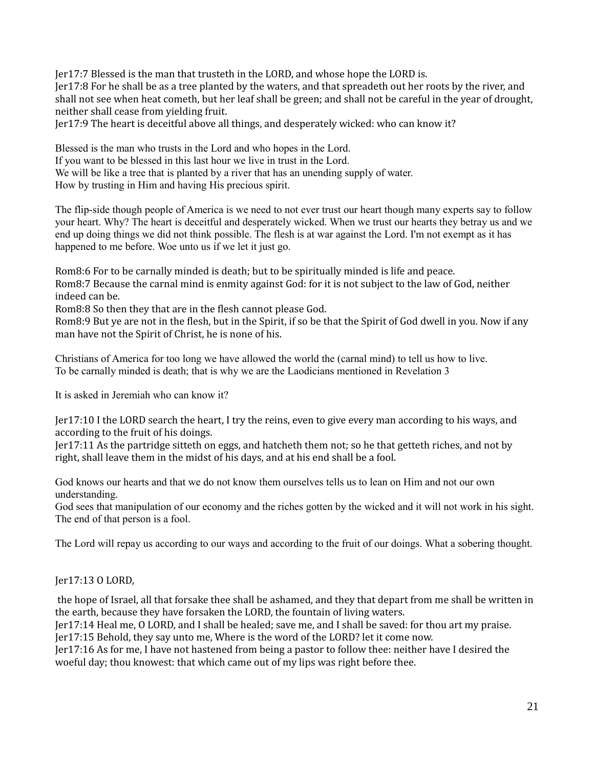Jer17:7 Blessed is the man that trusteth in the LORD, and whose hope the LORD is.
Jer17:8 For he shall be as a tree planted by the waters, and that spreadeth out her roots by the river, and shall not see when heat cometh, but her leaf shall be green; and shall not be careful in the year of drought, neither shall cease from yielding fruit.
Jer17:9 The heart is deceitful above all things, and desperately wicked: who can know it?

Blessed is the man who trusts in the Lord and who hopes in the Lord.
If you want to be blessed in this last hour we live in trust in the Lord.
We will be like a tree that is planted by a river that has an unending supply of water.
How by trusting in Him and having His precious spirit.

The flip-side though people of America is we need to not ever trust our heart though many experts say to follow your heart. Why? The heart is deceitful and desperately wicked. When we trust our hearts they betray us and we end up doing things we did not think possible. The flesh is at war against the Lord. I'm not exempt as it has happened to me before. Woe unto us if we let it just go.

Rom8:6 For to be carnally minded is death; but to be spiritually minded is life and peace.
Rom8:7 Because the carnal mind is enmity against God: for it is not subject to the law of God, neither indeed can be.
Rom8:8 So then they that are in the flesh cannot please God.
Rom8:9 But ye are not in the flesh, but in the Spirit, if so be that the Spirit of God dwell in you. Now if any man have not the Spirit of Christ, he is none of his.

Christians of America for too long we have allowed the world the (carnal mind) to tell us how to live.
To be carnally minded is death; that is why we are the Laodicians mentioned in Revelation 3

It is asked in Jeremiah who can know it?

Jer17:10 I the LORD search the heart, I try the reins, even to give every man according to his ways, and according to the fruit of his doings.
Jer17:11 As the partridge sitteth on eggs, and hatcheth them not; so he that getteth riches, and not by right, shall leave them in the midst of his days, and at his end shall be a fool.

God knows our hearts and that we do not know them ourselves tells us to lean on Him and not our own understanding.
God sees that manipulation of our economy and the riches gotten by the wicked and it will not work in his sight. The end of that person is a fool.

The Lord will repay us according to our ways and according to the fruit of our doings. What a sobering thought.

Jer17:13 O LORD,

the hope of Israel, all that forsake thee shall be ashamed, and they that depart from me shall be written in the earth, because they have forsaken the LORD, the fountain of living waters.
Jer17:14 Heal me, O LORD, and I shall be healed; save me, and I shall be saved: for thou art my praise.
Jer17:15 Behold, they say unto me, Where is the word of the LORD? let it come now.
Jer17:16 As for me, I have not hastened from being a pastor to follow thee: neither have I desired the woeful day; thou knowest: that which came out of my lips was right before thee.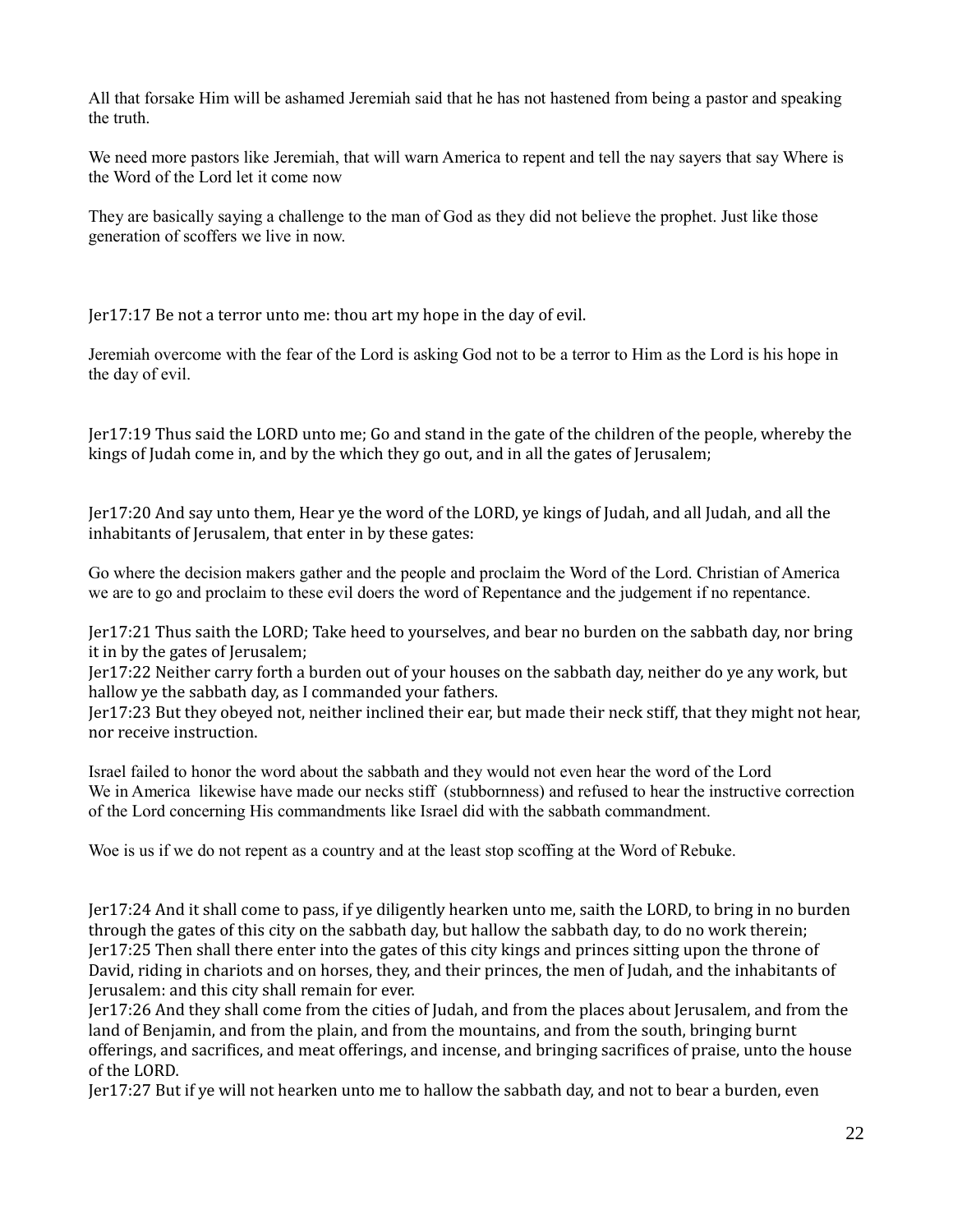All that forsake Him will be ashamed Jeremiah said that he has not hastened from being a pastor and speaking the truth.

We need more pastors like Jeremiah, that will warn America to repent and tell the nay sayers that say Where is the Word of the Lord let it come now

They are basically saying a challenge to the man of God as they did not believe the prophet. Just like those generation of scoffers we live in now.

Jer17:17 Be not a terror unto me: thou art my hope in the day of evil.

Jeremiah overcome with the fear of the Lord is asking God not to be a terror to Him as the Lord is his hope in the day of evil.

Jer17:19 Thus said the LORD unto me; Go and stand in the gate of the children of the people, whereby the kings of Judah come in, and by the which they go out, and in all the gates of Jerusalem;

Jer17:20 And say unto them, Hear ye the word of the LORD, ye kings of Judah, and all Judah, and all the inhabitants of Jerusalem, that enter in by these gates:

Go where the decision makers gather and the people and proclaim the Word of the Lord. Christian of America we are to go and proclaim to these evil doers the word of Repentance and the judgement if no repentance.

Jer17:21 Thus saith the LORD; Take heed to yourselves, and bear no burden on the sabbath day, nor bring it in by the gates of Jerusalem;
Jer17:22 Neither carry forth a burden out of your houses on the sabbath day, neither do ye any work, but hallow ye the sabbath day, as I commanded your fathers.
Jer17:23 But they obeyed not, neither inclined their ear, but made their neck stiff, that they might not hear, nor receive instruction.

Israel failed to honor the word about the sabbath and they would not even hear the word of the Lord
We in America likewise have made our necks stiff (stubbornness) and refused to hear the instructive correction of the Lord concerning His commandments like Israel did with the sabbath commandment.

Woe is us if we do not repent as a country and at the least stop scoffing at the Word of Rebuke.

Jer17:24 And it shall come to pass, if ye diligently hearken unto me, saith the LORD, to bring in no burden through the gates of this city on the sabbath day, but hallow the sabbath day, to do no work therein;
Jer17:25 Then shall there enter into the gates of this city kings and princes sitting upon the throne of David, riding in chariots and on horses, they, and their princes, the men of Judah, and the inhabitants of Jerusalem: and this city shall remain for ever.
Jer17:26 And they shall come from the cities of Judah, and from the places about Jerusalem, and from the land of Benjamin, and from the plain, and from the mountains, and from the south, bringing burnt offerings, and sacrifices, and meat offerings, and incense, and bringing sacrifices of praise, unto the house of the LORD.
Jer17:27 But if ye will not hearken unto me to hallow the sabbath day, and not to bear a burden, even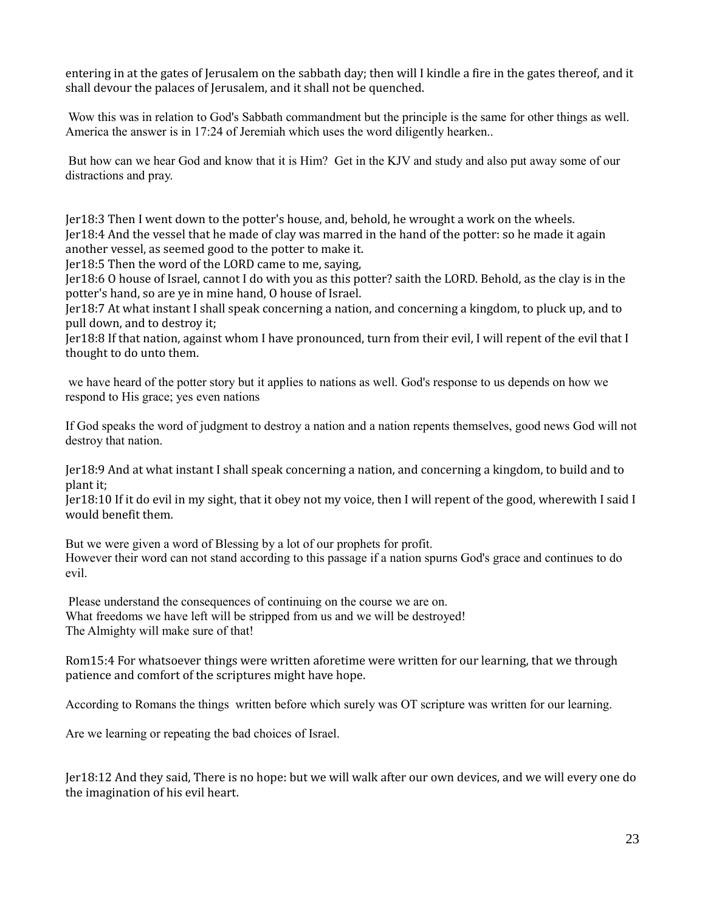entering in at the gates of Jerusalem on the sabbath day; then will I kindle a fire in the gates thereof, and it shall devour the palaces of Jerusalem, and it shall not be quenched.

Wow this was in relation to God's Sabbath commandment but the principle is the same for other things as well. America the answer is in 17:24 of Jeremiah which uses the word diligently hearken..

But how can we hear God and know that it is Him? Get in the KJV and study and also put away some of our distractions and pray.

Jer18:3 Then I went down to the potter's house, and, behold, he wrought a work on the wheels.
Jer18:4 And the vessel that he made of clay was marred in the hand of the potter: so he made it again another vessel, as seemed good to the potter to make it.
Jer18:5 Then the word of the LORD came to me, saying,
Jer18:6 O house of Israel, cannot I do with you as this potter? saith the LORD. Behold, as the clay is in the potter's hand, so are ye in mine hand, O house of Israel.
Jer18:7 At what instant I shall speak concerning a nation, and concerning a kingdom, to pluck up, and to pull down, and to destroy it;
Jer18:8 If that nation, against whom I have pronounced, turn from their evil, I will repent of the evil that I thought to do unto them.

we have heard of the potter story but it applies to nations as well. God's response to us depends on how we respond to His grace; yes even nations

If God speaks the word of judgment to destroy a nation and a nation repents themselves, good news God will not destroy that nation.

Jer18:9 And at what instant I shall speak concerning a nation, and concerning a kingdom, to build and to plant it;
Jer18:10 If it do evil in my sight, that it obey not my voice, then I will repent of the good, wherewith I said I would benefit them.

But we were given a word of Blessing by a lot of our prophets for profit.
However their word can not stand according to this passage if a nation spurns God's grace and continues to do evil.

Please understand the consequences of continuing on the course we are on.
What freedoms we have left will be stripped from us and we will be destroyed!
The Almighty will make sure of that!

Rom15:4 For whatsoever things were written aforetime were written for our learning, that we through patience and comfort of the scriptures might have hope.

According to Romans the things written before which surely was OT scripture was written for our learning.

Are we learning or repeating the bad choices of Israel.

Jer18:12 And they said, There is no hope: but we will walk after our own devices, and we will every one do the imagination of his evil heart.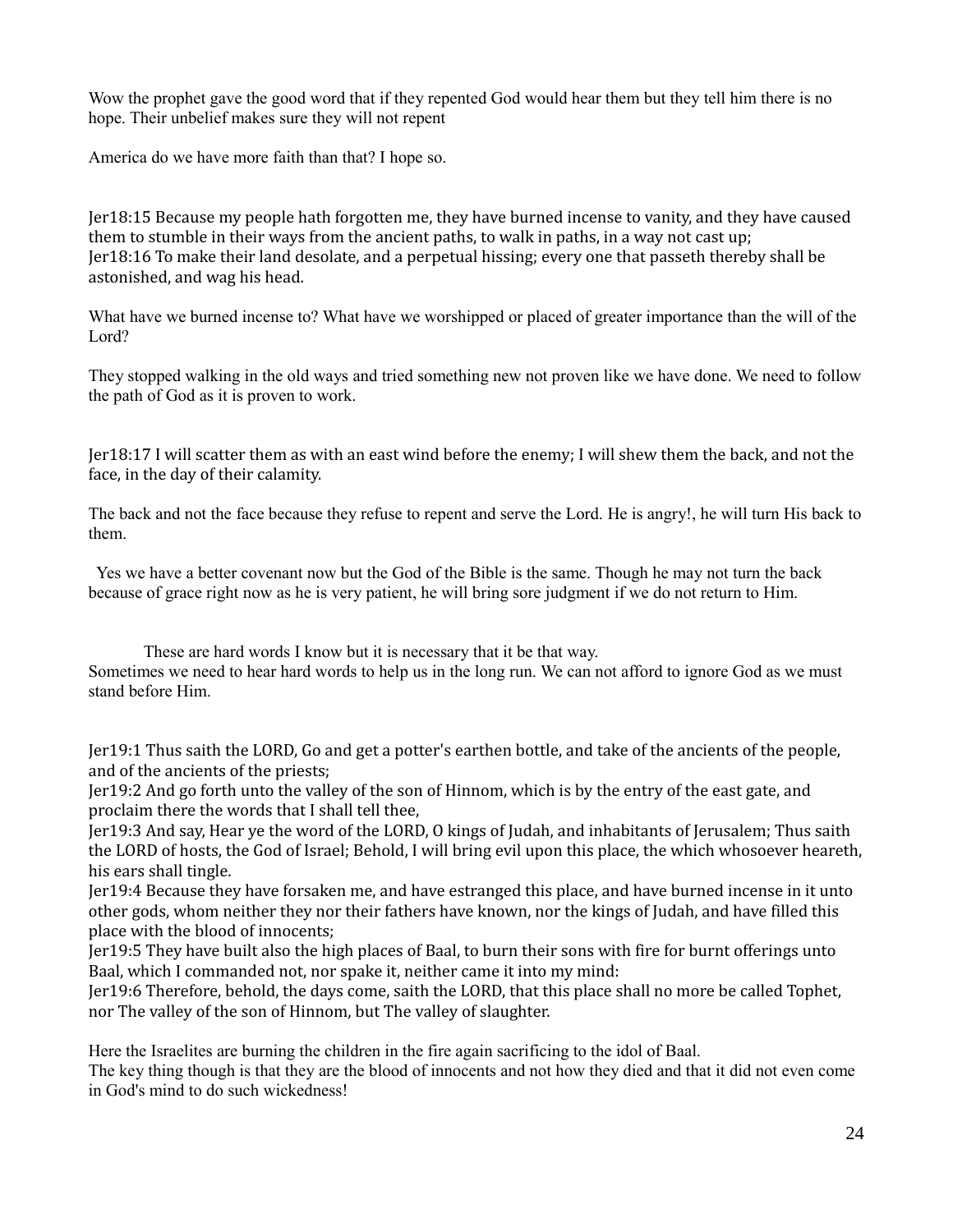Wow the prophet gave the good word that if they repented God would hear them but they tell him there is no hope. Their unbelief makes sure they will not repent

America do we have more faith than that? I hope so.

Jer18:15 Because my people hath forgotten me, they have burned incense to vanity, and they have caused them to stumble in their ways from the ancient paths, to walk in paths, in a way not cast up;
Jer18:16 To make their land desolate, and a perpetual hissing; every one that passeth thereby shall be astonished, and wag his head.

What have we burned incense to? What have we worshipped or placed of greater importance than the will of the Lord?

They stopped walking in the old ways and tried something new not proven like we have done. We need to follow the path of God as it is proven to work.

Jer18:17 I will scatter them as with an east wind before the enemy; I will shew them the back, and not the face, in the day of their calamity.

The back and not the face because they refuse to repent and serve the Lord. He is angry!, he will turn His back to them.

Yes we have a better covenant now but the God of the Bible is the same. Though he may not turn the back because of grace right now as he is very patient, he will bring sore judgment if we do not return to Him.

These are hard words I know but it is necessary that it be that way.
Sometimes we need to hear hard words to help us in the long run. We can not afford to ignore God as we must stand before Him.

Jer19:1 Thus saith the LORD, Go and get a potter's earthen bottle, and take of the ancients of the people, and of the ancients of the priests;
Jer19:2 And go forth unto the valley of the son of Hinnom, which is by the entry of the east gate, and proclaim there the words that I shall tell thee,
Jer19:3 And say, Hear ye the word of the LORD, O kings of Judah, and inhabitants of Jerusalem; Thus saith the LORD of hosts, the God of Israel; Behold, I will bring evil upon this place, the which whosoever heareth, his ears shall tingle.
Jer19:4 Because they have forsaken me, and have estranged this place, and have burned incense in it unto other gods, whom neither they nor their fathers have known, nor the kings of Judah, and have filled this place with the blood of innocents;
Jer19:5 They have built also the high places of Baal, to burn their sons with fire for burnt offerings unto Baal, which I commanded not, nor spake it, neither came it into my mind:
Jer19:6 Therefore, behold, the days come, saith the LORD, that this place shall no more be called Tophet, nor The valley of the son of Hinnom, but The valley of slaughter.

Here the Israelites are burning the children in the fire again sacrificing to the idol of Baal.
The key thing though is that they are the blood of innocents and not how they died and that it did not even come in God's mind to do such wickedness!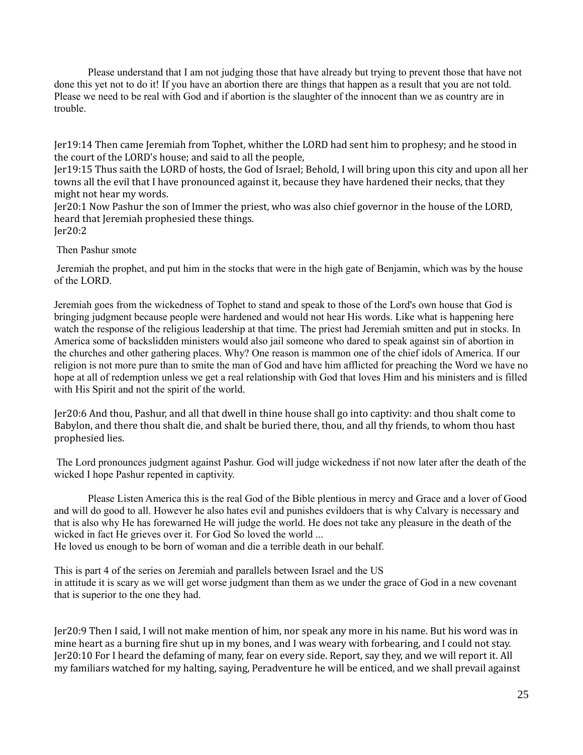Please understand that I am not judging those that have already but trying to prevent those that have not done this yet not to do it! If you have an abortion there are things that happen as a result that you are not told. Please we need to be real with God and if abortion is the slaughter of the innocent than we as country are in trouble.

Jer19:14 Then came Jeremiah from Tophet, whither the LORD had sent him to prophesy; and he stood in the court of the LORD's house; and said to all the people,
Jer19:15 Thus saith the LORD of hosts, the God of Israel; Behold, I will bring upon this city and upon all her towns all the evil that I have pronounced against it, because they have hardened their necks, that they might not hear my words.
Jer20:1 Now Pashur the son of Immer the priest, who was also chief governor in the house of the LORD, heard that Jeremiah prophesied these things.
Jer20:2

Then Pashur smote

Jeremiah the prophet, and put him in the stocks that were in the high gate of Benjamin, which was by the house of the LORD.

Jeremiah goes from the wickedness of Tophet to stand and speak to those of the Lord's own house that God is bringing judgment because people were hardened and would not hear His words. Like what is happening here watch the response of the religious leadership at that time. The priest had Jeremiah smitten and put in stocks. In America some of backslidden ministers would also jail someone who dared to speak against sin of abortion in the churches and other gathering places. Why? One reason is mammon one of the chief idols of America. If our religion is not more pure than to smite the man of God and have him afflicted for preaching the Word we have no hope at all of redemption unless we get a real relationship with God that loves Him and his ministers and is filled with His Spirit and not the spirit of the world.

Jer20:6 And thou, Pashur, and all that dwell in thine house shall go into captivity: and thou shalt come to Babylon, and there thou shalt die, and shalt be buried there, thou, and all thy friends, to whom thou hast prophesied lies.

The Lord pronounces judgment against Pashur. God will judge wickedness if not now later after the death of the wicked I hope Pashur repented in captivity.

Please Listen America this is the real God of the Bible plentious in mercy and Grace and a lover of Good and will do good to all. However he also hates evil and punishes evildoers that is why Calvary is necessary and that is also why He has forewarned He will judge the world. He does not take any pleasure in the death of the wicked in fact He grieves over it. For God So loved the world ...
He loved us enough to be born of woman and die a terrible death in our behalf.

This is part 4 of the series on Jeremiah and parallels between Israel and the US
in attitude it is scary as we will get worse judgment than them as we under the grace of God in a new covenant that is superior to the one they had.

Jer20:9 Then I said, I will not make mention of him, nor speak any more in his name. But his word was in mine heart as a burning fire shut up in my bones, and I was weary with forbearing, and I could not stay.
Jer20:10 For I heard the defaming of many, fear on every side. Report, say they, and we will report it. All my familiars watched for my halting, saying, Peradventure he will be enticed, and we shall prevail against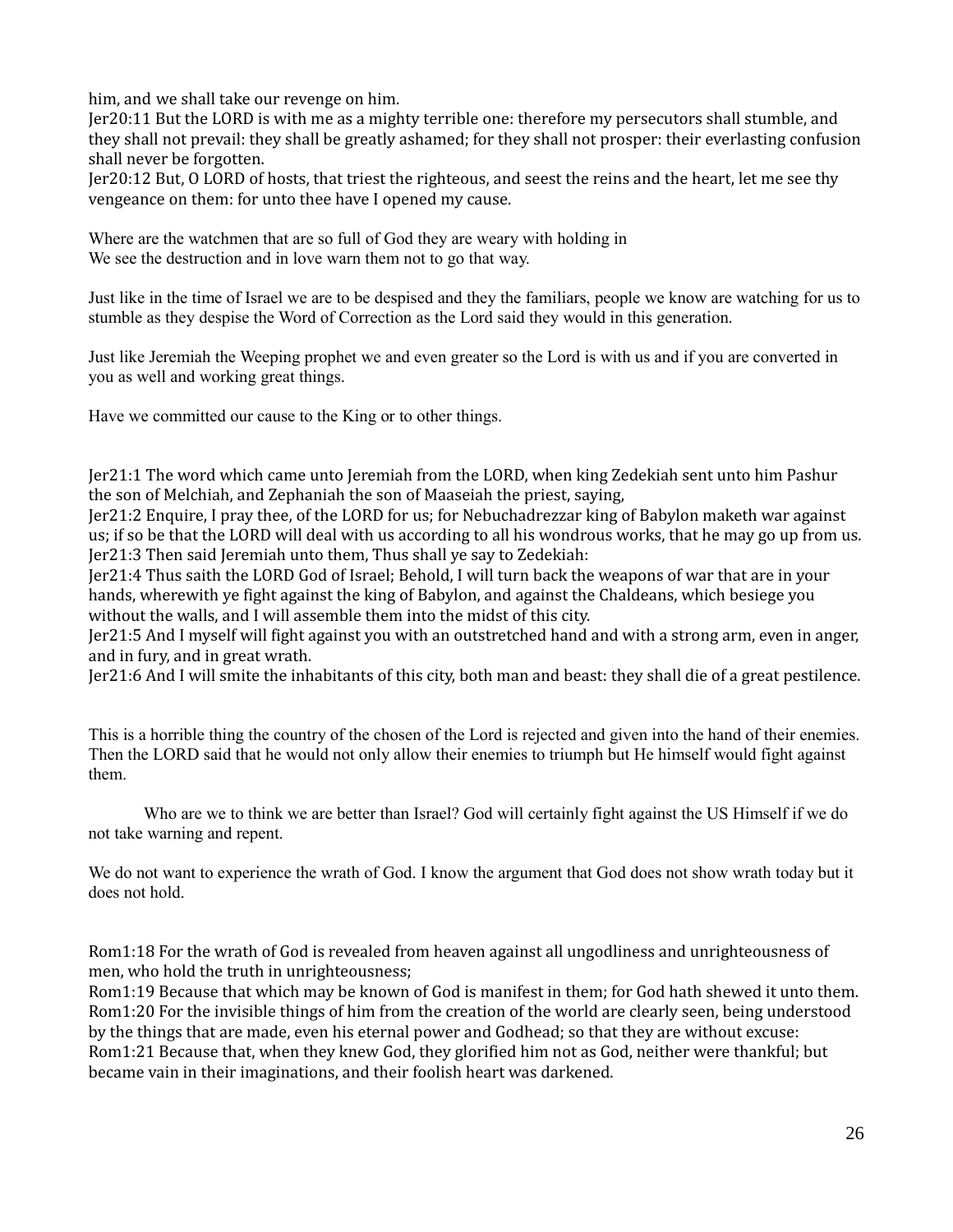him, and we shall take our revenge on him.
Jer20:11 But the LORD is with me as a mighty terrible one: therefore my persecutors shall stumble, and they shall not prevail: they shall be greatly ashamed; for they shall not prosper: their everlasting confusion shall never be forgotten.
Jer20:12 But, O LORD of hosts, that triest the righteous, and seest the reins and the heart, let me see thy vengeance on them: for unto thee have I opened my cause.

Where are the watchmen that are so full of God they are weary with holding in
We see the destruction and in love warn them not to go that way.

Just like in the time of Israel we are to be despised and they the familiars, people we know are watching for us to stumble as they despise the Word of Correction as the Lord said they would in this generation.

Just like Jeremiah the Weeping prophet we and even greater so the Lord is with us and if you are converted in you as well and working great things.

Have we committed our cause to the King or to other things.

Jer21:1 The word which came unto Jeremiah from the LORD, when king Zedekiah sent unto him Pashur the son of Melchiah, and Zephaniah the son of Maaseiah the priest, saying,
Jer21:2 Enquire, I pray thee, of the LORD for us; for Nebuchadrezzar king of Babylon maketh war against us; if so be that the LORD will deal with us according to all his wondrous works, that he may go up from us.
Jer21:3 Then said Jeremiah unto them, Thus shall ye say to Zedekiah:
Jer21:4 Thus saith the LORD God of Israel; Behold, I will turn back the weapons of war that are in your hands, wherewith ye fight against the king of Babylon, and against the Chaldeans, which besiege you without the walls, and I will assemble them into the midst of this city.
Jer21:5 And I myself will fight against you with an outstretched hand and with a strong arm, even in anger, and in fury, and in great wrath.
Jer21:6 And I will smite the inhabitants of this city, both man and beast: they shall die of a great pestilence.

This is a horrible thing the country of the chosen of the Lord is rejected and given into the hand of their enemies. Then the LORD said that he would not only allow their enemies to triumph but He himself would fight against them.

Who are we to think we are better than Israel? God will certainly fight against the US Himself if we do not take warning and repent.

We do not want to experience the wrath of God. I know the argument that God does not show wrath today but it does not hold.

Rom1:18 For the wrath of God is revealed from heaven against all ungodliness and unrighteousness of men, who hold the truth in unrighteousness;
Rom1:19 Because that which may be known of God is manifest in them; for God hath shewed it unto them.
Rom1:20 For the invisible things of him from the creation of the world are clearly seen, being understood by the things that are made, even his eternal power and Godhead; so that they are without excuse:
Rom1:21 Because that, when they knew God, they glorified him not as God, neither were thankful; but became vain in their imaginations, and their foolish heart was darkened.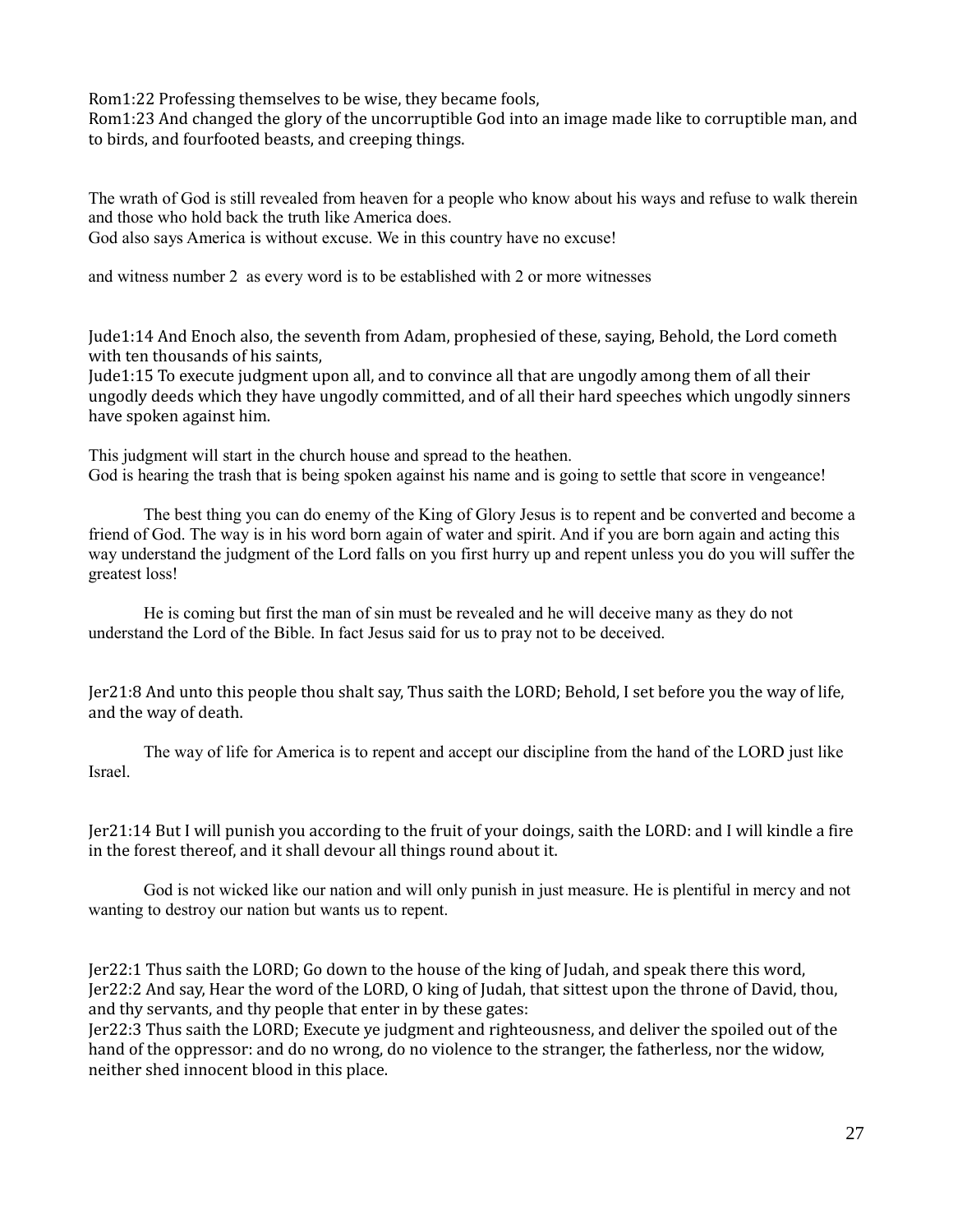Rom1:22 Professing themselves to be wise, they became fools,
Rom1:23 And changed the glory of the uncorruptible God into an image made like to corruptible man, and to birds, and fourfooted beasts, and creeping things.

The wrath of God is still revealed from heaven for a people who know about his ways and refuse to walk therein and those who hold back the truth like America does.
God also says America is without excuse. We in this country have no excuse!

and witness number 2 as every word is to be established with 2 or more witnesses

Jude1:14 And Enoch also, the seventh from Adam, prophesied of these, saying, Behold, the Lord cometh with ten thousands of his saints,
Jude1:15 To execute judgment upon all, and to convince all that are ungodly among them of all their ungodly deeds which they have ungodly committed, and of all their hard speeches which ungodly sinners have spoken against him.

This judgment will start in the church house and spread to the heathen.
God is hearing the trash that is being spoken against his name and is going to settle that score in vengeance!

The best thing you can do enemy of the King of Glory Jesus is to repent and be converted and become a friend of God. The way is in his word born again of water and spirit. And if you are born again and acting this way understand the judgment of the Lord falls on you first hurry up and repent unless you do you will suffer the greatest loss!

He is coming but first the man of sin must be revealed and he will deceive many as they do not understand the Lord of the Bible. In fact Jesus said for us to pray not to be deceived.

Jer21:8 And unto this people thou shalt say, Thus saith the LORD; Behold, I set before you the way of life, and the way of death.

The way of life for America is to repent and accept our discipline from the hand of the LORD just like Israel.

Jer21:14 But I will punish you according to the fruit of your doings, saith the LORD: and I will kindle a fire in the forest thereof, and it shall devour all things round about it.

God is not wicked like our nation and will only punish in just measure. He is plentiful in mercy and not wanting to destroy our nation but wants us to repent.

Jer22:1 Thus saith the LORD; Go down to the house of the king of Judah, and speak there this word,
Jer22:2 And say, Hear the word of the LORD, O king of Judah, that sittest upon the throne of David, thou, and thy servants, and thy people that enter in by these gates:
Jer22:3 Thus saith the LORD; Execute ye judgment and righteousness, and deliver the spoiled out of the hand of the oppressor: and do no wrong, do no violence to the stranger, the fatherless, nor the widow, neither shed innocent blood in this place.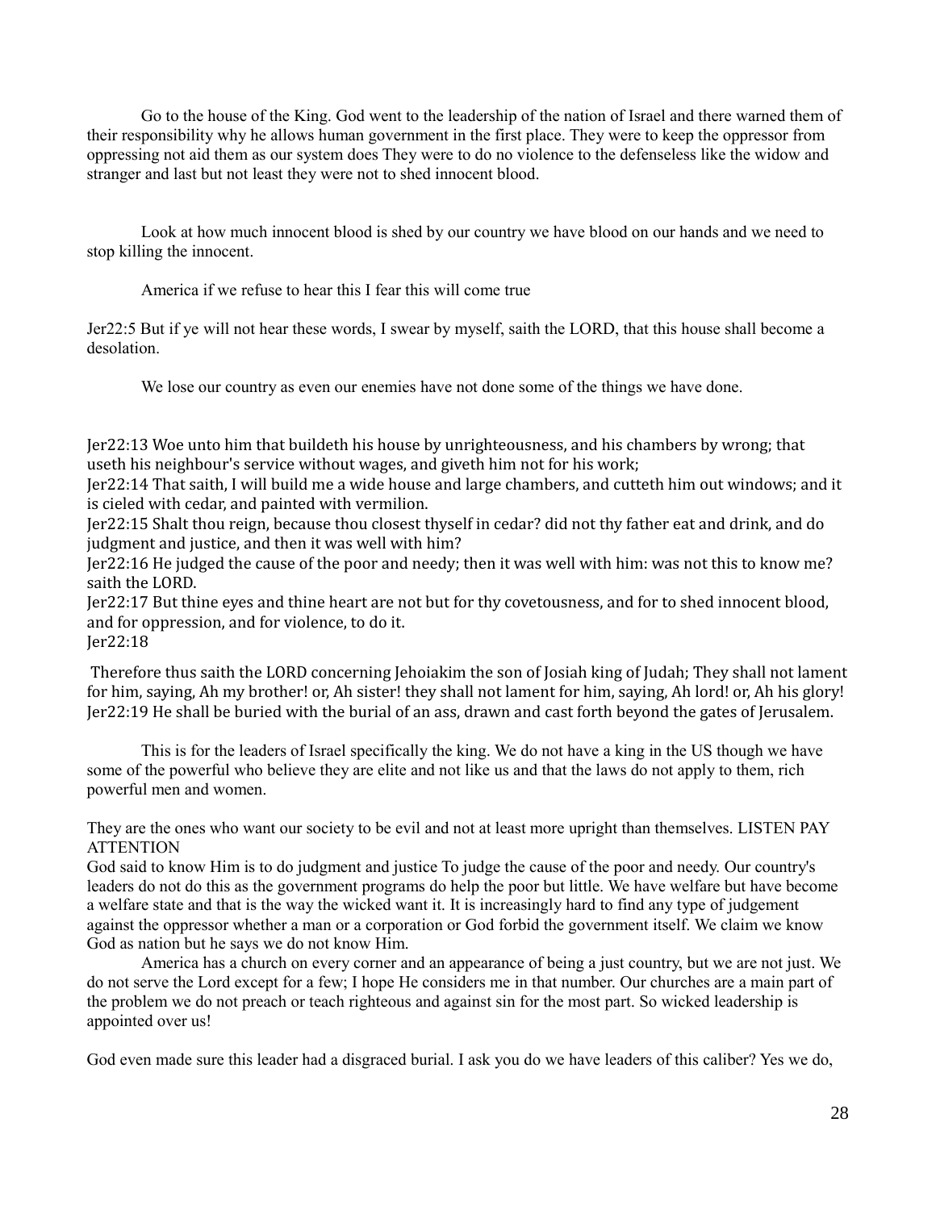Go to the house of the King. God went to the leadership of the nation of Israel and there warned them of their responsibility why he allows human government in the first place. They were to keep the oppressor from oppressing not aid them as our system does They were to do no violence to the defenseless like the widow and stranger and last but not least they were not to shed innocent blood.

Look at how much innocent blood is shed by our country we have blood on our hands and we need to stop killing the innocent.

America if we refuse to hear this I fear this will come true

Jer22:5 But if ye will not hear these words, I swear by myself, saith the LORD, that this house shall become a desolation.

We lose our country as even our enemies have not done some of the things we have done.

Jer22:13 Woe unto him that buildeth his house by unrighteousness, and his chambers by wrong; that useth his neighbour's service without wages, and giveth him not for his work;
Jer22:14 That saith, I will build me a wide house and large chambers, and cutteth him out windows; and it is cieled with cedar, and painted with vermilion.
Jer22:15 Shalt thou reign, because thou closest thyself in cedar? did not thy father eat and drink, and do judgment and justice, and then it was well with him?
Jer22:16 He judged the cause of the poor and needy; then it was well with him: was not this to know me? saith the LORD.
Jer22:17 But thine eyes and thine heart are not but for thy covetousness, and for to shed innocent blood, and for oppression, and for violence, to do it.
Jer22:18

Therefore thus saith the LORD concerning Jehoiakim the son of Josiah king of Judah; They shall not lament for him, saying, Ah my brother! or, Ah sister! they shall not lament for him, saying, Ah lord! or, Ah his glory!
Jer22:19 He shall be buried with the burial of an ass, drawn and cast forth beyond the gates of Jerusalem.

This is for the leaders of Israel specifically the king. We do not have a king in the US though we have some of the powerful who believe they are elite and not like us and that the laws do not apply to them, rich powerful men and women.

They are the ones who want our society to be evil and not at least more upright than themselves. LISTEN PAY ATTENTION
God said to know Him is to do judgment and justice To judge the cause of the poor and needy. Our country's leaders do not do this as the government programs do help the poor but little. We have welfare but have become a welfare state and that is the way the wicked want it. It is increasingly hard to find any type of judgement against the oppressor whether a man or a corporation or God forbid the government itself. We claim we know God as nation but he says we do not know Him.

America has a church on every corner and an appearance of being a just country, but we are not just. We do not serve the Lord except for a few; I hope He considers me in that number. Our churches are a main part of the problem we do not preach or teach righteous and against sin for the most part. So wicked leadership is appointed over us!

God even made sure this leader had a disgraced burial. I ask you do we have leaders of this caliber? Yes we do,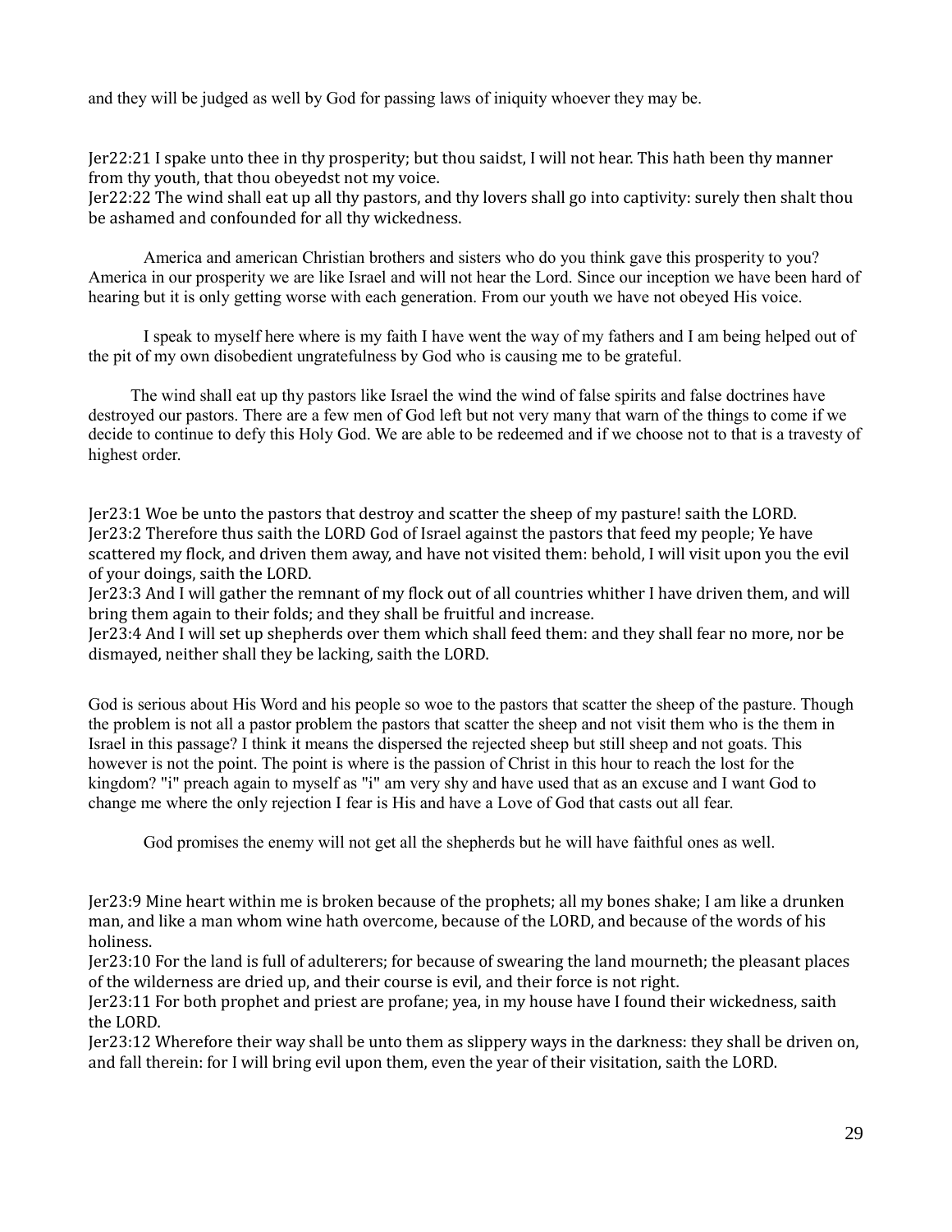and they will be judged as well by God for passing laws of iniquity whoever they may be.

Jer22:21 I spake unto thee in thy prosperity; but thou saidst, I will not hear. This hath been thy manner from thy youth, that thou obeyedst not my voice.
Jer22:22 The wind shall eat up all thy pastors, and thy lovers shall go into captivity: surely then shalt thou be ashamed and confounded for all thy wickedness.

America and american Christian brothers and sisters who do you think gave this prosperity to you? America in our prosperity we are like Israel and will not hear the Lord. Since our inception we have been hard of hearing but it is only getting worse with each generation. From our youth we have not obeyed His voice.

I speak to myself here where is my faith I have went the way of my fathers and I am being helped out of the pit of my own disobedient ungratefulness by God who is causing me to be grateful.

The wind shall eat up thy pastors like Israel the wind the wind of false spirits and false doctrines have destroyed our pastors. There are a few men of God left but not very many that warn of the things to come if we decide to continue to defy this Holy God. We are able to be redeemed and if we choose not to that is a travesty of highest order.

Jer23:1 Woe be unto the pastors that destroy and scatter the sheep of my pasture! saith the LORD.
Jer23:2 Therefore thus saith the LORD God of Israel against the pastors that feed my people; Ye have scattered my flock, and driven them away, and have not visited them: behold, I will visit upon you the evil of your doings, saith the LORD.
Jer23:3 And I will gather the remnant of my flock out of all countries whither I have driven them, and will bring them again to their folds; and they shall be fruitful and increase.
Jer23:4 And I will set up shepherds over them which shall feed them: and they shall fear no more, nor be dismayed, neither shall they be lacking, saith the LORD.

God is serious about His Word and his people so woe to the pastors that scatter the sheep of the pasture. Though the problem is not all a pastor problem the pastors that scatter the sheep and not visit them who is the them in Israel in this passage? I think it means the dispersed the rejected sheep but still sheep and not goats. This however is not the point. The point is where is the passion of Christ in this hour to reach the lost for the kingdom? "i" preach again to myself as "i" am very shy and have used that as an excuse and I want God to change me where the only rejection I fear is His and have a Love of God that casts out all fear.

God promises the enemy will not get all the shepherds but he will have faithful ones as well.

Jer23:9 Mine heart within me is broken because of the prophets; all my bones shake; I am like a drunken man, and like a man whom wine hath overcome, because of the LORD, and because of the words of his holiness.
Jer23:10 For the land is full of adulterers; for because of swearing the land mourneth; the pleasant places of the wilderness are dried up, and their course is evil, and their force is not right.
Jer23:11 For both prophet and priest are profane; yea, in my house have I found their wickedness, saith the LORD.
Jer23:12 Wherefore their way shall be unto them as slippery ways in the darkness: they shall be driven on, and fall therein: for I will bring evil upon them, even the year of their visitation, saith the LORD.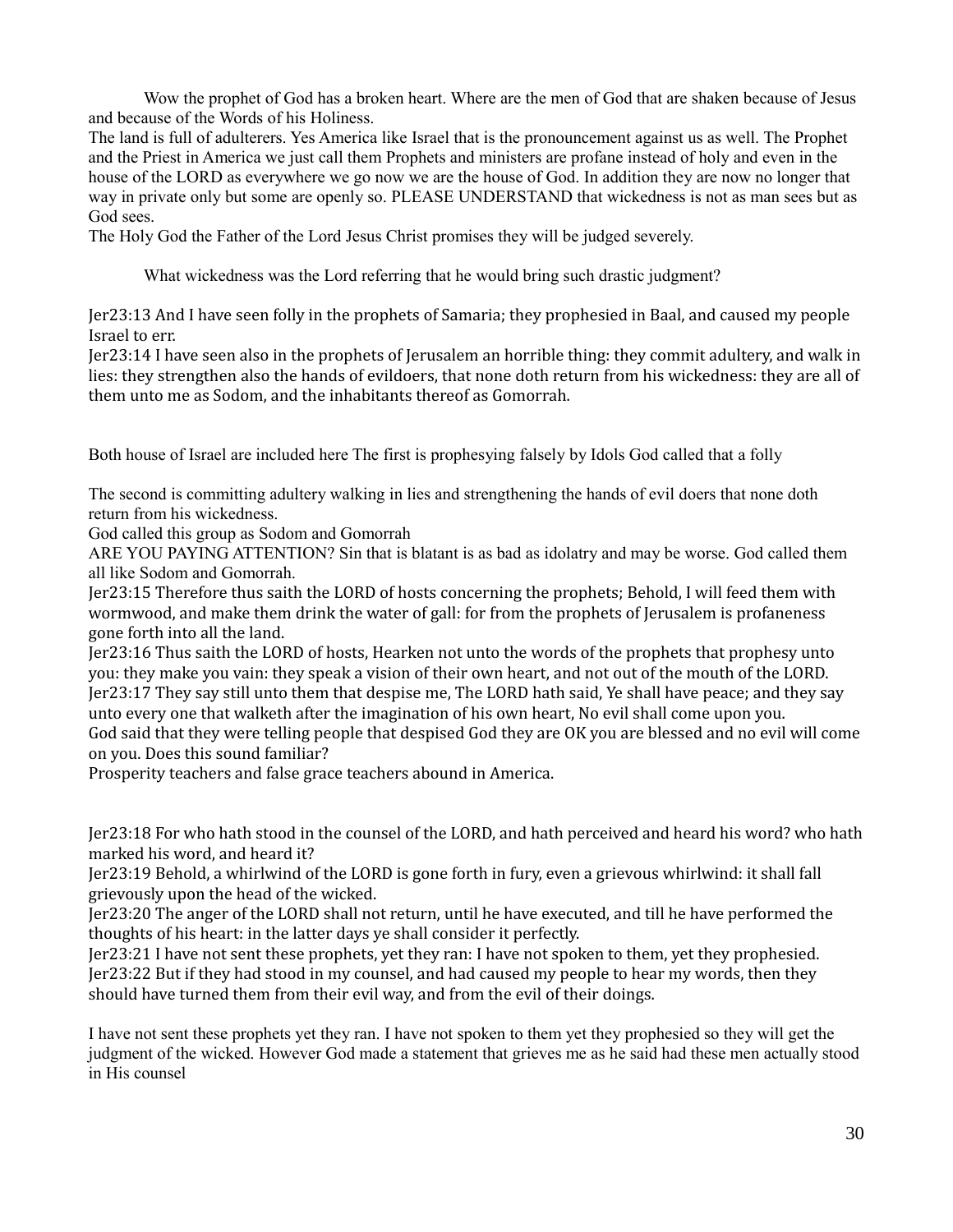Wow the prophet of God has a broken heart. Where are the men of God that are shaken because of Jesus and because of the Words of his Holiness.

The land is full of adulterers. Yes America like Israel that is the pronouncement against us as well. The Prophet and the Priest in America we just call them Prophets and ministers are profane instead of holy and even in the house of the LORD as everywhere we go now we are the house of God. In addition they are now no longer that way in private only but some are openly so. PLEASE UNDERSTAND that wickedness is not as man sees but as God sees.

The Holy God the Father of the Lord Jesus Christ promises they will be judged severely.

What wickedness was the Lord referring that he would bring such drastic judgment?

Jer23:13 And I have seen folly in the prophets of Samaria; they prophesied in Baal, and caused my people Israel to err.

Jer23:14 I have seen also in the prophets of Jerusalem an horrible thing: they commit adultery, and walk in lies: they strengthen also the hands of evildoers, that none doth return from his wickedness: they are all of them unto me as Sodom, and the inhabitants thereof as Gomorrah.

Both house of Israel are included here The first is prophesying falsely by Idols God called that a folly

The second is committing adultery walking in lies and strengthening the hands of evil doers that none doth return from his wickedness.

God called this group as Sodom and Gomorrah

ARE YOU PAYING ATTENTION? Sin that is blatant is as bad as idolatry and may be worse. God called them all like Sodom and Gomorrah.

Jer23:15 Therefore thus saith the LORD of hosts concerning the prophets; Behold, I will feed them with wormwood, and make them drink the water of gall: for from the prophets of Jerusalem is profaneness gone forth into all the land.

Jer23:16 Thus saith the LORD of hosts, Hearken not unto the words of the prophets that prophesy unto you: they make you vain: they speak a vision of their own heart, and not out of the mouth of the LORD.

Jer23:17 They say still unto them that despise me, The LORD hath said, Ye shall have peace; and they say unto every one that walketh after the imagination of his own heart, No evil shall come upon you.

God said that they were telling people that despised God they are OK you are blessed and no evil will come on you. Does this sound familiar?

Prosperity teachers and false grace teachers abound in America.

Jer23:18 For who hath stood in the counsel of the LORD, and hath perceived and heard his word? who hath marked his word, and heard it?

Jer23:19 Behold, a whirlwind of the LORD is gone forth in fury, even a grievous whirlwind: it shall fall grievously upon the head of the wicked.

Jer23:20 The anger of the LORD shall not return, until he have executed, and till he have performed the thoughts of his heart: in the latter days ye shall consider it perfectly.

Jer23:21 I have not sent these prophets, yet they ran: I have not spoken to them, yet they prophesied.

Jer23:22 But if they had stood in my counsel, and had caused my people to hear my words, then they should have turned them from their evil way, and from the evil of their doings.

I have not sent these prophets yet they ran. I have not spoken to them yet they prophesied so they will get the judgment of the wicked. However God made a statement that grieves me as he said had these men actually stood in His counsel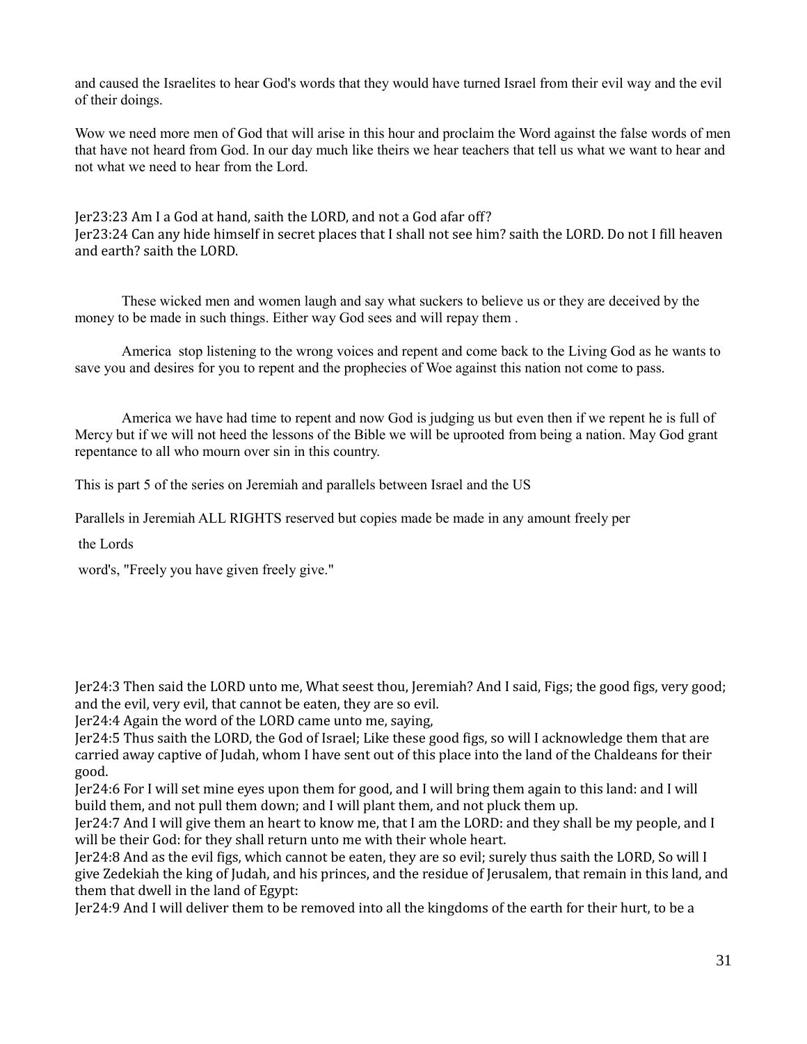and caused the Israelites to hear God's words that they would have turned Israel from their evil way and the evil of their doings.

Wow we need more men of God that will arise in this hour and proclaim the Word against the false words of men that have not heard from God. In our day much like theirs we hear teachers that tell us what we want to hear and not what we need to hear from the Lord.

Jer23:23 Am I a God at hand, saith the LORD, and not a God afar off?
Jer23:24 Can any hide himself in secret places that I shall not see him? saith the LORD. Do not I fill heaven and earth? saith the LORD.

These wicked men and women laugh and say what suckers to believe us or they are deceived by the money to be made in such things. Either way God sees and will repay them .

America stop listening to the wrong voices and repent and come back to the Living God as he wants to save you and desires for you to repent and the prophecies of Woe against this nation not come to pass.

America we have had time to repent and now God is judging us but even then if we repent he is full of Mercy but if we will not heed the lessons of the Bible we will be uprooted from being a nation. May God grant repentance to all who mourn over sin in this country.

This is part 5 of the series on Jeremiah and parallels between Israel and the US

Parallels in Jeremiah ALL RIGHTS reserved but copies made be made in any amount freely per

the Lords

word's, "Freely you have given freely give."

Jer24:3 Then said the LORD unto me, What seest thou, Jeremiah? And I said, Figs; the good figs, very good; and the evil, very evil, that cannot be eaten, they are so evil.
Jer24:4 Again the word of the LORD came unto me, saying,
Jer24:5 Thus saith the LORD, the God of Israel; Like these good figs, so will I acknowledge them that are carried away captive of Judah, whom I have sent out of this place into the land of the Chaldeans for their good.
Jer24:6 For I will set mine eyes upon them for good, and I will bring them again to this land: and I will build them, and not pull them down; and I will plant them, and not pluck them up.
Jer24:7 And I will give them an heart to know me, that I am the LORD: and they shall be my people, and I will be their God: for they shall return unto me with their whole heart.
Jer24:8 And as the evil figs, which cannot be eaten, they are so evil; surely thus saith the LORD, So will I give Zedekiah the king of Judah, and his princes, and the residue of Jerusalem, that remain in this land, and them that dwell in the land of Egypt:
Jer24:9 And I will deliver them to be removed into all the kingdoms of the earth for their hurt, to be a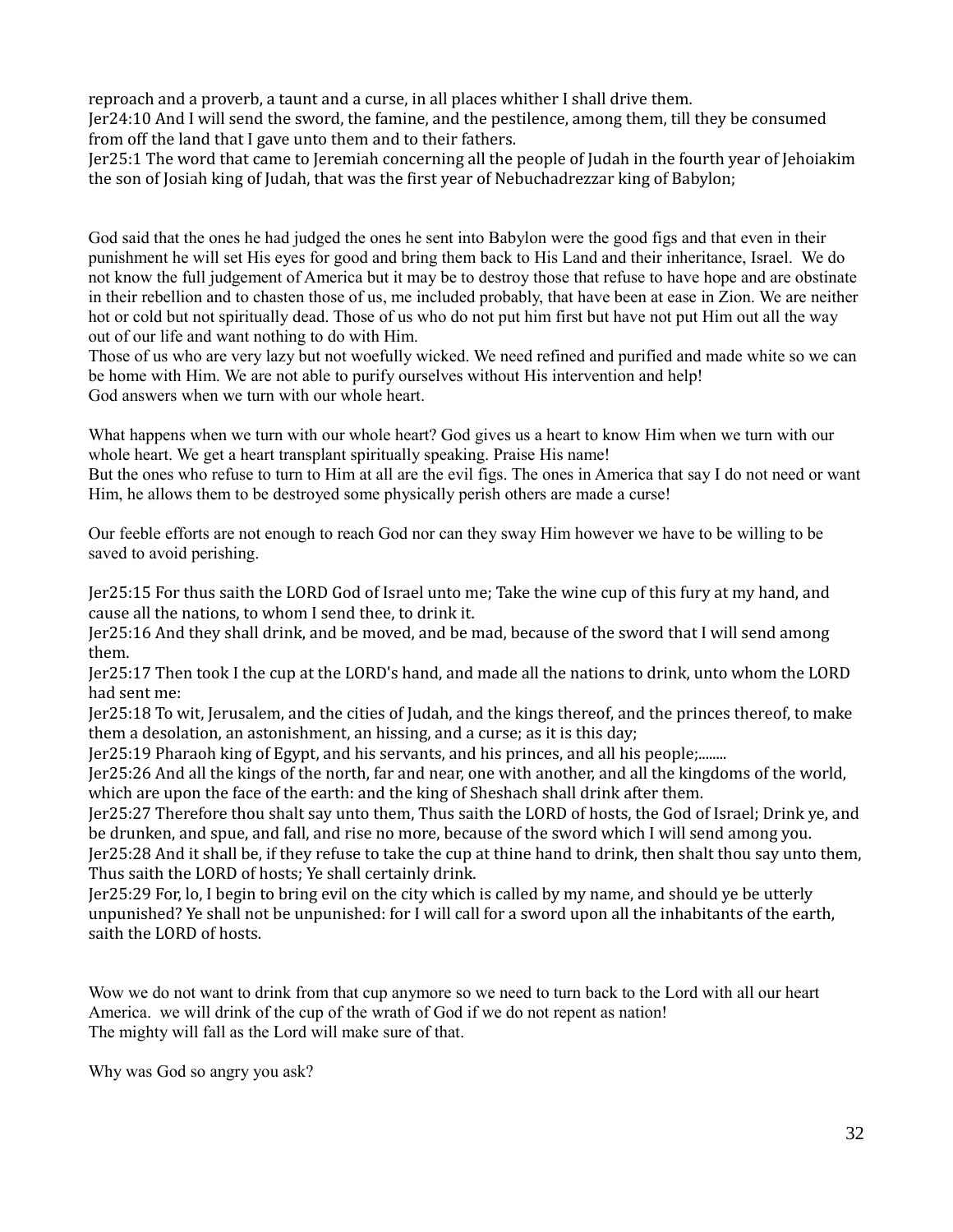reproach and a proverb, a taunt and a curse, in all places whither I shall drive them.
Jer24:10 And I will send the sword, the famine, and the pestilence, among them, till they be consumed from off the land that I gave unto them and to their fathers.
Jer25:1 The word that came to Jeremiah concerning all the people of Judah in the fourth year of Jehoiakim the son of Josiah king of Judah, that was the first year of Nebuchadrezzar king of Babylon;

God said that the ones he had judged the ones he sent into Babylon were the good figs and that even in their punishment he will set His eyes for good and bring them back to His Land and their inheritance, Israel. We do not know the full judgement of America but it may be to destroy those that refuse to have hope and are obstinate in their rebellion and to chasten those of us, me included probably, that have been at ease in Zion. We are neither hot or cold but not spiritually dead. Those of us who do not put him first but have not put Him out all the way out of our life and want nothing to do with Him.
Those of us who are very lazy but not woefully wicked. We need refined and purified and made white so we can be home with Him. We are not able to purify ourselves without His intervention and help!
God answers when we turn with our whole heart.

What happens when we turn with our whole heart? God gives us a heart to know Him when we turn with our whole heart. We get a heart transplant spiritually speaking. Praise His name!
But the ones who refuse to turn to Him at all are the evil figs. The ones in America that say I do not need or want Him, he allows them to be destroyed some physically perish others are made a curse!

Our feeble efforts are not enough to reach God nor can they sway Him however we have to be willing to be saved to avoid perishing.

Jer25:15 For thus saith the LORD God of Israel unto me; Take the wine cup of this fury at my hand, and cause all the nations, to whom I send thee, to drink it.
Jer25:16 And they shall drink, and be moved, and be mad, because of the sword that I will send among them.
Jer25:17 Then took I the cup at the LORD's hand, and made all the nations to drink, unto whom the LORD had sent me:
Jer25:18 To wit, Jerusalem, and the cities of Judah, and the kings thereof, and the princes thereof, to make them a desolation, an astonishment, an hissing, and a curse; as it is this day;
Jer25:19 Pharaoh king of Egypt, and his servants, and his princes, and all his people;........
Jer25:26 And all the kings of the north, far and near, one with another, and all the kingdoms of the world, which are upon the face of the earth: and the king of Sheshach shall drink after them.
Jer25:27 Therefore thou shalt say unto them, Thus saith the LORD of hosts, the God of Israel; Drink ye, and be drunken, and spue, and fall, and rise no more, because of the sword which I will send among you.
Jer25:28 And it shall be, if they refuse to take the cup at thine hand to drink, then shalt thou say unto them, Thus saith the LORD of hosts; Ye shall certainly drink.
Jer25:29 For, lo, I begin to bring evil on the city which is called by my name, and should ye be utterly unpunished? Ye shall not be unpunished: for I will call for a sword upon all the inhabitants of the earth, saith the LORD of hosts.

Wow we do not want to drink from that cup anymore so we need to turn back to the Lord with all our heart America. we will drink of the cup of the wrath of God if we do not repent as nation!
The mighty will fall as the Lord will make sure of that.

Why was God so angry you ask?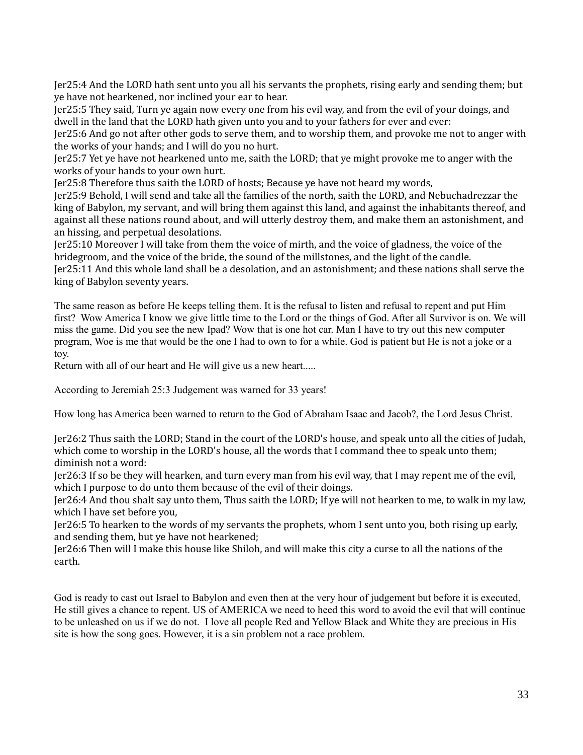Jer25:4 And the LORD hath sent unto you all his servants the prophets, rising early and sending them; but ye have not hearkened, nor inclined your ear to hear.
Jer25:5 They said, Turn ye again now every one from his evil way, and from the evil of your doings, and dwell in the land that the LORD hath given unto you and to your fathers for ever and ever:
Jer25:6 And go not after other gods to serve them, and to worship them, and provoke me not to anger with the works of your hands; and I will do you no hurt.
Jer25:7 Yet ye have not hearkened unto me, saith the LORD; that ye might provoke me to anger with the works of your hands to your own hurt.
Jer25:8 Therefore thus saith the LORD of hosts; Because ye have not heard my words,
Jer25:9 Behold, I will send and take all the families of the north, saith the LORD, and Nebuchadrezzar the king of Babylon, my servant, and will bring them against this land, and against the inhabitants thereof, and against all these nations round about, and will utterly destroy them, and make them an astonishment, and an hissing, and perpetual desolations.
Jer25:10 Moreover I will take from them the voice of mirth, and the voice of gladness, the voice of the bridegroom, and the voice of the bride, the sound of the millstones, and the light of the candle.
Jer25:11 And this whole land shall be a desolation, and an astonishment; and these nations shall serve the king of Babylon seventy years.

The same reason as before He keeps telling them. It is the refusal to listen and refusal to repent and put Him first? Wow America I know we give little time to the Lord or the things of God. After all Survivor is on. We will miss the game. Did you see the new Ipad? Wow that is one hot car. Man I have to try out this new computer program, Woe is me that would be the one I had to own to for a while. God is patient but He is not a joke or a toy.
Return with all of our heart and He will give us a new heart.....

According to Jeremiah 25:3 Judgement was warned for 33 years!

How long has America been warned to return to the God of Abraham Isaac and Jacob?, the Lord Jesus Christ.

Jer26:2 Thus saith the LORD; Stand in the court of the LORD's house, and speak unto all the cities of Judah, which come to worship in the LORD's house, all the words that I command thee to speak unto them; diminish not a word:
Jer26:3 If so be they will hearken, and turn every man from his evil way, that I may repent me of the evil, which I purpose to do unto them because of the evil of their doings.
Jer26:4 And thou shalt say unto them, Thus saith the LORD; If ye will not hearken to me, to walk in my law, which I have set before you,
Jer26:5 To hearken to the words of my servants the prophets, whom I sent unto you, both rising up early, and sending them, but ye have not hearkened;
Jer26:6 Then will I make this house like Shiloh, and will make this city a curse to all the nations of the earth.

God is ready to cast out Israel to Babylon and even then at the very hour of judgement but before it is executed, He still gives a chance to repent. US of AMERICA we need to heed this word to avoid the evil that will continue to be unleashed on us if we do not. I love all people Red and Yellow Black and White they are precious in His site is how the song goes. However, it is a sin problem not a race problem.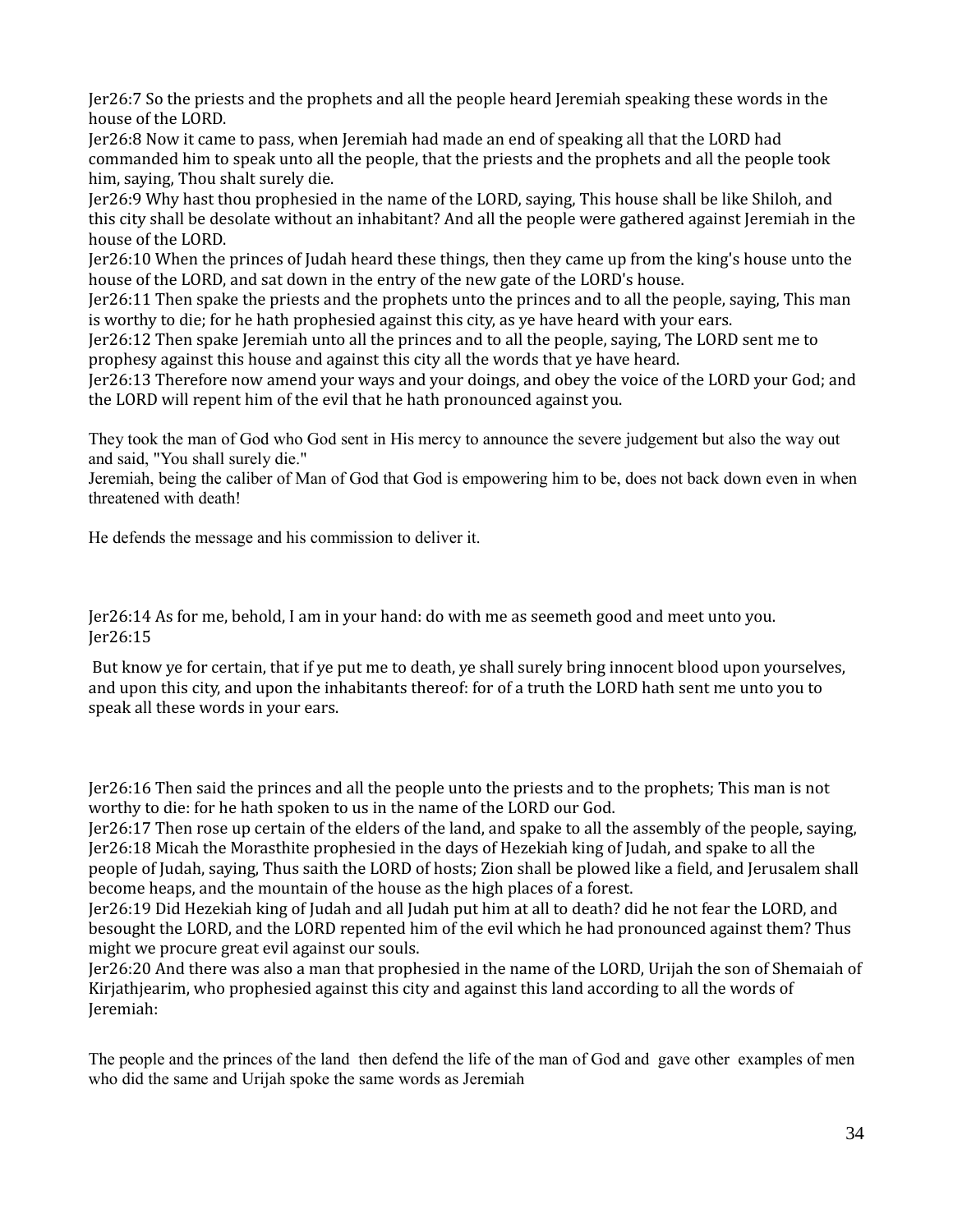Jer26:7 So the priests and the prophets and all the people heard Jeremiah speaking these words in the house of the LORD.
Jer26:8 Now it came to pass, when Jeremiah had made an end of speaking all that the LORD had commanded him to speak unto all the people, that the priests and the prophets and all the people took him, saying, Thou shalt surely die.
Jer26:9 Why hast thou prophesied in the name of the LORD, saying, This house shall be like Shiloh, and this city shall be desolate without an inhabitant? And all the people were gathered against Jeremiah in the house of the LORD.
Jer26:10 When the princes of Judah heard these things, then they came up from the king's house unto the house of the LORD, and sat down in the entry of the new gate of the LORD's house.
Jer26:11 Then spake the priests and the prophets unto the princes and to all the people, saying, This man is worthy to die; for he hath prophesied against this city, as ye have heard with your ears.
Jer26:12 Then spake Jeremiah unto all the princes and to all the people, saying, The LORD sent me to prophesy against this house and against this city all the words that ye have heard.
Jer26:13 Therefore now amend your ways and your doings, and obey the voice of the LORD your God; and the LORD will repent him of the evil that he hath pronounced against you.

They took the man of God who God sent in His mercy to announce the severe judgement but also the way out and said, "You shall surely die."
Jeremiah, being the caliber of Man of God that God is empowering him to be, does not back down even in when threatened with death!

He defends the message and his commission to deliver it.

Jer26:14 As for me, behold, I am in your hand: do with me as seemeth good and meet unto you.
Jer26:15

But know ye for certain, that if ye put me to death, ye shall surely bring innocent blood upon yourselves, and upon this city, and upon the inhabitants thereof: for of a truth the LORD hath sent me unto you to speak all these words in your ears.

Jer26:16 Then said the princes and all the people unto the priests and to the prophets; This man is not worthy to die: for he hath spoken to us in the name of the LORD our God.
Jer26:17 Then rose up certain of the elders of the land, and spake to all the assembly of the people, saying,
Jer26:18 Micah the Morasthite prophesied in the days of Hezekiah king of Judah, and spake to all the people of Judah, saying, Thus saith the LORD of hosts; Zion shall be plowed like a field, and Jerusalem shall become heaps, and the mountain of the house as the high places of a forest.
Jer26:19 Did Hezekiah king of Judah and all Judah put him at all to death? did he not fear the LORD, and besought the LORD, and the LORD repented him of the evil which he had pronounced against them? Thus might we procure great evil against our souls.
Jer26:20 And there was also a man that prophesied in the name of the LORD, Urijah the son of Shemaiah of Kirjathjearim, who prophesied against this city and against this land according to all the words of Jeremiah:

The people and the princes of the land then defend the life of the man of God and gave other examples of men who did the same and Urijah spoke the same words as Jeremiah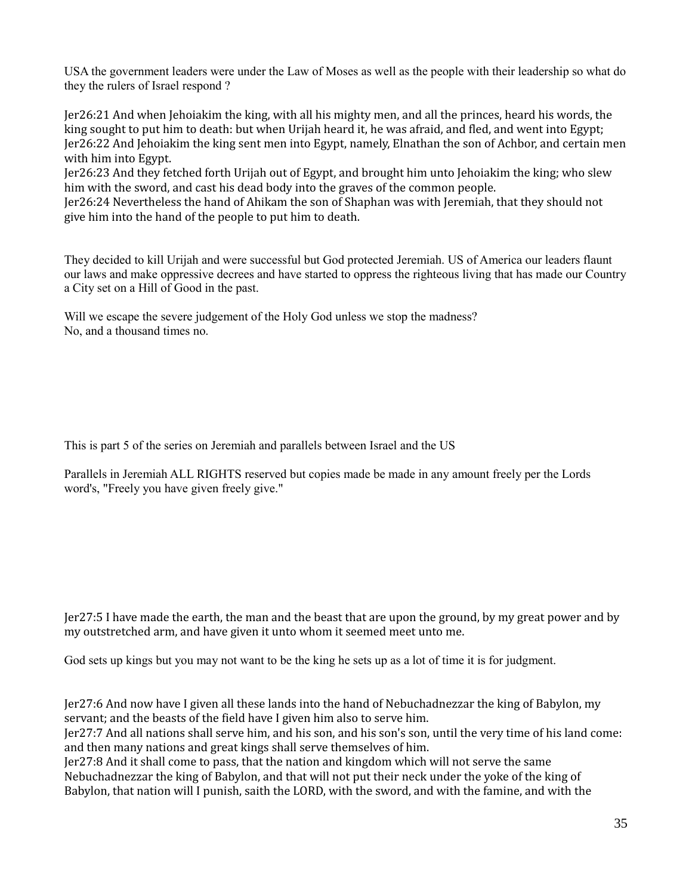USA the government leaders were under the Law of Moses as well as the people with their leadership so what do they the rulers of Israel respond ?

Jer26:21 And when Jehoiakim the king, with all his mighty men, and all the princes, heard his words, the king sought to put him to death: but when Urijah heard it, he was afraid, and fled, and went into Egypt;
Jer26:22 And Jehoiakim the king sent men into Egypt, namely, Elnathan the son of Achbor, and certain men with him into Egypt.
Jer26:23 And they fetched forth Urijah out of Egypt, and brought him unto Jehoiakim the king; who slew him with the sword, and cast his dead body into the graves of the common people.
Jer26:24 Nevertheless the hand of Ahikam the son of Shaphan was with Jeremiah, that they should not give him into the hand of the people to put him to death.

They decided to kill Urijah and were successful but God protected Jeremiah. US of America our leaders flaunt our laws and make oppressive decrees and have started to oppress the righteous living that has made our Country a City set on a Hill of Good in the past.

Will we escape the severe judgement of the Holy God unless we stop the madness?
No, and a thousand times no.

This is part 5 of the series on Jeremiah and parallels between Israel and the US

Parallels in Jeremiah ALL RIGHTS reserved but copies made be made in any amount freely per the Lords word's, "Freely you have given freely give."

Jer27:5 I have made the earth, the man and the beast that are upon the ground, by my great power and by my outstretched arm, and have given it unto whom it seemed meet unto me.

God sets up kings but you may not want to be the king he sets up as a lot of time it is for judgment.

Jer27:6 And now have I given all these lands into the hand of Nebuchadnezzar the king of Babylon, my servant; and the beasts of the field have I given him also to serve him.
Jer27:7 And all nations shall serve him, and his son, and his son's son, until the very time of his land come: and then many nations and great kings shall serve themselves of him.
Jer27:8 And it shall come to pass, that the nation and kingdom which will not serve the same Nebuchadnezzar the king of Babylon, and that will not put their neck under the yoke of the king of Babylon, that nation will I punish, saith the LORD, with the sword, and with the famine, and with the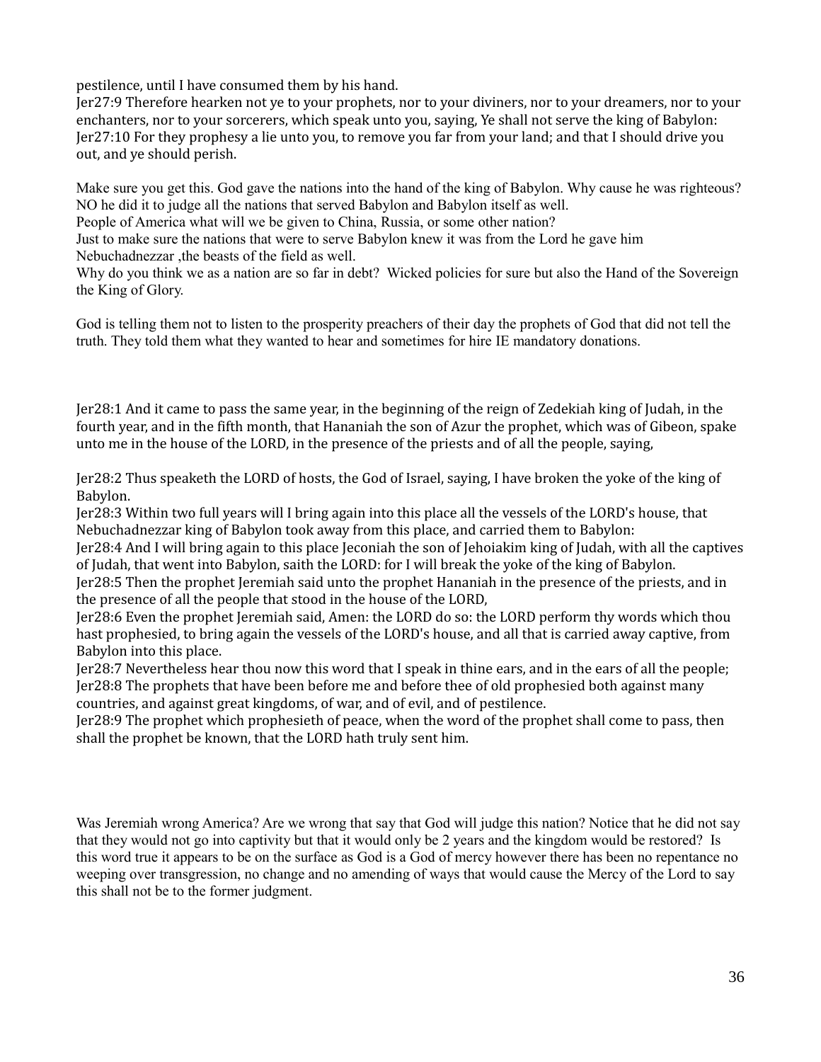pestilence, until I have consumed them by his hand.
Jer27:9 Therefore hearken not ye to your prophets, nor to your diviners, nor to your dreamers, nor to your enchanters, nor to your sorcerers, which speak unto you, saying, Ye shall not serve the king of Babylon:
Jer27:10 For they prophesy a lie unto you, to remove you far from your land; and that I should drive you out, and ye should perish.

Make sure you get this. God gave the nations into the hand of the king of Babylon. Why cause he was righteous? NO he did it to judge all the nations that served Babylon and Babylon itself as well.
People of America what will we be given to China, Russia, or some other nation?
Just to make sure the nations that were to serve Babylon knew it was from the Lord he gave him Nebuchadnezzar ,the beasts of the field as well.
Why do you think we as a nation are so far in debt? Wicked policies for sure but also the Hand of the Sovereign the King of Glory.

God is telling them not to listen to the prosperity preachers of their day the prophets of God that did not tell the truth. They told them what they wanted to hear and sometimes for hire IE mandatory donations.

Jer28:1 And it came to pass the same year, in the beginning of the reign of Zedekiah king of Judah, in the fourth year, and in the fifth month, that Hananiah the son of Azur the prophet, which was of Gibeon, spake unto me in the house of the LORD, in the presence of the priests and of all the people, saying,

Jer28:2 Thus speaketh the LORD of hosts, the God of Israel, saying, I have broken the yoke of the king of Babylon.
Jer28:3 Within two full years will I bring again into this place all the vessels of the LORD's house, that Nebuchadnezzar king of Babylon took away from this place, and carried them to Babylon:
Jer28:4 And I will bring again to this place Jeconiah the son of Jehoiakim king of Judah, with all the captives of Judah, that went into Babylon, saith the LORD: for I will break the yoke of the king of Babylon.
Jer28:5 Then the prophet Jeremiah said unto the prophet Hananiah in the presence of the priests, and in the presence of all the people that stood in the house of the LORD,
Jer28:6 Even the prophet Jeremiah said, Amen: the LORD do so: the LORD perform thy words which thou hast prophesied, to bring again the vessels of the LORD's house, and all that is carried away captive, from Babylon into this place.
Jer28:7 Nevertheless hear thou now this word that I speak in thine ears, and in the ears of all the people;
Jer28:8 The prophets that have been before me and before thee of old prophesied both against many countries, and against great kingdoms, of war, and of evil, and of pestilence.
Jer28:9 The prophet which prophesieth of peace, when the word of the prophet shall come to pass, then shall the prophet be known, that the LORD hath truly sent him.

Was Jeremiah wrong America? Are we wrong that say that God will judge this nation? Notice that he did not say that they would not go into captivity but that it would only be 2 years and the kingdom would be restored? Is this word true it appears to be on the surface as God is a God of mercy however there has been no repentance no weeping over transgression, no change and no amending of ways that would cause the Mercy of the Lord to say this shall not be to the former judgment.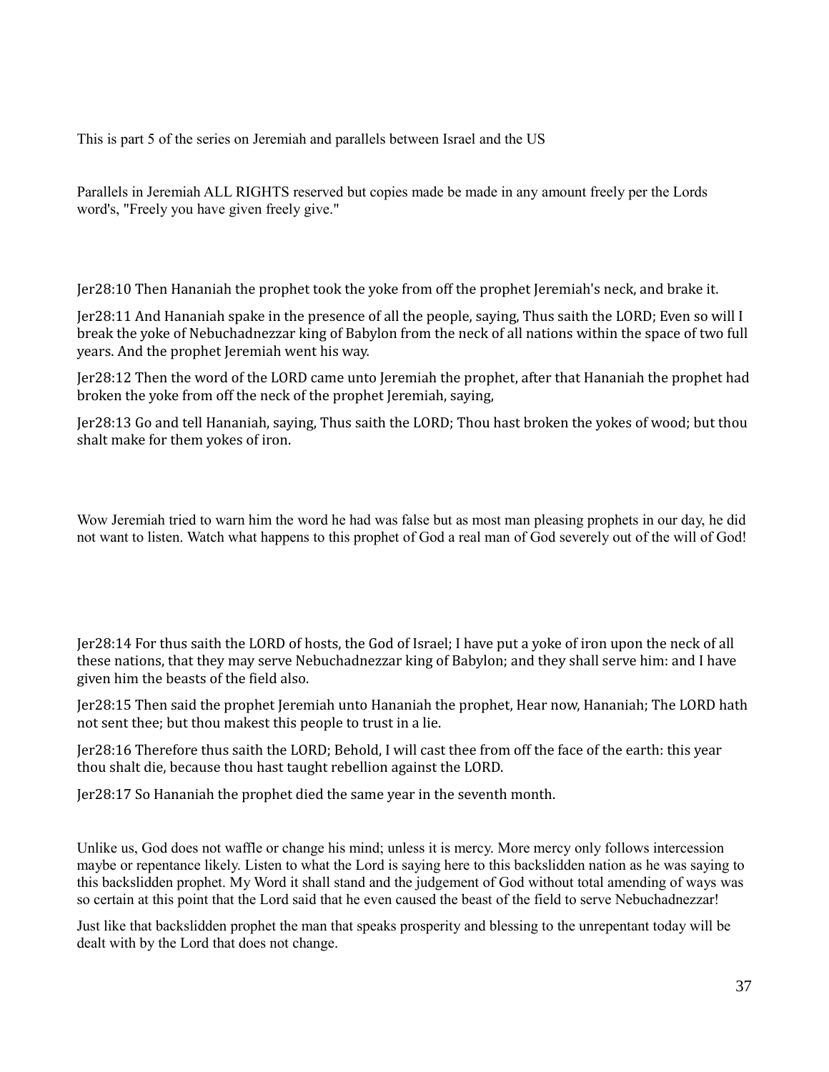This is part 5 of the series on Jeremiah and parallels between Israel and the US

Parallels in Jeremiah ALL RIGHTS reserved but copies made be made in any amount freely per the Lords word's, "Freely you have given freely give."

Jer28:10 Then Hananiah the prophet took the yoke from off the prophet Jeremiah's neck, and brake it.

Jer28:11 And Hananiah spake in the presence of all the people, saying, Thus saith the LORD; Even so will I break the yoke of Nebuchadnezzar king of Babylon from the neck of all nations within the space of two full years. And the prophet Jeremiah went his way.

Jer28:12 Then the word of the LORD came unto Jeremiah the prophet, after that Hananiah the prophet had broken the yoke from off the neck of the prophet Jeremiah, saying,

Jer28:13 Go and tell Hananiah, saying, Thus saith the LORD; Thou hast broken the yokes of wood; but thou shalt make for them yokes of iron.

Wow Jeremiah tried to warn him the word he had was false but as most man pleasing prophets in our day, he did not want to listen. Watch what happens to this prophet of God a real man of God severely out of the will of God!

Jer28:14 For thus saith the LORD of hosts, the God of Israel; I have put a yoke of iron upon the neck of all these nations, that they may serve Nebuchadnezzar king of Babylon; and they shall serve him: and I have given him the beasts of the field also.

Jer28:15 Then said the prophet Jeremiah unto Hananiah the prophet, Hear now, Hananiah; The LORD hath not sent thee; but thou makest this people to trust in a lie.

Jer28:16 Therefore thus saith the LORD; Behold, I will cast thee from off the face of the earth: this year thou shalt die, because thou hast taught rebellion against the LORD.

Jer28:17 So Hananiah the prophet died the same year in the seventh month.

Unlike us, God does not waffle or change his mind; unless it is mercy. More mercy only follows intercession maybe or repentance likely. Listen to what the Lord is saying here to this backslidden nation as he was saying to this backslidden prophet. My Word it shall stand and the judgement of God without total amending of ways was so certain at this point that the Lord said that he even caused the beast of the field to serve Nebuchadnezzar!

Just like that backslidden prophet the man that speaks prosperity and blessing to the unrepentant today will be dealt with by the Lord that does not change.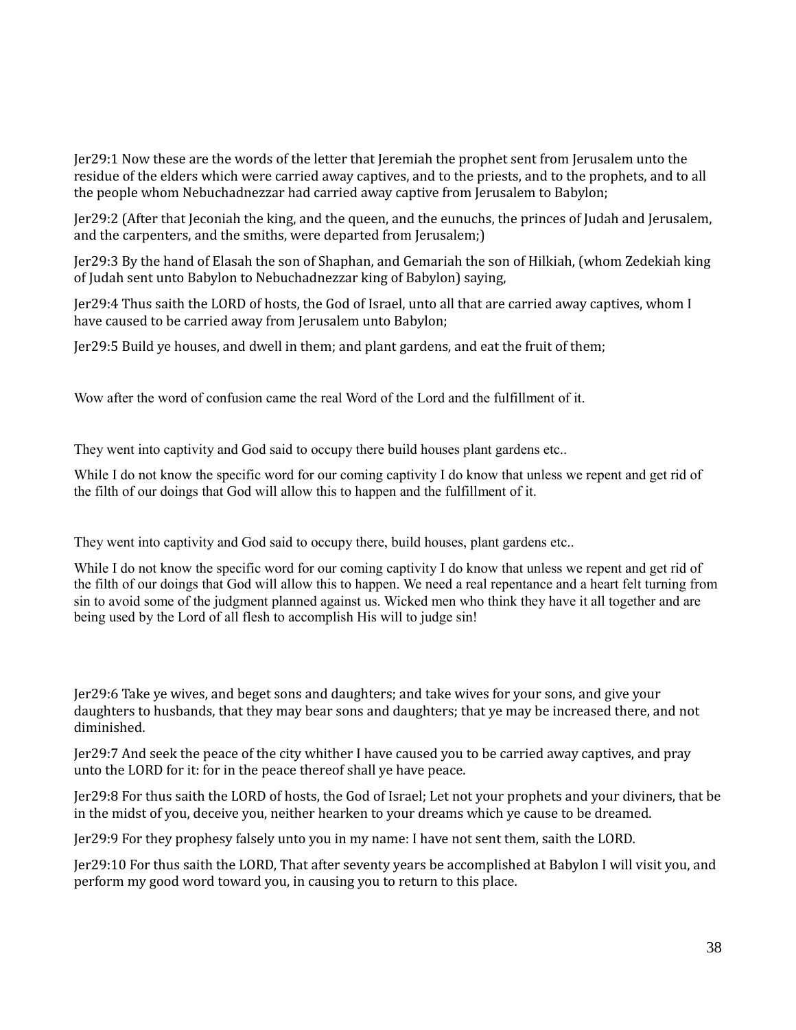Jer29:1 Now these are the words of the letter that Jeremiah the prophet sent from Jerusalem unto the residue of the elders which were carried away captives, and to the priests, and to the prophets, and to all the people whom Nebuchadnezzar had carried away captive from Jerusalem to Babylon;

Jer29:2 (After that Jeconiah the king, and the queen, and the eunuchs, the princes of Judah and Jerusalem, and the carpenters, and the smiths, were departed from Jerusalem;)

Jer29:3 By the hand of Elasah the son of Shaphan, and Gemariah the son of Hilkiah, (whom Zedekiah king of Judah sent unto Babylon to Nebuchadnezzar king of Babylon) saying,

Jer29:4 Thus saith the LORD of hosts, the God of Israel, unto all that are carried away captives, whom I have caused to be carried away from Jerusalem unto Babylon;

Jer29:5 Build ye houses, and dwell in them; and plant gardens, and eat the fruit of them;

Wow after the word of confusion came the real Word of the Lord and the fulfillment of it.

They went into captivity and God said to occupy there build houses plant gardens etc..

While I do not know the specific word for our coming captivity I do know that unless we repent and get rid of the filth of our doings that God will allow this to happen and the fulfillment of it.

They went into captivity and God said to occupy there, build houses, plant gardens etc..

While I do not know the specific word for our coming captivity I do know that unless we repent and get rid of the filth of our doings that God will allow this to happen. We need a real repentance and a heart felt turning from sin to avoid some of the judgment planned against us. Wicked men who think they have it all together and are being used by the Lord of all flesh to accomplish His will to judge sin!

Jer29:6 Take ye wives, and beget sons and daughters; and take wives for your sons, and give your daughters to husbands, that they may bear sons and daughters; that ye may be increased there, and not diminished.

Jer29:7 And seek the peace of the city whither I have caused you to be carried away captives, and pray unto the LORD for it: for in the peace thereof shall ye have peace.

Jer29:8 For thus saith the LORD of hosts, the God of Israel; Let not your prophets and your diviners, that be in the midst of you, deceive you, neither hearken to your dreams which ye cause to be dreamed.

Jer29:9 For they prophesy falsely unto you in my name: I have not sent them, saith the LORD.

Jer29:10 For thus saith the LORD, That after seventy years be accomplished at Babylon I will visit you, and perform my good word toward you, in causing you to return to this place.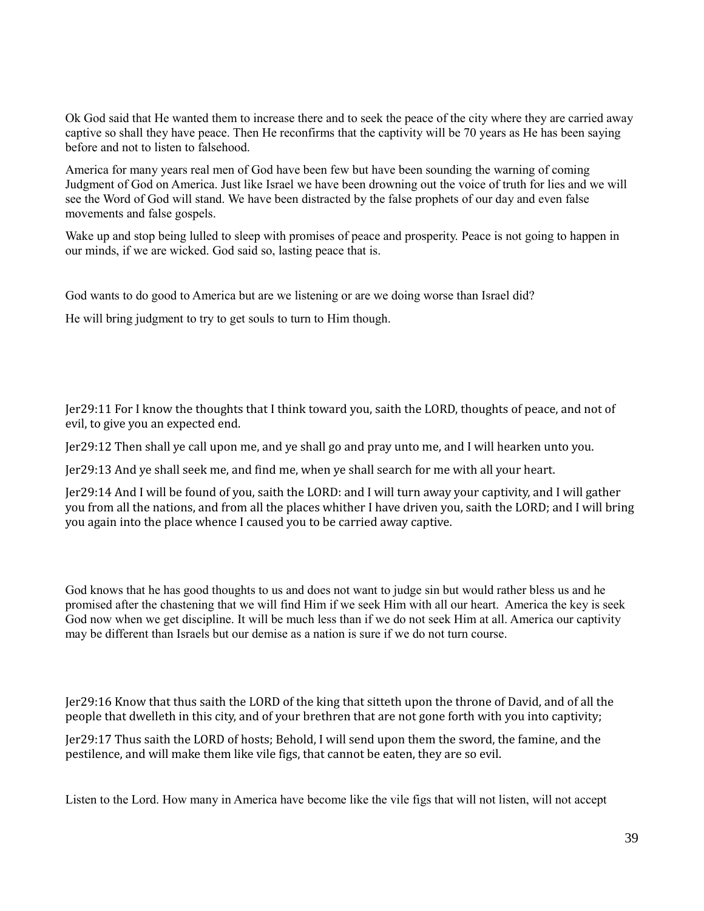Ok God said that He wanted them to increase there and to seek the peace of the city where they are carried away captive so shall they have peace. Then He reconfirms that the captivity will be 70 years as He has been saying before and not to listen to falsehood.

America for many years real men of God have been few but have been sounding the warning of coming Judgment of God on America. Just like Israel we have been drowning out the voice of truth for lies and we will see the Word of God will stand. We have been distracted by the false prophets of our day and even false movements and false gospels.

Wake up and stop being lulled to sleep with promises of peace and prosperity. Peace is not going to happen in our minds, if we are wicked. God said so, lasting peace that is.

God wants to do good to America but are we listening or are we doing worse than Israel did?

He will bring judgment to try to get souls to turn to Him though.

Jer29:11 For I know the thoughts that I think toward you, saith the LORD, thoughts of peace, and not of evil, to give you an expected end.

Jer29:12 Then shall ye call upon me, and ye shall go and pray unto me, and I will hearken unto you.

Jer29:13 And ye shall seek me, and find me, when ye shall search for me with all your heart.

Jer29:14 And I will be found of you, saith the LORD: and I will turn away your captivity, and I will gather you from all the nations, and from all the places whither I have driven you, saith the LORD; and I will bring you again into the place whence I caused you to be carried away captive.

God knows that he has good thoughts to us and does not want to judge sin but would rather bless us and he promised after the chastening that we will find Him if we seek Him with all our heart. America the key is seek God now when we get discipline. It will be much less than if we do not seek Him at all. America our captivity may be different than Israels but our demise as a nation is sure if we do not turn course.

Jer29:16 Know that thus saith the LORD of the king that sitteth upon the throne of David, and of all the people that dwelleth in this city, and of your brethren that are not gone forth with you into captivity;

Jer29:17 Thus saith the LORD of hosts; Behold, I will send upon them the sword, the famine, and the pestilence, and will make them like vile figs, that cannot be eaten, they are so evil.

Listen to the Lord. How many in America have become like the vile figs that will not listen, will not accept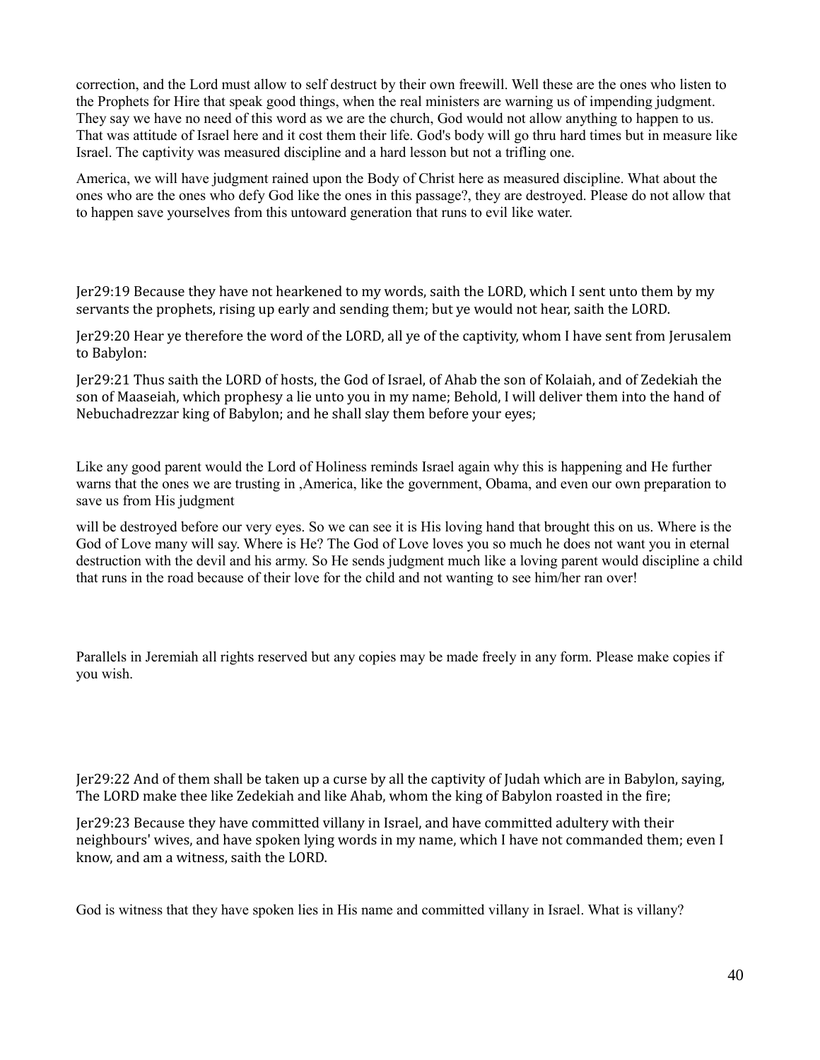correction, and the Lord must allow to self destruct by their own freewill. Well these are the ones who listen to the Prophets for Hire that speak good things, when the real ministers are warning us of impending judgment. They say we have no need of this word as we are the church, God would not allow anything to happen to us. That was attitude of Israel here and it cost them their life. God's body will go thru hard times but in measure like Israel. The captivity was measured discipline and a hard lesson but not a trifling one.

America, we will have judgment rained upon the Body of Christ here as measured discipline. What about the ones who are the ones who defy God like the ones in this passage?, they are destroyed. Please do not allow that to happen save yourselves from this untoward generation that runs to evil like water.

Jer29:19 Because they have not hearkened to my words, saith the LORD, which I sent unto them by my servants the prophets, rising up early and sending them; but ye would not hear, saith the LORD.

Jer29:20 Hear ye therefore the word of the LORD, all ye of the captivity, whom I have sent from Jerusalem to Babylon:

Jer29:21 Thus saith the LORD of hosts, the God of Israel, of Ahab the son of Kolaiah, and of Zedekiah the son of Maaseiah, which prophesy a lie unto you in my name; Behold, I will deliver them into the hand of Nebuchadrezzar king of Babylon; and he shall slay them before your eyes;

Like any good parent would the Lord of Holiness reminds Israel again why this is happening and He further warns that the ones we are trusting in ,America, like the government, Obama, and even our own preparation to save us from His judgment

will be destroyed before our very eyes. So we can see it is His loving hand that brought this on us. Where is the God of Love many will say. Where is He? The God of Love loves you so much he does not want you in eternal destruction with the devil and his army. So He sends judgment much like a loving parent would discipline a child that runs in the road because of their love for the child and not wanting to see him/her ran over!

Parallels in Jeremiah all rights reserved but any copies may be made freely in any form. Please make copies if you wish.

Jer29:22 And of them shall be taken up a curse by all the captivity of Judah which are in Babylon, saying, The LORD make thee like Zedekiah and like Ahab, whom the king of Babylon roasted in the fire;

Jer29:23 Because they have committed villany in Israel, and have committed adultery with their neighbours' wives, and have spoken lying words in my name, which I have not commanded them; even I know, and am a witness, saith the LORD.

God is witness that they have spoken lies in His name and committed villany in Israel. What is villany?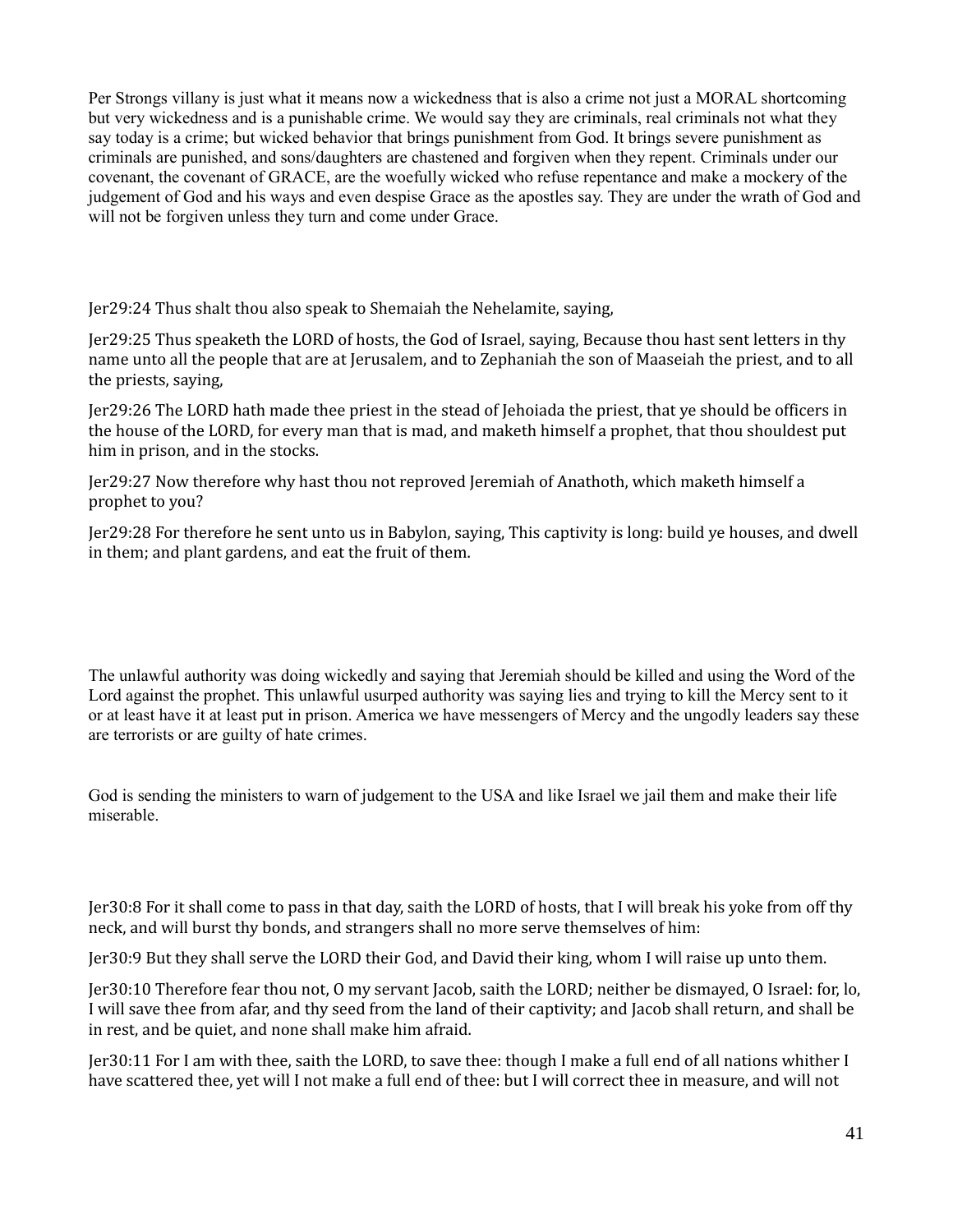Per Strongs villany is just what it means now a wickedness that is also a crime not just a MORAL shortcoming but very wickedness and is a punishable crime. We would say they are criminals, real criminals not what they say today is a crime; but wicked behavior that brings punishment from God. It brings severe punishment as criminals are punished, and sons/daughters are chastened and forgiven when they repent. Criminals under our covenant, the covenant of GRACE, are the woefully wicked who refuse repentance and make a mockery of the judgement of God and his ways and even despise Grace as the apostles say. They are under the wrath of God and will not be forgiven unless they turn and come under Grace.

Jer29:24 Thus shalt thou also speak to Shemaiah the Nehelamite, saying,

Jer29:25 Thus speaketh the LORD of hosts, the God of Israel, saying, Because thou hast sent letters in thy name unto all the people that are at Jerusalem, and to Zephaniah the son of Maaseiah the priest, and to all the priests, saying,

Jer29:26 The LORD hath made thee priest in the stead of Jehoiada the priest, that ye should be officers in the house of the LORD, for every man that is mad, and maketh himself a prophet, that thou shouldest put him in prison, and in the stocks.

Jer29:27 Now therefore why hast thou not reproved Jeremiah of Anathoth, which maketh himself a prophet to you?

Jer29:28 For therefore he sent unto us in Babylon, saying, This captivity is long: build ye houses, and dwell in them; and plant gardens, and eat the fruit of them.

The unlawful authority was doing wickedly and saying that Jeremiah should be killed and using the Word of the Lord against the prophet. This unlawful usurped authority was saying lies and trying to kill the Mercy sent to it or at least have it at least put in prison. America we have messengers of Mercy and the ungodly leaders say these are terrorists or are guilty of hate crimes.

God is sending the ministers to warn of judgement to the USA and like Israel we jail them and make their life miserable.

Jer30:8 For it shall come to pass in that day, saith the LORD of hosts, that I will break his yoke from off thy neck, and will burst thy bonds, and strangers shall no more serve themselves of him:

Jer30:9 But they shall serve the LORD their God, and David their king, whom I will raise up unto them.

Jer30:10 Therefore fear thou not, O my servant Jacob, saith the LORD; neither be dismayed, O Israel: for, lo, I will save thee from afar, and thy seed from the land of their captivity; and Jacob shall return, and shall be in rest, and be quiet, and none shall make him afraid.

Jer30:11 For I am with thee, saith the LORD, to save thee: though I make a full end of all nations whither I have scattered thee, yet will I not make a full end of thee: but I will correct thee in measure, and will not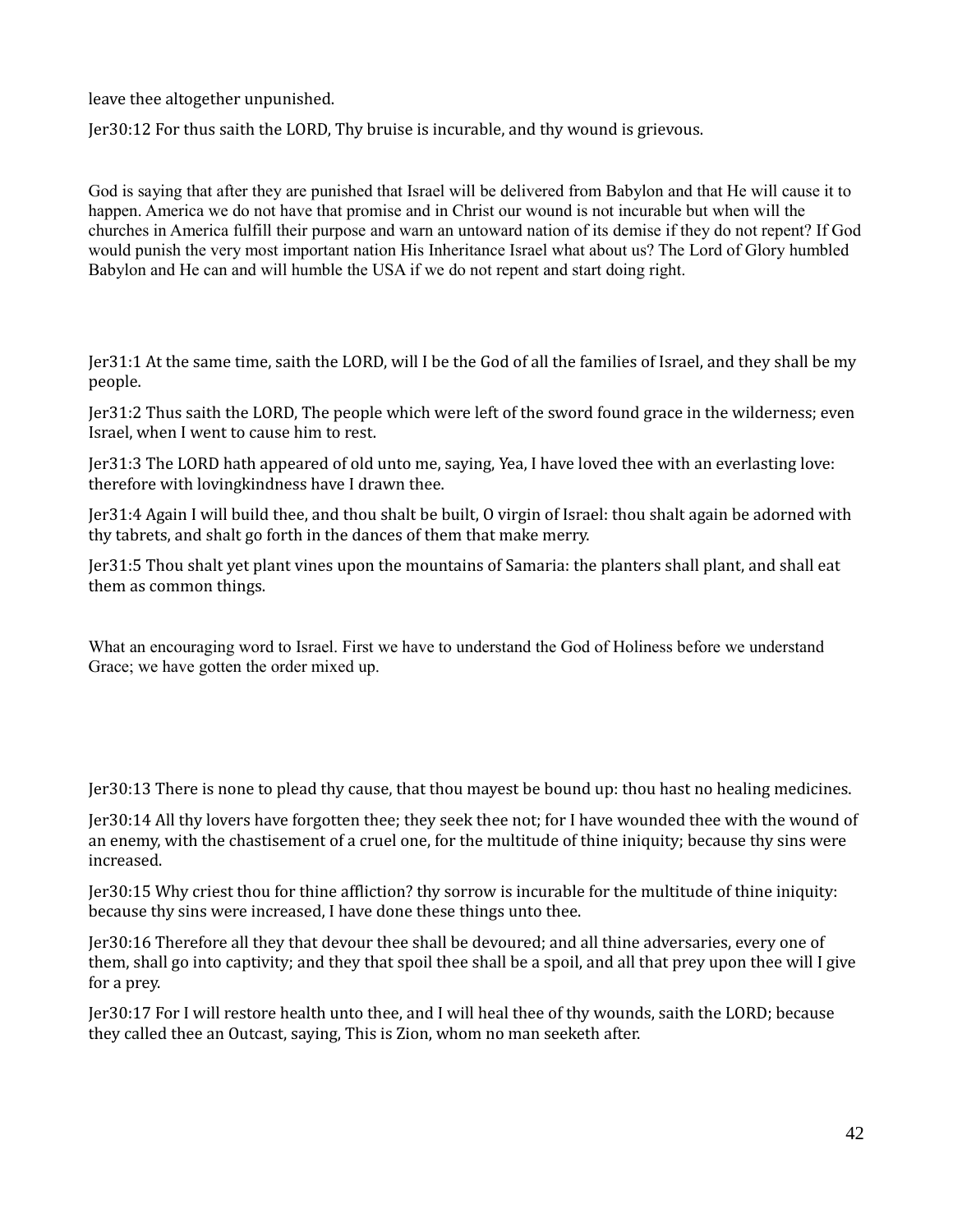leave thee altogether unpunished.

Jer30:12 For thus saith the LORD, Thy bruise is incurable, and thy wound is grievous.

God is saying that after they are punished that Israel will be delivered from Babylon and that He will cause it to happen. America we do not have that promise and in Christ our wound is not incurable but when will the churches in America fulfill their purpose and warn an untoward nation of its demise if they do not repent? If God would punish the very most important nation His Inheritance Israel what about us? The Lord of Glory humbled Babylon and He can and will humble the USA if we do not repent and start doing right.

Jer31:1 At the same time, saith the LORD, will I be the God of all the families of Israel, and they shall be my people.

Jer31:2 Thus saith the LORD, The people which were left of the sword found grace in the wilderness; even Israel, when I went to cause him to rest.

Jer31:3 The LORD hath appeared of old unto me, saying, Yea, I have loved thee with an everlasting love: therefore with lovingkindness have I drawn thee.

Jer31:4 Again I will build thee, and thou shalt be built, O virgin of Israel: thou shalt again be adorned with thy tabrets, and shalt go forth in the dances of them that make merry.

Jer31:5 Thou shalt yet plant vines upon the mountains of Samaria: the planters shall plant, and shall eat them as common things.

What an encouraging word to Israel. First we have to understand the God of Holiness before we understand Grace; we have gotten the order mixed up.

Jer30:13 There is none to plead thy cause, that thou mayest be bound up: thou hast no healing medicines.

Jer30:14 All thy lovers have forgotten thee; they seek thee not; for I have wounded thee with the wound of an enemy, with the chastisement of a cruel one, for the multitude of thine iniquity; because thy sins were increased.

Jer30:15 Why criest thou for thine affliction? thy sorrow is incurable for the multitude of thine iniquity: because thy sins were increased, I have done these things unto thee.

Jer30:16 Therefore all they that devour thee shall be devoured; and all thine adversaries, every one of them, shall go into captivity; and they that spoil thee shall be a spoil, and all that prey upon thee will I give for a prey.

Jer30:17 For I will restore health unto thee, and I will heal thee of thy wounds, saith the LORD; because they called thee an Outcast, saying, This is Zion, whom no man seeketh after.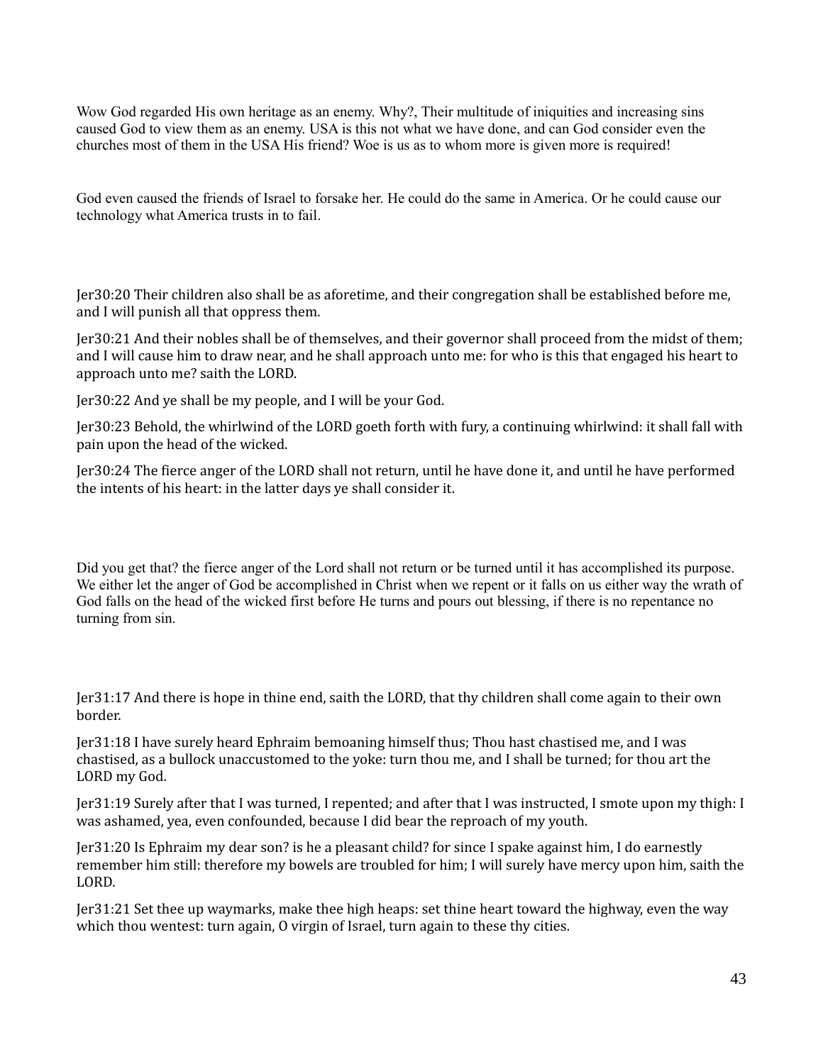Wow God regarded His own heritage as an enemy. Why?, Their multitude of iniquities and increasing sins caused God to view them as an enemy. USA is this not what we have done, and can God consider even the churches most of them in the USA His friend? Woe is us as to whom more is given more is required!

God even caused the friends of Israel to forsake her. He could do the same in America. Or he could cause our technology what America trusts in to fail.

Jer30:20 Their children also shall be as aforetime, and their congregation shall be established before me, and I will punish all that oppress them.

Jer30:21 And their nobles shall be of themselves, and their governor shall proceed from the midst of them; and I will cause him to draw near, and he shall approach unto me: for who is this that engaged his heart to approach unto me? saith the LORD.

Jer30:22 And ye shall be my people, and I will be your God.

Jer30:23 Behold, the whirlwind of the LORD goeth forth with fury, a continuing whirlwind: it shall fall with pain upon the head of the wicked.

Jer30:24 The fierce anger of the LORD shall not return, until he have done it, and until he have performed the intents of his heart: in the latter days ye shall consider it.

Did you get that? the fierce anger of the Lord shall not return or be turned until it has accomplished its purpose. We either let the anger of God be accomplished in Christ when we repent or it falls on us either way the wrath of God falls on the head of the wicked first before He turns and pours out blessing, if there is no repentance no turning from sin.

Jer31:17 And there is hope in thine end, saith the LORD, that thy children shall come again to their own border.

Jer31:18 I have surely heard Ephraim bemoaning himself thus; Thou hast chastised me, and I was chastised, as a bullock unaccustomed to the yoke: turn thou me, and I shall be turned; for thou art the LORD my God.

Jer31:19 Surely after that I was turned, I repented; and after that I was instructed, I smote upon my thigh: I was ashamed, yea, even confounded, because I did bear the reproach of my youth.

Jer31:20 Is Ephraim my dear son? is he a pleasant child? for since I spake against him, I do earnestly remember him still: therefore my bowels are troubled for him; I will surely have mercy upon him, saith the LORD.

Jer31:21 Set thee up waymarks, make thee high heaps: set thine heart toward the highway, even the way which thou wentest: turn again, O virgin of Israel, turn again to these thy cities.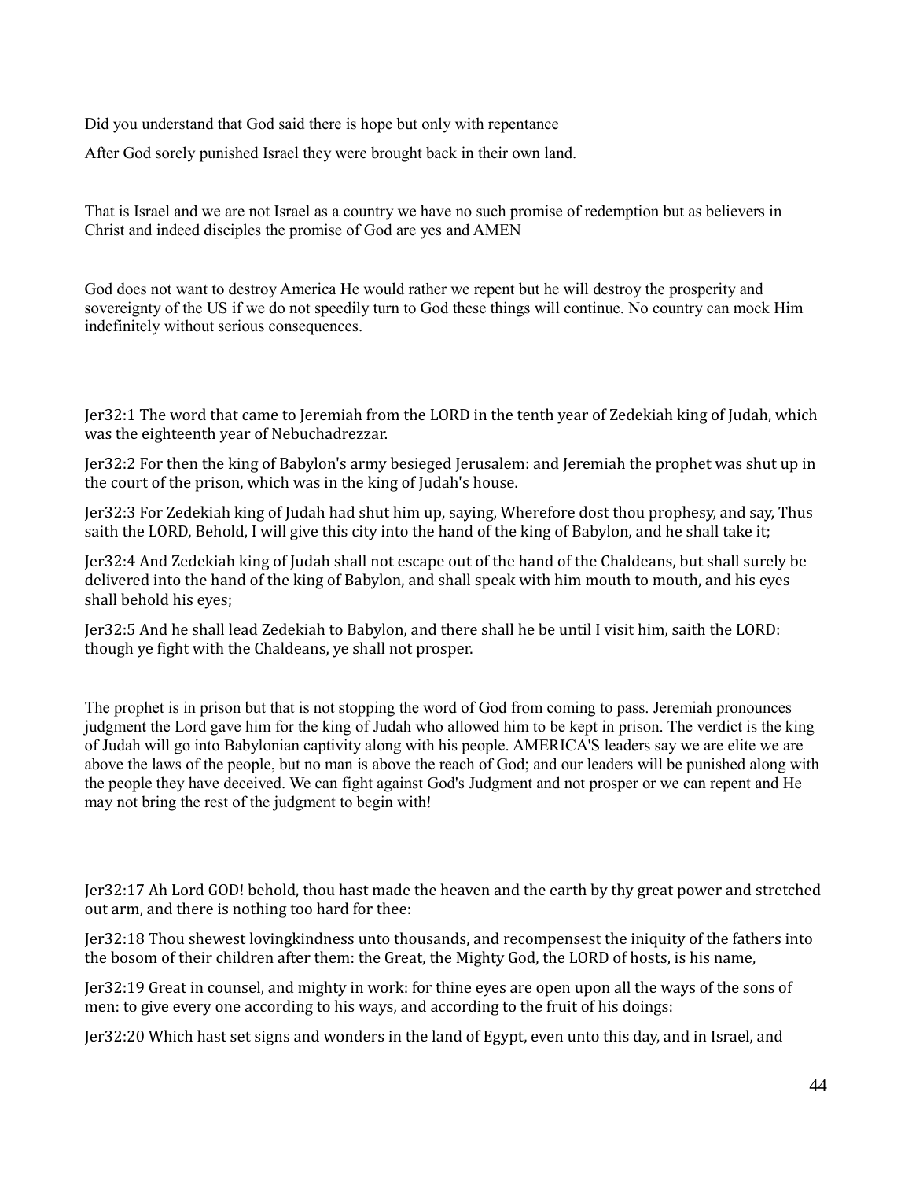Did you understand that God said there is hope but only with repentance

After God sorely punished Israel they were brought back in their own land.

That is Israel and we are not Israel as a country we have no such promise of redemption but as believers in Christ and indeed disciples the promise of God are yes and AMEN

God does not want to destroy America He would rather we repent but he will destroy the prosperity and sovereignty of the US if we do not speedily turn to God these things will continue. No country can mock Him indefinitely without serious consequences.

Jer32:1 The word that came to Jeremiah from the LORD in the tenth year of Zedekiah king of Judah, which was the eighteenth year of Nebuchadrezzar.

Jer32:2 For then the king of Babylon's army besieged Jerusalem: and Jeremiah the prophet was shut up in the court of the prison, which was in the king of Judah's house.

Jer32:3 For Zedekiah king of Judah had shut him up, saying, Wherefore dost thou prophesy, and say, Thus saith the LORD, Behold, I will give this city into the hand of the king of Babylon, and he shall take it;

Jer32:4 And Zedekiah king of Judah shall not escape out of the hand of the Chaldeans, but shall surely be delivered into the hand of the king of Babylon, and shall speak with him mouth to mouth, and his eyes shall behold his eyes;

Jer32:5 And he shall lead Zedekiah to Babylon, and there shall he be until I visit him, saith the LORD: though ye fight with the Chaldeans, ye shall not prosper.

The prophet is in prison but that is not stopping the word of God from coming to pass. Jeremiah pronounces judgment the Lord gave him for the king of Judah who allowed him to be kept in prison. The verdict is the king of Judah will go into Babylonian captivity along with his people. AMERICA'S leaders say we are elite we are above the laws of the people, but no man is above the reach of God; and our leaders will be punished along with the people they have deceived. We can fight against God's Judgment and not prosper or we can repent and He may not bring the rest of the judgment to begin with!

Jer32:17 Ah Lord GOD! behold, thou hast made the heaven and the earth by thy great power and stretched out arm, and there is nothing too hard for thee:

Jer32:18 Thou shewest lovingkindness unto thousands, and recompensest the iniquity of the fathers into the bosom of their children after them: the Great, the Mighty God, the LORD of hosts, is his name,

Jer32:19 Great in counsel, and mighty in work: for thine eyes are open upon all the ways of the sons of men: to give every one according to his ways, and according to the fruit of his doings:

Jer32:20 Which hast set signs and wonders in the land of Egypt, even unto this day, and in Israel, and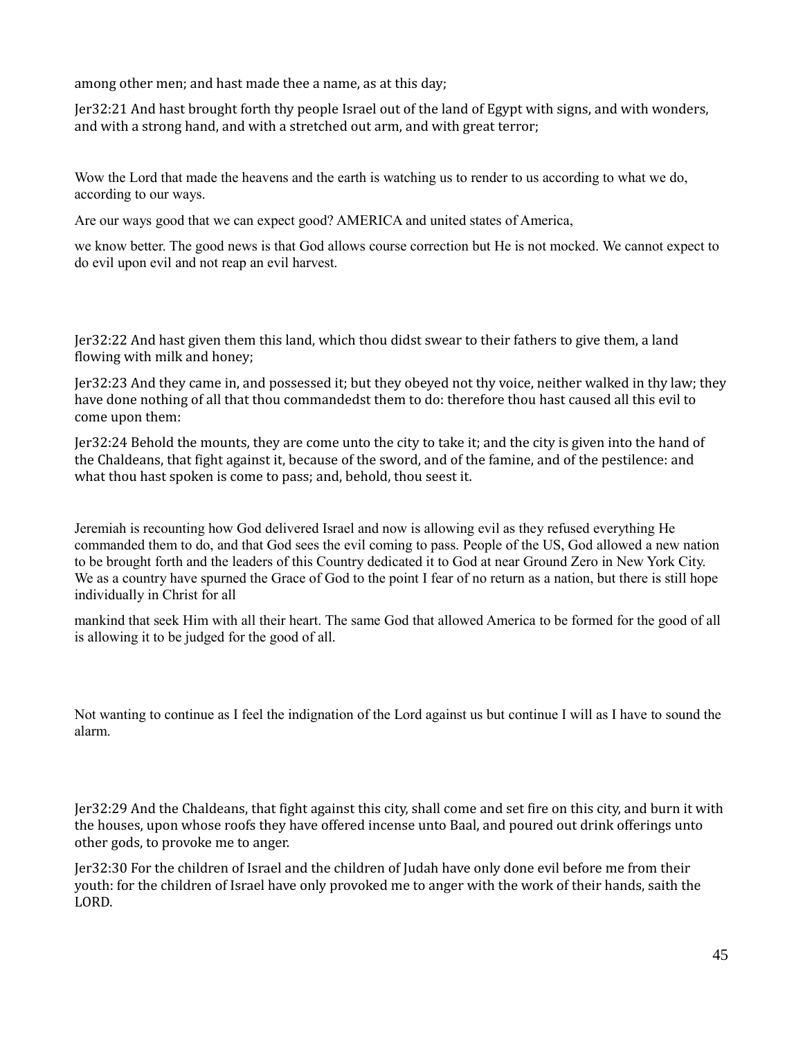among other men; and hast made thee a name, as at this day;

Jer32:21 And hast brought forth thy people Israel out of the land of Egypt with signs, and with wonders, and with a strong hand, and with a stretched out arm, and with great terror;

Wow the Lord that made the heavens and the earth is watching us to render to us according to what we do, according to our ways.

Are our ways good that we can expect good? AMERICA and united states of America,

we know better. The good news is that God allows course correction but He is not mocked. We cannot expect to do evil upon evil and not reap an evil harvest.

Jer32:22 And hast given them this land, which thou didst swear to their fathers to give them, a land flowing with milk and honey;

Jer32:23 And they came in, and possessed it; but they obeyed not thy voice, neither walked in thy law; they have done nothing of all that thou commandedst them to do: therefore thou hast caused all this evil to come upon them:

Jer32:24 Behold the mounts, they are come unto the city to take it; and the city is given into the hand of the Chaldeans, that fight against it, because of the sword, and of the famine, and of the pestilence: and what thou hast spoken is come to pass; and, behold, thou seest it.

Jeremiah is recounting how God delivered Israel and now is allowing evil as they refused everything He commanded them to do, and that God sees the evil coming to pass. People of the US, God allowed a new nation to be brought forth and the leaders of this Country dedicated it to God at near Ground Zero in New York City. We as a country have spurned the Grace of God to the point I fear of no return as a nation, but there is still hope individually in Christ for all

mankind that seek Him with all their heart. The same God that allowed America to be formed for the good of all is allowing it to be judged for the good of all.

Not wanting to continue as I feel the indignation of the Lord against us but continue I will as I have to sound the alarm.

Jer32:29 And the Chaldeans, that fight against this city, shall come and set fire on this city, and burn it with the houses, upon whose roofs they have offered incense unto Baal, and poured out drink offerings unto other gods, to provoke me to anger.

Jer32:30 For the children of Israel and the children of Judah have only done evil before me from their youth: for the children of Israel have only provoked me to anger with the work of their hands, saith the LORD.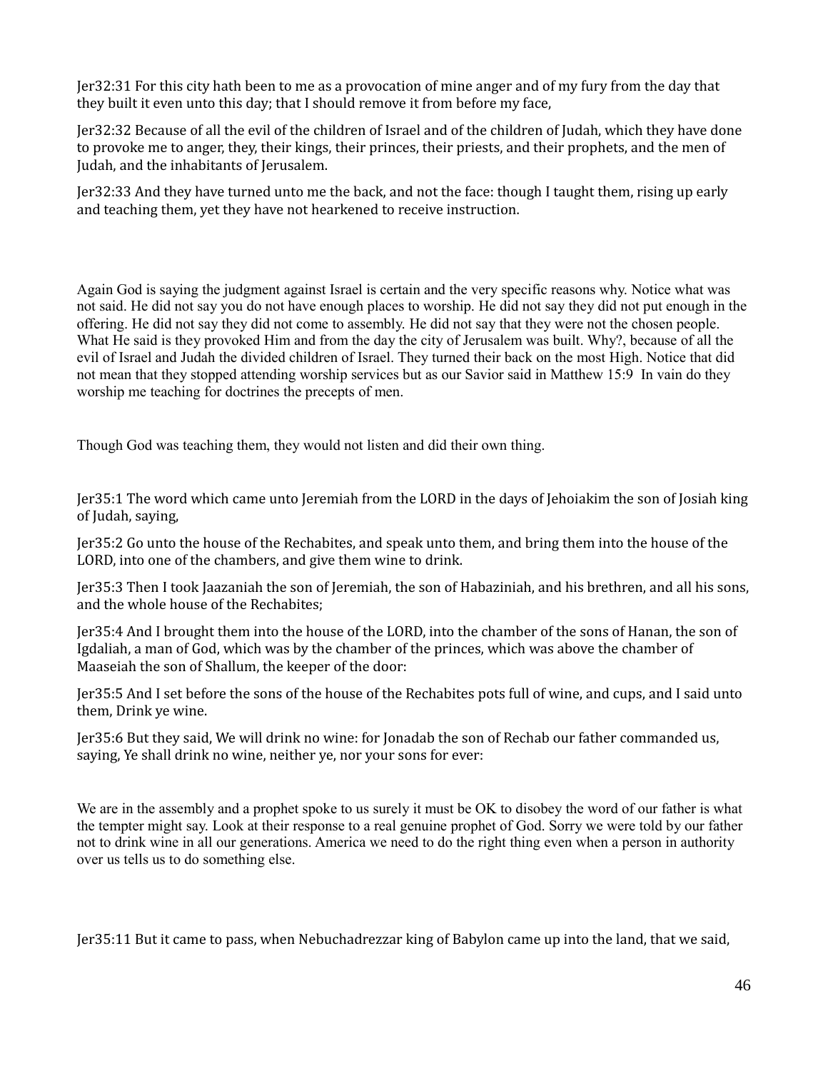Jer32:31 For this city hath been to me as a provocation of mine anger and of my fury from the day that they built it even unto this day; that I should remove it from before my face,

Jer32:32 Because of all the evil of the children of Israel and of the children of Judah, which they have done to provoke me to anger, they, their kings, their princes, their priests, and their prophets, and the men of Judah, and the inhabitants of Jerusalem.

Jer32:33 And they have turned unto me the back, and not the face: though I taught them, rising up early and teaching them, yet they have not hearkened to receive instruction.

Again God is saying the judgment against Israel is certain and the very specific reasons why. Notice what was not said. He did not say you do not have enough places to worship. He did not say they did not put enough in the offering. He did not say they did not come to assembly. He did not say that they were not the chosen people. What He said is they provoked Him and from the day the city of Jerusalem was built. Why?, because of all the evil of Israel and Judah the divided children of Israel. They turned their back on the most High. Notice that did not mean that they stopped attending worship services but as our Savior said in Matthew 15:9 In vain do they worship me teaching for doctrines the precepts of men.

Though God was teaching them, they would not listen and did their own thing.

Jer35:1 The word which came unto Jeremiah from the LORD in the days of Jehoiakim the son of Josiah king of Judah, saying,

Jer35:2 Go unto the house of the Rechabites, and speak unto them, and bring them into the house of the LORD, into one of the chambers, and give them wine to drink.

Jer35:3 Then I took Jaazaniah the son of Jeremiah, the son of Habaziniah, and his brethren, and all his sons, and the whole house of the Rechabites;

Jer35:4 And I brought them into the house of the LORD, into the chamber of the sons of Hanan, the son of Igdaliah, a man of God, which was by the chamber of the princes, which was above the chamber of Maaseiah the son of Shallum, the keeper of the door:

Jer35:5 And I set before the sons of the house of the Rechabites pots full of wine, and cups, and I said unto them, Drink ye wine.

Jer35:6 But they said, We will drink no wine: for Jonadab the son of Rechab our father commanded us, saying, Ye shall drink no wine, neither ye, nor your sons for ever:

We are in the assembly and a prophet spoke to us surely it must be OK to disobey the word of our father is what the tempter might say. Look at their response to a real genuine prophet of God. Sorry we were told by our father not to drink wine in all our generations. America we need to do the right thing even when a person in authority over us tells us to do something else.

Jer35:11 But it came to pass, when Nebuchadrezzar king of Babylon came up into the land, that we said,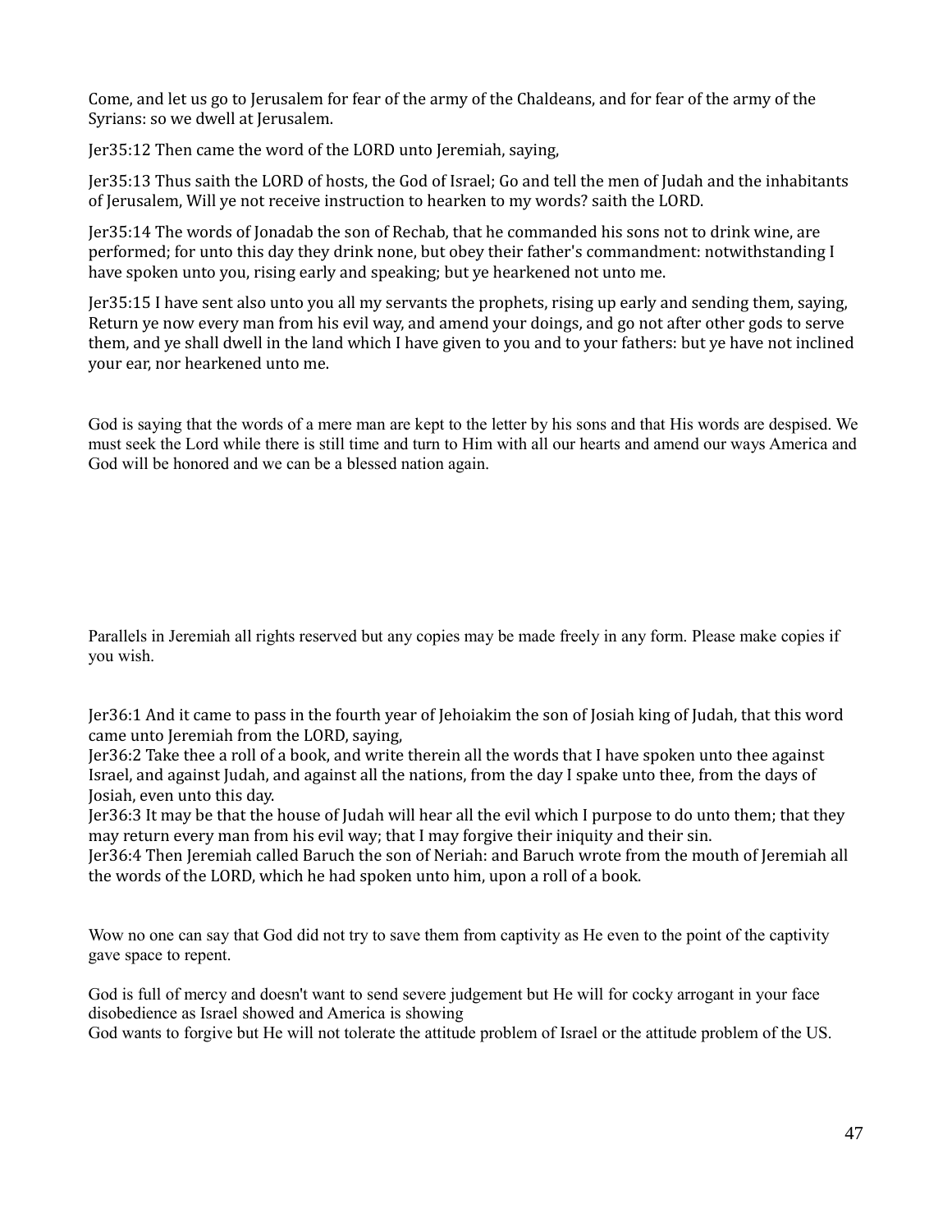Come, and let us go to Jerusalem for fear of the army of the Chaldeans, and for fear of the army of the Syrians: so we dwell at Jerusalem.

Jer35:12 Then came the word of the LORD unto Jeremiah, saying,

Jer35:13 Thus saith the LORD of hosts, the God of Israel; Go and tell the men of Judah and the inhabitants of Jerusalem, Will ye not receive instruction to hearken to my words? saith the LORD.

Jer35:14 The words of Jonadab the son of Rechab, that he commanded his sons not to drink wine, are performed; for unto this day they drink none, but obey their father's commandment: notwithstanding I have spoken unto you, rising early and speaking; but ye hearkened not unto me.

Jer35:15 I have sent also unto you all my servants the prophets, rising up early and sending them, saying, Return ye now every man from his evil way, and amend your doings, and go not after other gods to serve them, and ye shall dwell in the land which I have given to you and to your fathers: but ye have not inclined your ear, nor hearkened unto me.

God is saying that the words of a mere man are kept to the letter by his sons and that His words are despised. We must seek the Lord while there is still time and turn to Him with all our hearts and amend our ways America and God will be honored and we can be a blessed nation again.

Parallels in Jeremiah all rights reserved but any copies may be made freely in any form. Please make copies if you wish.

Jer36:1 And it came to pass in the fourth year of Jehoiakim the son of Josiah king of Judah, that this word came unto Jeremiah from the LORD, saying,
Jer36:2 Take thee a roll of a book, and write therein all the words that I have spoken unto thee against Israel, and against Judah, and against all the nations, from the day I spake unto thee, from the days of Josiah, even unto this day.
Jer36:3 It may be that the house of Judah will hear all the evil which I purpose to do unto them; that they may return every man from his evil way; that I may forgive their iniquity and their sin.
Jer36:4 Then Jeremiah called Baruch the son of Neriah: and Baruch wrote from the mouth of Jeremiah all the words of the LORD, which he had spoken unto him, upon a roll of a book.

Wow no one can say that God did not try to save them from captivity as He even to the point of the captivity gave space to repent.

God is full of mercy and doesn't want to send severe judgement but He will for cocky arrogant in your face disobedience as Israel showed and America is showing
God wants to forgive but He will not tolerate the attitude problem of Israel or the attitude problem of the US.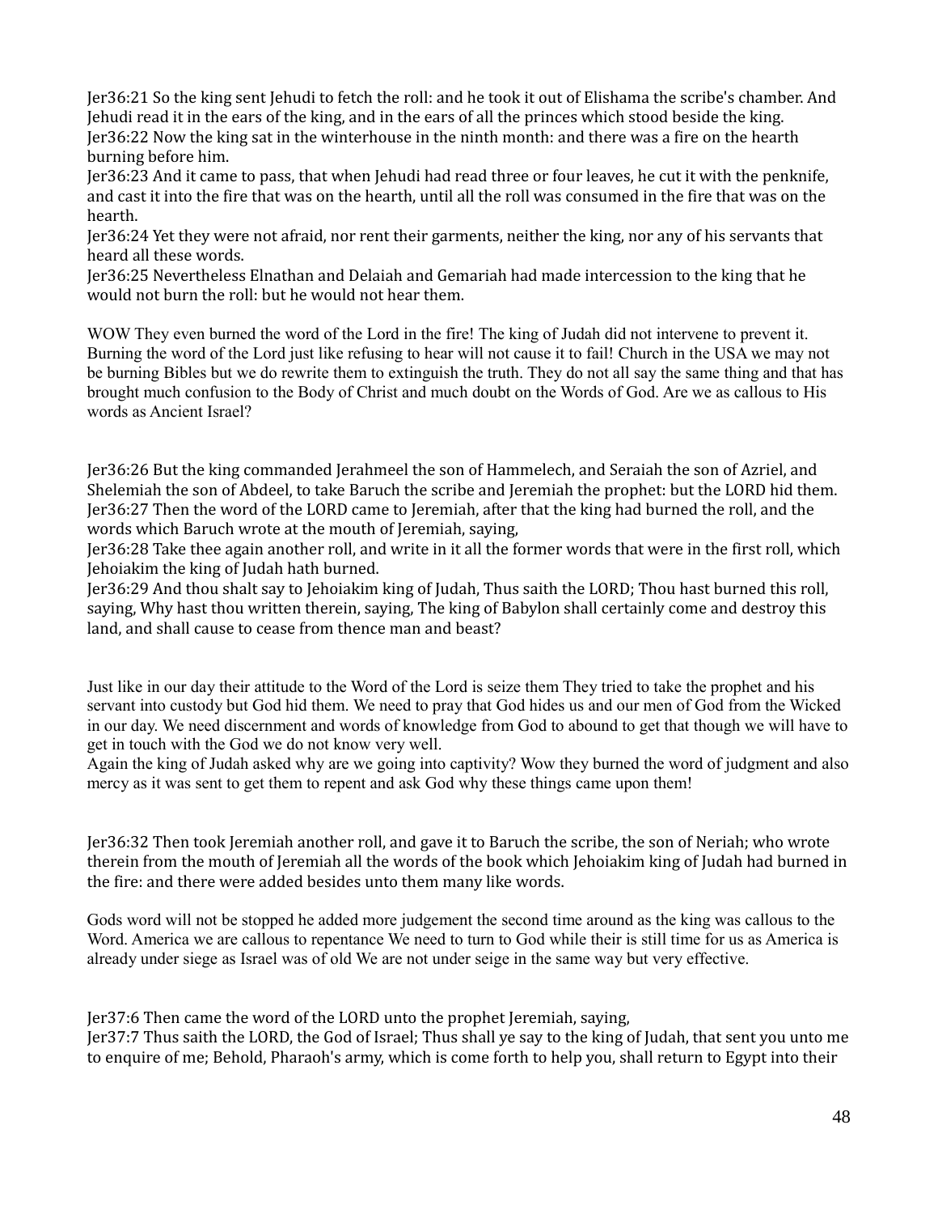Jer36:21 So the king sent Jehudi to fetch the roll: and he took it out of Elishama the scribe's chamber. And Jehudi read it in the ears of the king, and in the ears of all the princes which stood beside the king.
Jer36:22 Now the king sat in the winterhouse in the ninth month: and there was a fire on the hearth burning before him.
Jer36:23 And it came to pass, that when Jehudi had read three or four leaves, he cut it with the penknife, and cast it into the fire that was on the hearth, until all the roll was consumed in the fire that was on the hearth.
Jer36:24 Yet they were not afraid, nor rent their garments, neither the king, nor any of his servants that heard all these words.
Jer36:25 Nevertheless Elnathan and Delaiah and Gemariah had made intercession to the king that he would not burn the roll: but he would not hear them.

WOW They even burned the word of the Lord in the fire! The king of Judah did not intervene to prevent it. Burning the word of the Lord just like refusing to hear will not cause it to fail! Church in the USA we may not be burning Bibles but we do rewrite them to extinguish the truth. They do not all say the same thing and that has brought much confusion to the Body of Christ and much doubt on the Words of God. Are we as callous to His words as Ancient Israel?

Jer36:26 But the king commanded Jerahmeel the son of Hammelech, and Seraiah the son of Azriel, and Shelemiah the son of Abdeel, to take Baruch the scribe and Jeremiah the prophet: but the LORD hid them.
Jer36:27 Then the word of the LORD came to Jeremiah, after that the king had burned the roll, and the words which Baruch wrote at the mouth of Jeremiah, saying,
Jer36:28 Take thee again another roll, and write in it all the former words that were in the first roll, which Jehoiakim the king of Judah hath burned.
Jer36:29 And thou shalt say to Jehoiakim king of Judah, Thus saith the LORD; Thou hast burned this roll, saying, Why hast thou written therein, saying, The king of Babylon shall certainly come and destroy this land, and shall cause to cease from thence man and beast?

Just like in our day their attitude to the Word of the Lord is seize them They tried to take the prophet and his servant into custody but God hid them. We need to pray that God hides us and our men of God from the Wicked in our day. We need discernment and words of knowledge from God to abound to get that though we will have to get in touch with the God we do not know very well.
Again the king of Judah asked why are we going into captivity? Wow they burned the word of judgment and also mercy as it was sent to get them to repent and ask God why these things came upon them!

Jer36:32 Then took Jeremiah another roll, and gave it to Baruch the scribe, the son of Neriah; who wrote therein from the mouth of Jeremiah all the words of the book which Jehoiakim king of Judah had burned in the fire: and there were added besides unto them many like words.

Gods word will not be stopped he added more judgement the second time around as the king was callous to the Word. America we are callous to repentance We need to turn to God while their is still time for us as America is already under siege as Israel was of old We are not under seige in the same way but very effective.

Jer37:6 Then came the word of the LORD unto the prophet Jeremiah, saying,
Jer37:7 Thus saith the LORD, the God of Israel; Thus shall ye say to the king of Judah, that sent you unto me to enquire of me; Behold, Pharaoh's army, which is come forth to help you, shall return to Egypt into their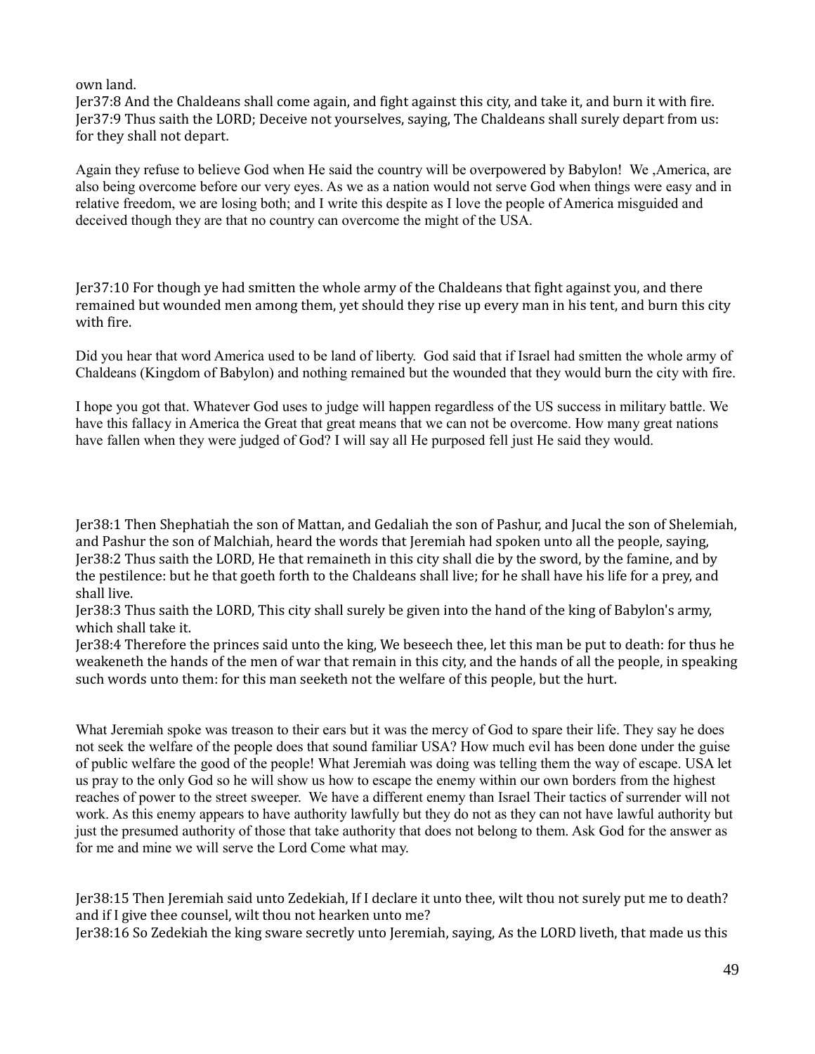own land.
Jer37:8 And the Chaldeans shall come again, and fight against this city, and take it, and burn it with fire.
Jer37:9 Thus saith the LORD; Deceive not yourselves, saying, The Chaldeans shall surely depart from us: for they shall not depart.

Again they refuse to believe God when He said the country will be overpowered by Babylon! We ,America, are also being overcome before our very eyes. As we as a nation would not serve God when things were easy and in relative freedom, we are losing both; and I write this despite as I love the people of America misguided and deceived though they are that no country can overcome the might of the USA.

Jer37:10 For though ye had smitten the whole army of the Chaldeans that fight against you, and there remained but wounded men among them, yet should they rise up every man in his tent, and burn this city with fire.

Did you hear that word America used to be land of liberty. God said that if Israel had smitten the whole army of Chaldeans (Kingdom of Babylon) and nothing remained but the wounded that they would burn the city with fire.

I hope you got that. Whatever God uses to judge will happen regardless of the US success in military battle. We have this fallacy in America the Great that great means that we can not be overcome. How many great nations have fallen when they were judged of God? I will say all He purposed fell just He said they would.

Jer38:1 Then Shephatiah the son of Mattan, and Gedaliah the son of Pashur, and Jucal the son of Shelemiah, and Pashur the son of Malchiah, heard the words that Jeremiah had spoken unto all the people, saying,
Jer38:2 Thus saith the LORD, He that remaineth in this city shall die by the sword, by the famine, and by the pestilence: but he that goeth forth to the Chaldeans shall live; for he shall have his life for a prey, and shall live.
Jer38:3 Thus saith the LORD, This city shall surely be given into the hand of the king of Babylon's army, which shall take it.
Jer38:4 Therefore the princes said unto the king, We beseech thee, let this man be put to death: for thus he weakeneth the hands of the men of war that remain in this city, and the hands of all the people, in speaking such words unto them: for this man seeketh not the welfare of this people, but the hurt.

What Jeremiah spoke was treason to their ears but it was the mercy of God to spare their life. They say he does not seek the welfare of the people does that sound familiar USA? How much evil has been done under the guise of public welfare the good of the people! What Jeremiah was doing was telling them the way of escape. USA let us pray to the only God so he will show us how to escape the enemy within our own borders from the highest reaches of power to the street sweeper. We have a different enemy than Israel Their tactics of surrender will not work. As this enemy appears to have authority lawfully but they do not as they can not have lawful authority but just the presumed authority of those that take authority that does not belong to them. Ask God for the answer as for me and mine we will serve the Lord Come what may.

Jer38:15 Then Jeremiah said unto Zedekiah, If I declare it unto thee, wilt thou not surely put me to death? and if I give thee counsel, wilt thou not hearken unto me?
Jer38:16 So Zedekiah the king sware secretly unto Jeremiah, saying, As the LORD liveth, that made us this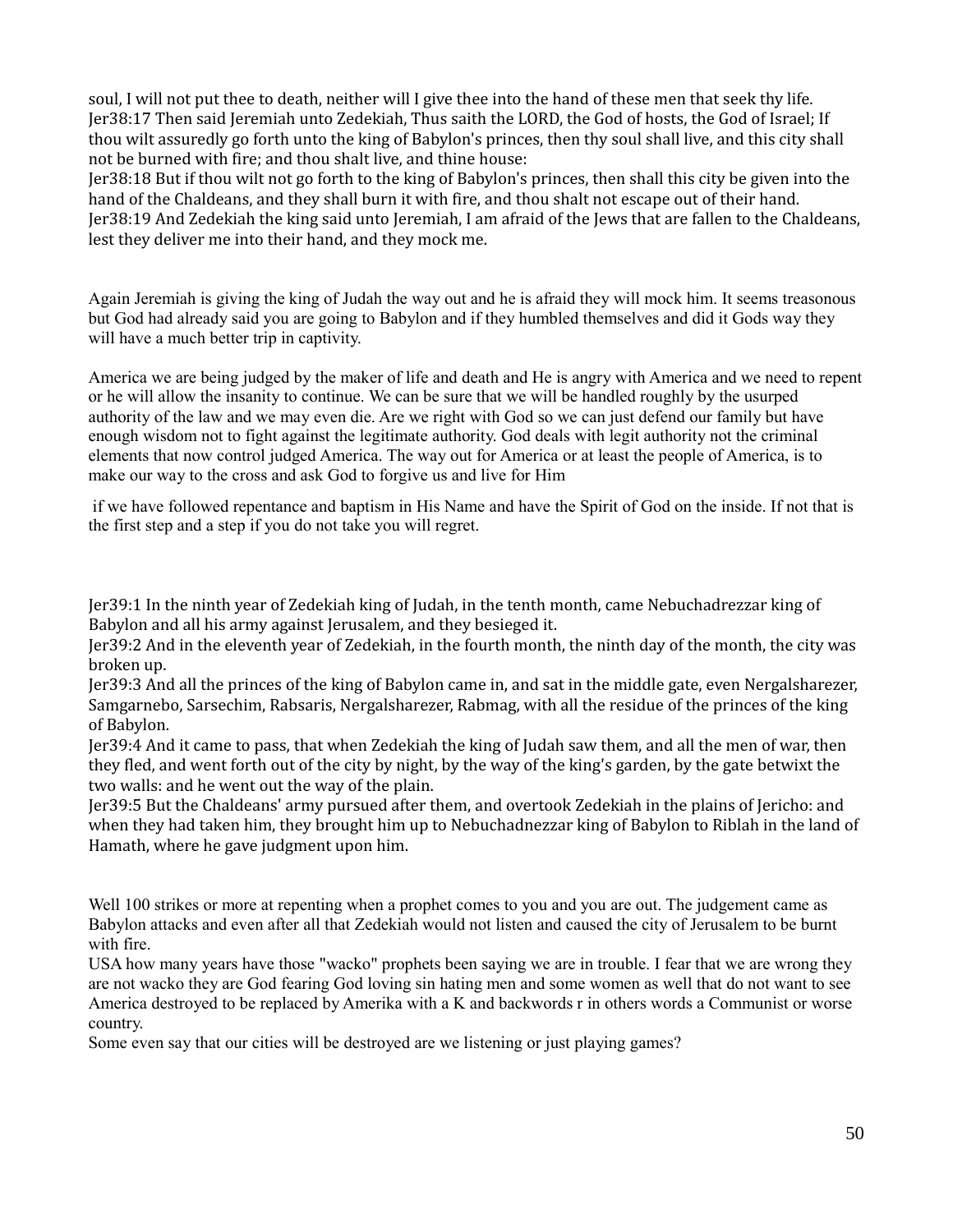soul, I will not put thee to death, neither will I give thee into the hand of these men that seek thy life.
Jer38:17 Then said Jeremiah unto Zedekiah, Thus saith the LORD, the God of hosts, the God of Israel; If thou wilt assuredly go forth unto the king of Babylon's princes, then thy soul shall live, and this city shall not be burned with fire; and thou shalt live, and thine house:
Jer38:18 But if thou wilt not go forth to the king of Babylon's princes, then shall this city be given into the hand of the Chaldeans, and they shall burn it with fire, and thou shalt not escape out of their hand.
Jer38:19 And Zedekiah the king said unto Jeremiah, I am afraid of the Jews that are fallen to the Chaldeans, lest they deliver me into their hand, and they mock me.

Again Jeremiah is giving the king of Judah the way out and he is afraid they will mock him. It seems treasonous but God had already said you are going to Babylon and if they humbled themselves and did it Gods way they will have a much better trip in captivity.

America we are being judged by the maker of life and death and He is angry with America and we need to repent or he will allow the insanity to continue. We can be sure that we will be handled roughly by the usurped authority of the law and we may even die. Are we right with God so we can just defend our family but have enough wisdom not to fight against the legitimate authority. God deals with legit authority not the criminal elements that now control judged America. The way out for America or at least the people of America, is to make our way to the cross and ask God to forgive us and live for Him

if we have followed repentance and baptism in His Name and have the Spirit of God on the inside. If not that is the first step and a step if you do not take you will regret.

Jer39:1 In the ninth year of Zedekiah king of Judah, in the tenth month, came Nebuchadrezzar king of Babylon and all his army against Jerusalem, and they besieged it.
Jer39:2 And in the eleventh year of Zedekiah, in the fourth month, the ninth day of the month, the city was broken up.
Jer39:3 And all the princes of the king of Babylon came in, and sat in the middle gate, even Nergalsharezer, Samgarnebo, Sarsechim, Rabsaris, Nergalsharezer, Rabmag, with all the residue of the princes of the king of Babylon.
Jer39:4 And it came to pass, that when Zedekiah the king of Judah saw them, and all the men of war, then they fled, and went forth out of the city by night, by the way of the king's garden, by the gate betwixt the two walls: and he went out the way of the plain.
Jer39:5 But the Chaldeans' army pursued after them, and overtook Zedekiah in the plains of Jericho: and when they had taken him, they brought him up to Nebuchadnezzar king of Babylon to Riblah in the land of Hamath, where he gave judgment upon him.

Well 100 strikes or more at repenting when a prophet comes to you and you are out. The judgement came as Babylon attacks and even after all that Zedekiah would not listen and caused the city of Jerusalem to be burnt with fire.
USA how many years have those "wacko" prophets been saying we are in trouble. I fear that we are wrong they are not wacko they are God fearing God loving sin hating men and some women as well that do not want to see America destroyed to be replaced by Amerika with a K and backwords r in others words a Communist or worse country.
Some even say that our cities will be destroyed are we listening or just playing games?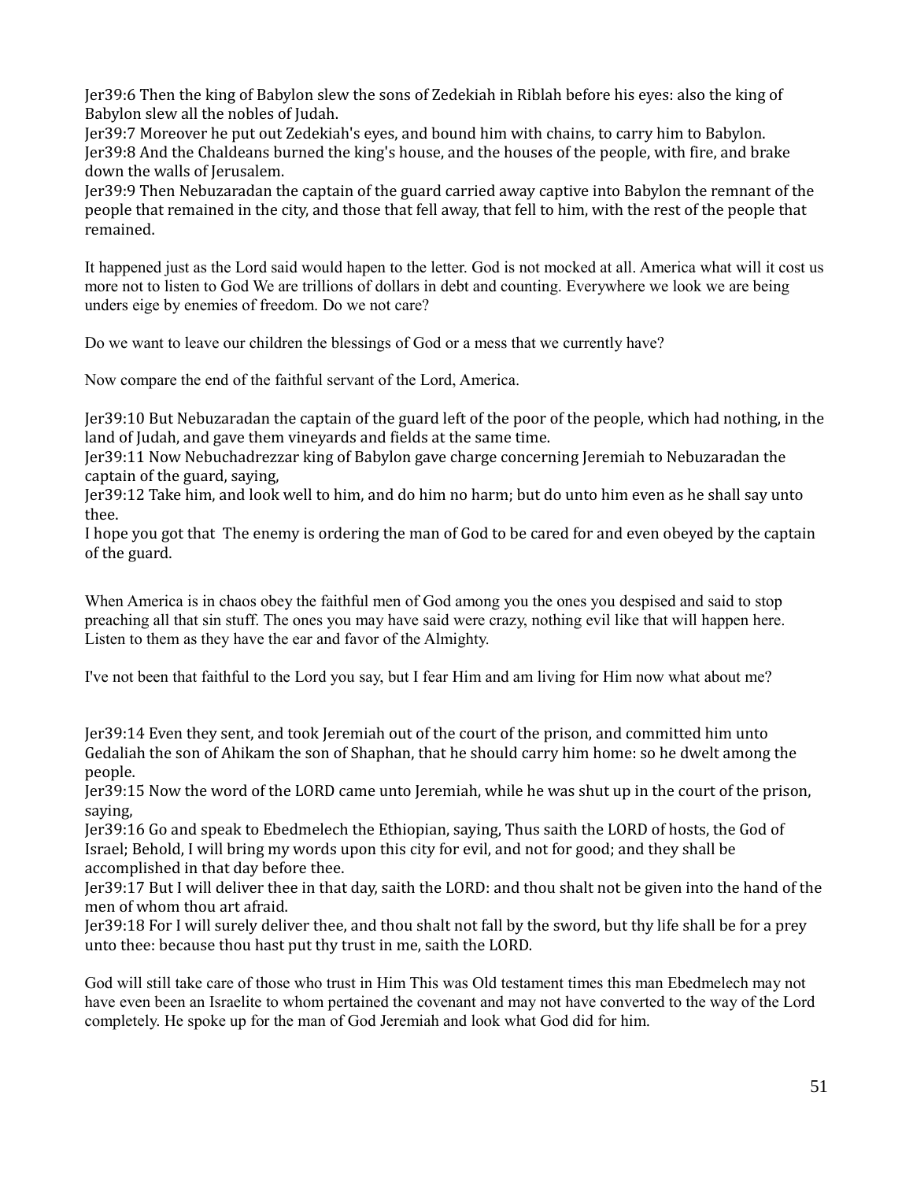Jer39:6 Then the king of Babylon slew the sons of Zedekiah in Riblah before his eyes: also the king of Babylon slew all the nobles of Judah.
Jer39:7 Moreover he put out Zedekiah's eyes, and bound him with chains, to carry him to Babylon.
Jer39:8 And the Chaldeans burned the king's house, and the houses of the people, with fire, and brake down the walls of Jerusalem.
Jer39:9 Then Nebuzaradan the captain of the guard carried away captive into Babylon the remnant of the people that remained in the city, and those that fell away, that fell to him, with the rest of the people that remained.

It happened just as the Lord said would hapen to the letter. God is not mocked at all. America what will it cost us more not to listen to God We are trillions of dollars in debt and counting. Everywhere we look we are being unders eige by enemies of freedom. Do we not care?

Do we want to leave our children the blessings of God or a mess that we currently have?

Now compare the end of the faithful servant of the Lord, America.

Jer39:10 But Nebuzaradan the captain of the guard left of the poor of the people, which had nothing, in the land of Judah, and gave them vineyards and fields at the same time.
Jer39:11 Now Nebuchadrezzar king of Babylon gave charge concerning Jeremiah to Nebuzaradan the captain of the guard, saying,
Jer39:12 Take him, and look well to him, and do him no harm; but do unto him even as he shall say unto thee.
I hope you got that The enemy is ordering the man of God to be cared for and even obeyed by the captain of the guard.

When America is in chaos obey the faithful men of God among you the ones you despised and said to stop preaching all that sin stuff. The ones you may have said were crazy, nothing evil like that will happen here. Listen to them as they have the ear and favor of the Almighty.

I've not been that faithful to the Lord you say, but I fear Him and am living for Him now what about me?

Jer39:14 Even they sent, and took Jeremiah out of the court of the prison, and committed him unto Gedaliah the son of Ahikam the son of Shaphan, that he should carry him home: so he dwelt among the people.
Jer39:15 Now the word of the LORD came unto Jeremiah, while he was shut up in the court of the prison, saying,
Jer39:16 Go and speak to Ebedmelech the Ethiopian, saying, Thus saith the LORD of hosts, the God of Israel; Behold, I will bring my words upon this city for evil, and not for good; and they shall be accomplished in that day before thee.
Jer39:17 But I will deliver thee in that day, saith the LORD: and thou shalt not be given into the hand of the men of whom thou art afraid.
Jer39:18 For I will surely deliver thee, and thou shalt not fall by the sword, but thy life shall be for a prey unto thee: because thou hast put thy trust in me, saith the LORD.

God will still take care of those who trust in Him This was Old testament times this man Ebedmelech may not have even been an Israelite to whom pertained the covenant and may not have converted to the way of the Lord completely. He spoke up for the man of God Jeremiah and look what God did for him.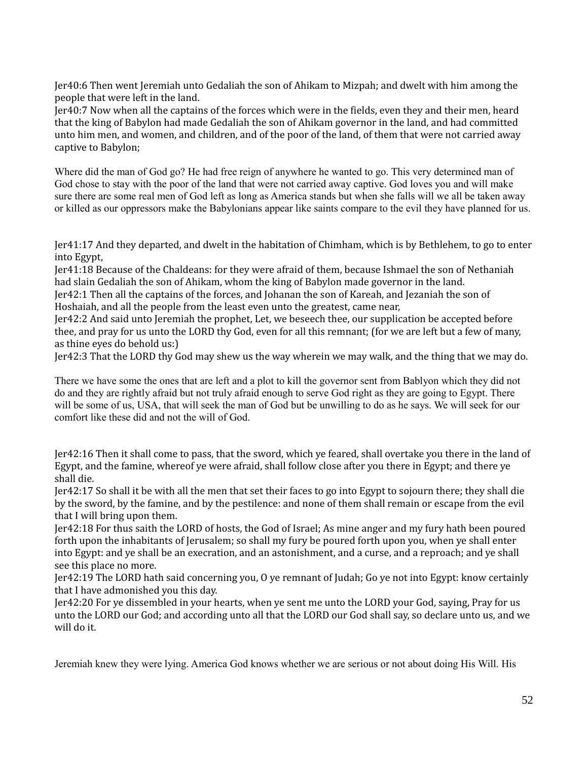Jer40:6 Then went Jeremiah unto Gedaliah the son of Ahikam to Mizpah; and dwelt with him among the people that were left in the land.
Jer40:7 Now when all the captains of the forces which were in the fields, even they and their men, heard that the king of Babylon had made Gedaliah the son of Ahikam governor in the land, and had committed unto him men, and women, and children, and of the poor of the land, of them that were not carried away captive to Babylon;

Where did the man of God go? He had free reign of anywhere he wanted to go. This very determined man of God chose to stay with the poor of the land that were not carried away captive. God loves you and will make sure there are some real men of God left as long as America stands but when she falls will we all be taken away or killed as our oppressors make the Babylonians appear like saints compare to the evil they have planned for us.

Jer41:17 And they departed, and dwelt in the habitation of Chimham, which is by Bethlehem, to go to enter into Egypt,
Jer41:18 Because of the Chaldeans: for they were afraid of them, because Ishmael the son of Nethaniah had slain Gedaliah the son of Ahikam, whom the king of Babylon made governor in the land.
Jer42:1 Then all the captains of the forces, and Johanan the son of Kareah, and Jezaniah the son of Hoshaiah, and all the people from the least even unto the greatest, came near,
Jer42:2 And said unto Jeremiah the prophet, Let, we beseech thee, our supplication be accepted before thee, and pray for us unto the LORD thy God, even for all this remnant; (for we are left but a few of many, as thine eyes do behold us:)
Jer42:3 That the LORD thy God may shew us the way wherein we may walk, and the thing that we may do.

There we have some the ones that are left and a plot to kill the governor sent from Bablyon which they did not do and they are rightly afraid but not truly afraid enough to serve God right as they are going to Egypt. There will be some of us, USA, that will seek the man of God but be unwilling to do as he says. We will seek for our comfort like these did and not the will of God.

Jer42:16 Then it shall come to pass, that the sword, which ye feared, shall overtake you there in the land of Egypt, and the famine, whereof ye were afraid, shall follow close after you there in Egypt; and there ye shall die.
Jer42:17 So shall it be with all the men that set their faces to go into Egypt to sojourn there; they shall die by the sword, by the famine, and by the pestilence: and none of them shall remain or escape from the evil that I will bring upon them.
Jer42:18 For thus saith the LORD of hosts, the God of Israel; As mine anger and my fury hath been poured forth upon the inhabitants of Jerusalem; so shall my fury be poured forth upon you, when ye shall enter into Egypt: and ye shall be an execration, and an astonishment, and a curse, and a reproach; and ye shall see this place no more.
Jer42:19 The LORD hath said concerning you, O ye remnant of Judah; Go ye not into Egypt: know certainly that I have admonished you this day.
Jer42:20 For ye dissembled in your hearts, when ye sent me unto the LORD your God, saying, Pray for us unto the LORD our God; and according unto all that the LORD our God shall say, so declare unto us, and we will do it.

Jeremiah knew they were lying. America God knows whether we are serious or not about doing His Will. His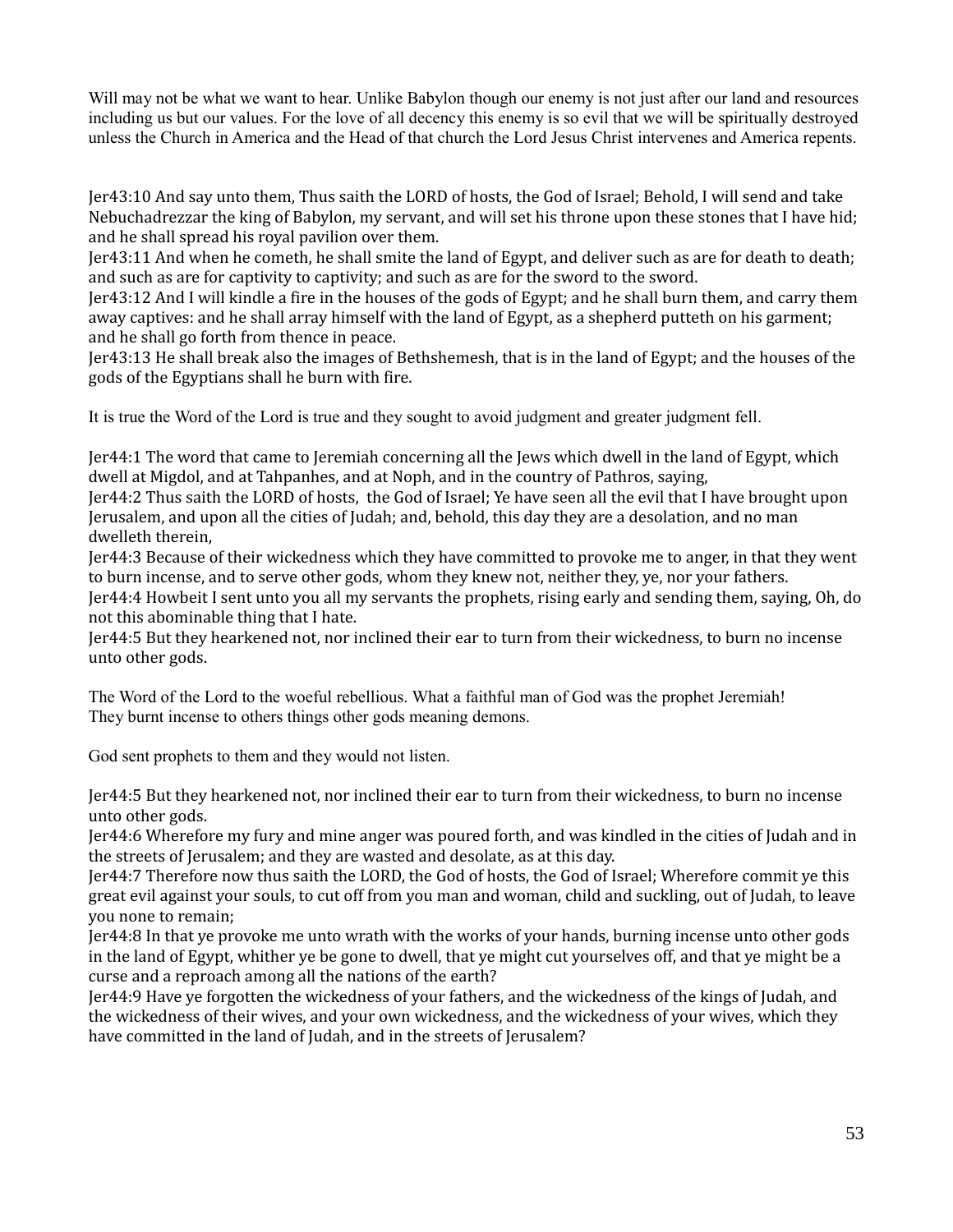Will may not be what we want to hear. Unlike Babylon though our enemy is not just after our land and resources including us but our values. For the love of all decency this enemy is so evil that we will be spiritually destroyed unless the Church in America and the Head of that church the Lord Jesus Christ intervenes and America repents.

Jer43:10 And say unto them, Thus saith the LORD of hosts, the God of Israel; Behold, I will send and take Nebuchadrezzar the king of Babylon, my servant, and will set his throne upon these stones that I have hid; and he shall spread his royal pavilion over them.
Jer43:11 And when he cometh, he shall smite the land of Egypt, and deliver such as are for death to death; and such as are for captivity to captivity; and such as are for the sword to the sword.
Jer43:12 And I will kindle a fire in the houses of the gods of Egypt; and he shall burn them, and carry them away captives: and he shall array himself with the land of Egypt, as a shepherd putteth on his garment; and he shall go forth from thence in peace.
Jer43:13 He shall break also the images of Bethshemesh, that is in the land of Egypt; and the houses of the gods of the Egyptians shall he burn with fire.

It is true the Word of the Lord is true and they sought to avoid judgment and greater judgment fell.

Jer44:1 The word that came to Jeremiah concerning all the Jews which dwell in the land of Egypt, which dwell at Migdol, and at Tahpanhes, and at Noph, and in the country of Pathros, saying,
Jer44:2 Thus saith the LORD of hosts, the God of Israel; Ye have seen all the evil that I have brought upon Jerusalem, and upon all the cities of Judah; and, behold, this day they are a desolation, and no man dwelleth therein,
Jer44:3 Because of their wickedness which they have committed to provoke me to anger, in that they went to burn incense, and to serve other gods, whom they knew not, neither they, ye, nor your fathers.
Jer44:4 Howbeit I sent unto you all my servants the prophets, rising early and sending them, saying, Oh, do not this abominable thing that I hate.
Jer44:5 But they hearkened not, nor inclined their ear to turn from their wickedness, to burn no incense unto other gods.

The Word of the Lord to the woeful rebellious. What a faithful man of God was the prophet Jeremiah!
They burnt incense to others things other gods meaning demons.

God sent prophets to them and they would not listen.

Jer44:5 But they hearkened not, nor inclined their ear to turn from their wickedness, to burn no incense unto other gods.
Jer44:6 Wherefore my fury and mine anger was poured forth, and was kindled in the cities of Judah and in the streets of Jerusalem; and they are wasted and desolate, as at this day.
Jer44:7 Therefore now thus saith the LORD, the God of hosts, the God of Israel; Wherefore commit ye this great evil against your souls, to cut off from you man and woman, child and suckling, out of Judah, to leave you none to remain;
Jer44:8 In that ye provoke me unto wrath with the works of your hands, burning incense unto other gods in the land of Egypt, whither ye be gone to dwell, that ye might cut yourselves off, and that ye might be a curse and a reproach among all the nations of the earth?
Jer44:9 Have ye forgotten the wickedness of your fathers, and the wickedness of the kings of Judah, and the wickedness of their wives, and your own wickedness, and the wickedness of your wives, which they have committed in the land of Judah, and in the streets of Jerusalem?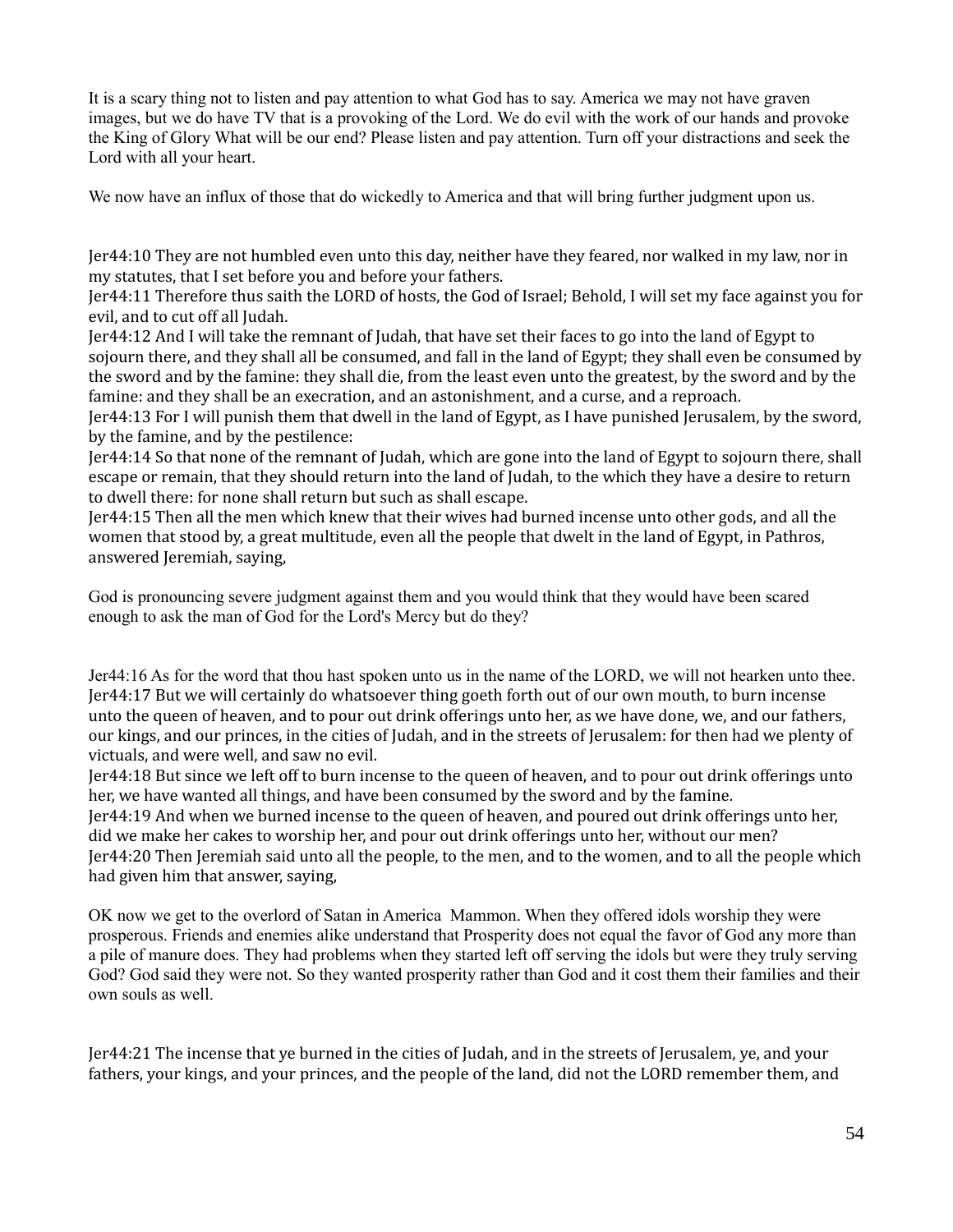It is a scary thing not to listen and pay attention to what God has to say. America we may not have graven images, but we do have TV that is a provoking of the Lord. We do evil with the work of our hands and provoke the King of Glory What will be our end? Please listen and pay attention. Turn off your distractions and seek the Lord with all your heart.

We now have an influx of those that do wickedly to America and that will bring further judgment upon us.

Jer44:10 They are not humbled even unto this day, neither have they feared, nor walked in my law, nor in my statutes, that I set before you and before your fathers.
Jer44:11 Therefore thus saith the LORD of hosts, the God of Israel; Behold, I will set my face against you for evil, and to cut off all Judah.
Jer44:12 And I will take the remnant of Judah, that have set their faces to go into the land of Egypt to sojourn there, and they shall all be consumed, and fall in the land of Egypt; they shall even be consumed by the sword and by the famine: they shall die, from the least even unto the greatest, by the sword and by the famine: and they shall be an execration, and an astonishment, and a curse, and a reproach.
Jer44:13 For I will punish them that dwell in the land of Egypt, as I have punished Jerusalem, by the sword, by the famine, and by the pestilence:
Jer44:14 So that none of the remnant of Judah, which are gone into the land of Egypt to sojourn there, shall escape or remain, that they should return into the land of Judah, to the which they have a desire to return to dwell there: for none shall return but such as shall escape.
Jer44:15 Then all the men which knew that their wives had burned incense unto other gods, and all the women that stood by, a great multitude, even all the people that dwelt in the land of Egypt, in Pathros, answered Jeremiah, saying,

God is pronouncing severe judgment against them and you would think that they would have been scared enough to ask the man of God for the Lord's Mercy but do they?

Jer44:16 As for the word that thou hast spoken unto us in the name of the LORD, we will not hearken unto thee.
Jer44:17 But we will certainly do whatsoever thing goeth forth out of our own mouth, to burn incense unto the queen of heaven, and to pour out drink offerings unto her, as we have done, we, and our fathers, our kings, and our princes, in the cities of Judah, and in the streets of Jerusalem: for then had we plenty of victuals, and were well, and saw no evil.
Jer44:18 But since we left off to burn incense to the queen of heaven, and to pour out drink offerings unto her, we have wanted all things, and have been consumed by the sword and by the famine.
Jer44:19 And when we burned incense to the queen of heaven, and poured out drink offerings unto her, did we make her cakes to worship her, and pour out drink offerings unto her, without our men?
Jer44:20 Then Jeremiah said unto all the people, to the men, and to the women, and to all the people which had given him that answer, saying,

OK now we get to the overlord of Satan in America Mammon. When they offered idols worship they were prosperous. Friends and enemies alike understand that Prosperity does not equal the favor of God any more than a pile of manure does. They had problems when they started left off serving the idols but were they truly serving God? God said they were not. So they wanted prosperity rather than God and it cost them their families and their own souls as well.

Jer44:21 The incense that ye burned in the cities of Judah, and in the streets of Jerusalem, ye, and your fathers, your kings, and your princes, and the people of the land, did not the LORD remember them, and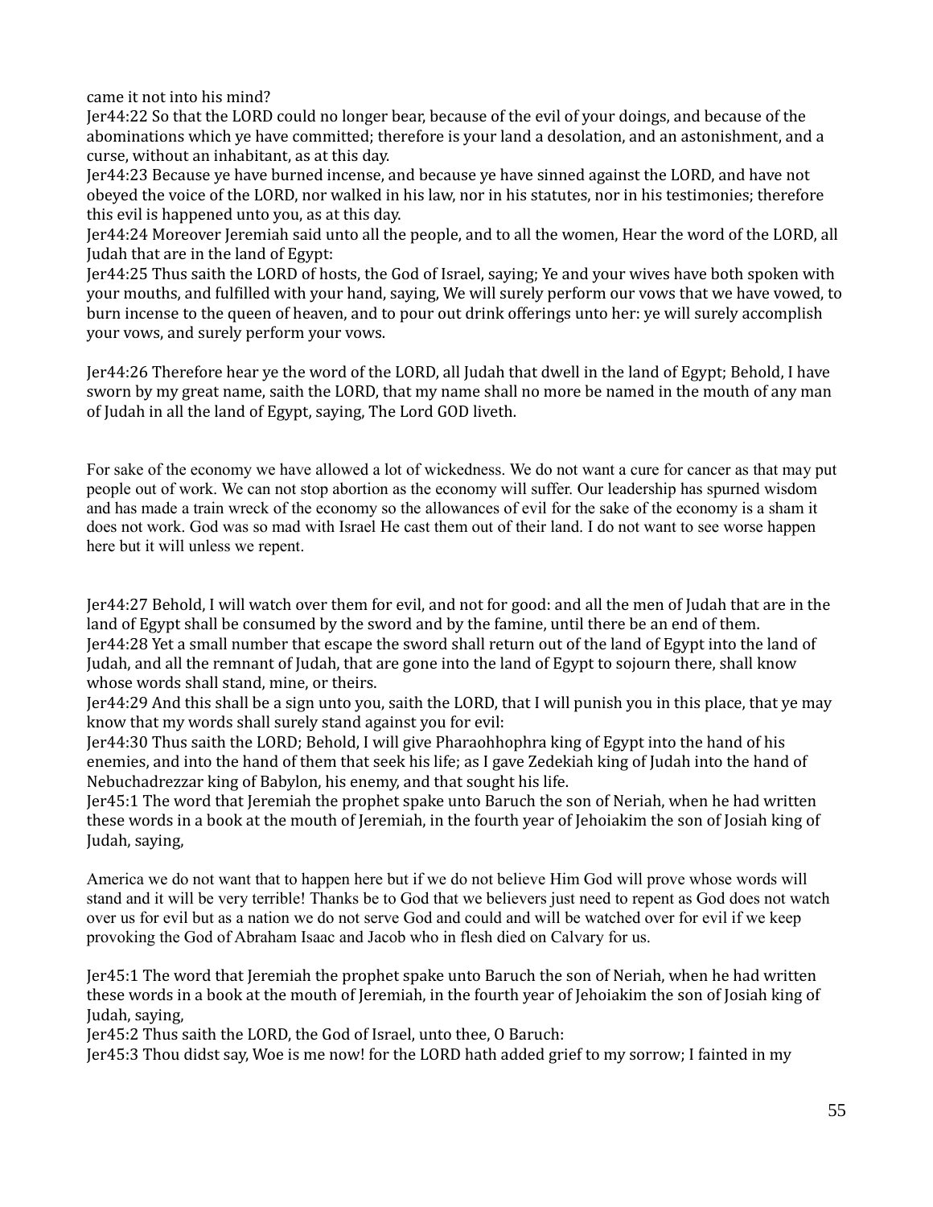came it not into his mind?

Jer44:22 So that the LORD could no longer bear, because of the evil of your doings, and because of the abominations which ye have committed; therefore is your land a desolation, and an astonishment, and a curse, without an inhabitant, as at this day.

Jer44:23 Because ye have burned incense, and because ye have sinned against the LORD, and have not obeyed the voice of the LORD, nor walked in his law, nor in his statutes, nor in his testimonies; therefore this evil is happened unto you, as at this day.

Jer44:24 Moreover Jeremiah said unto all the people, and to all the women, Hear the word of the LORD, all Judah that are in the land of Egypt:

Jer44:25 Thus saith the LORD of hosts, the God of Israel, saying; Ye and your wives have both spoken with your mouths, and fulfilled with your hand, saying, We will surely perform our vows that we have vowed, to burn incense to the queen of heaven, and to pour out drink offerings unto her: ye will surely accomplish your vows, and surely perform your vows.

Jer44:26 Therefore hear ye the word of the LORD, all Judah that dwell in the land of Egypt; Behold, I have sworn by my great name, saith the LORD, that my name shall no more be named in the mouth of any man of Judah in all the land of Egypt, saying, The Lord GOD liveth.

For sake of the economy we have allowed a lot of wickedness. We do not want a cure for cancer as that may put people out of work. We can not stop abortion as the economy will suffer. Our leadership has spurned wisdom and has made a train wreck of the economy so the allowances of evil for the sake of the economy is a sham it does not work. God was so mad with Israel He cast them out of their land. I do not want to see worse happen here but it will unless we repent.

Jer44:27 Behold, I will watch over them for evil, and not for good: and all the men of Judah that are in the land of Egypt shall be consumed by the sword and by the famine, until there be an end of them.

Jer44:28 Yet a small number that escape the sword shall return out of the land of Egypt into the land of Judah, and all the remnant of Judah, that are gone into the land of Egypt to sojourn there, shall know whose words shall stand, mine, or theirs.

Jer44:29 And this shall be a sign unto you, saith the LORD, that I will punish you in this place, that ye may know that my words shall surely stand against you for evil:

Jer44:30 Thus saith the LORD; Behold, I will give Pharaohhophra king of Egypt into the hand of his enemies, and into the hand of them that seek his life; as I gave Zedekiah king of Judah into the hand of Nebuchadrezzar king of Babylon, his enemy, and that sought his life.

Jer45:1 The word that Jeremiah the prophet spake unto Baruch the son of Neriah, when he had written these words in a book at the mouth of Jeremiah, in the fourth year of Jehoiakim the son of Josiah king of Judah, saying,

America we do not want that to happen here but if we do not believe Him God will prove whose words will stand and it will be very terrible! Thanks be to God that we believers just need to repent as God does not watch over us for evil but as a nation we do not serve God and could and will be watched over for evil if we keep provoking the God of Abraham Isaac and Jacob who in flesh died on Calvary for us.

Jer45:1 The word that Jeremiah the prophet spake unto Baruch the son of Neriah, when he had written these words in a book at the mouth of Jeremiah, in the fourth year of Jehoiakim the son of Josiah king of Judah, saying,

Jer45:2 Thus saith the LORD, the God of Israel, unto thee, O Baruch:

Jer45:3 Thou didst say, Woe is me now! for the LORD hath added grief to my sorrow; I fainted in my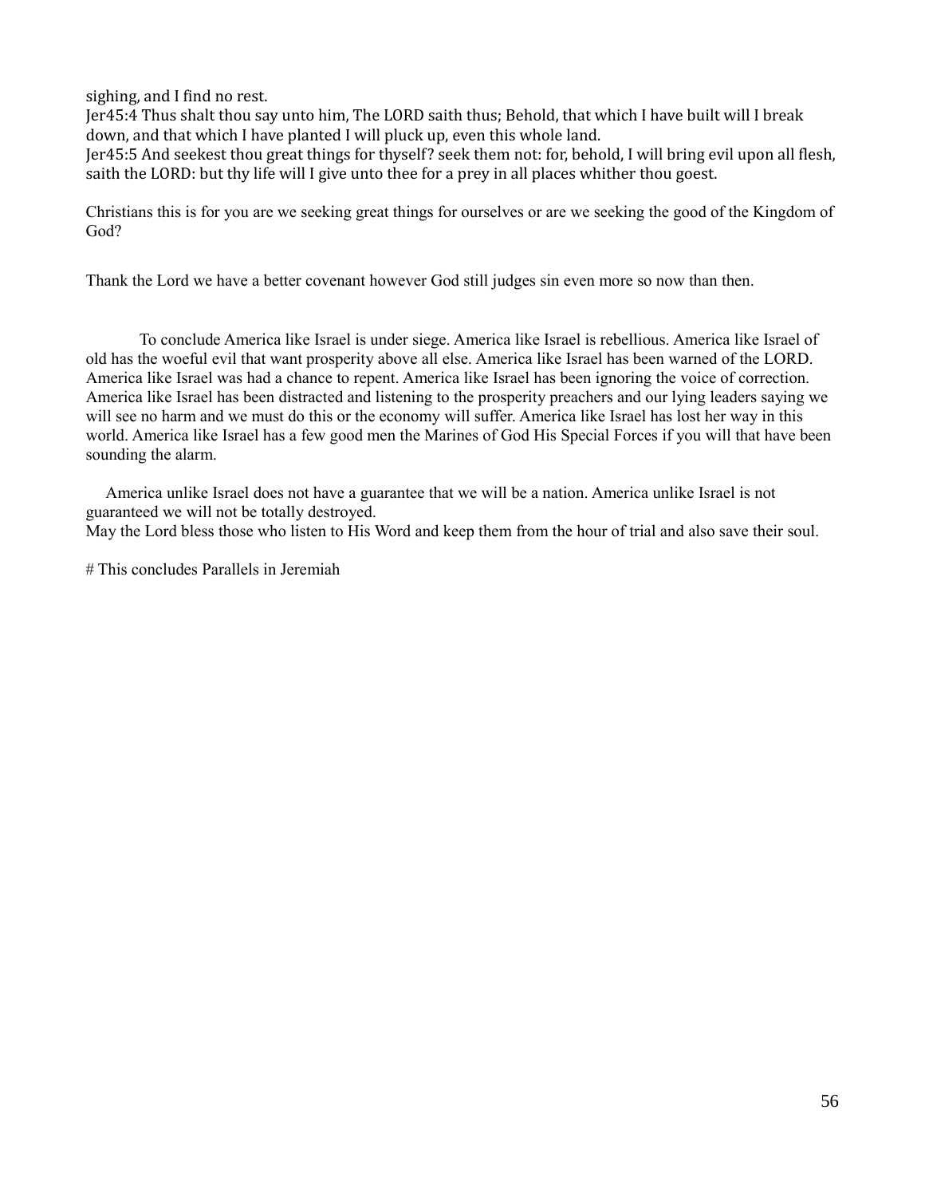sighing, and I find no rest.

Jer45:4 Thus shalt thou say unto him, The LORD saith thus; Behold, that which I have built will I break down, and that which I have planted I will pluck up, even this whole land.

Jer45:5 And seekest thou great things for thyself? seek them not: for, behold, I will bring evil upon all flesh, saith the LORD: but thy life will I give unto thee for a prey in all places whither thou goest.

Christians this is for you are we seeking great things for ourselves or are we seeking the good of the Kingdom of God?

Thank the Lord we have a better covenant however God still judges sin even more so now than then.

To conclude America like Israel is under siege. America like Israel is rebellious. America like Israel of old has the woeful evil that want prosperity above all else. America like Israel has been warned of the LORD. America like Israel was had a chance to repent. America like Israel has been ignoring the voice of correction. America like Israel has been distracted and listening to the prosperity preachers and our lying leaders saying we will see no harm and we must do this or the economy will suffer. America like Israel has lost her way in this world. America like Israel has a few good men the Marines of God His Special Forces if you will that have been sounding the alarm.

America unlike Israel does not have a guarantee that we will be a nation. America unlike Israel is not guaranteed we will not be totally destroyed.
May the Lord bless those who listen to His Word and keep them from the hour of trial and also save their soul.

# This concludes Parallels in Jeremiah